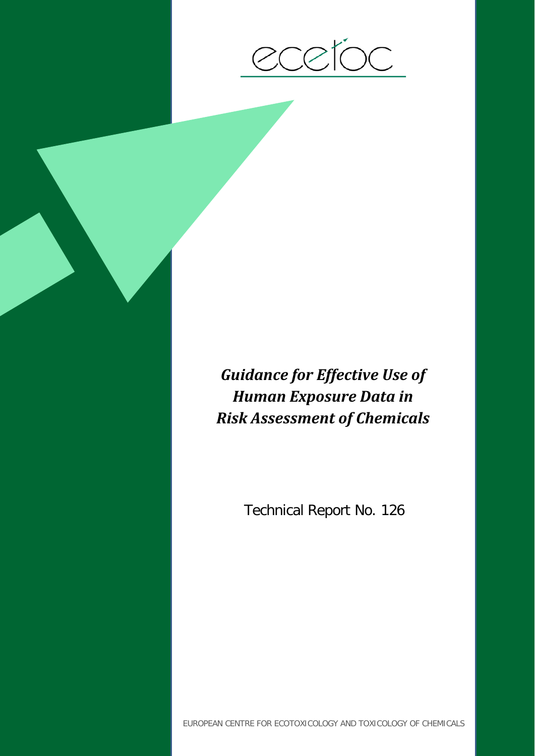ecetoc

# *Guidance for Effective Use of Human Exposure Data in Risk Assessment of Chemicals*

Technical Report No. 126

EUROPEAN CENTRE FOR ECOTOXICOLOGY AND TOXICOLOGY OF CHEMICALS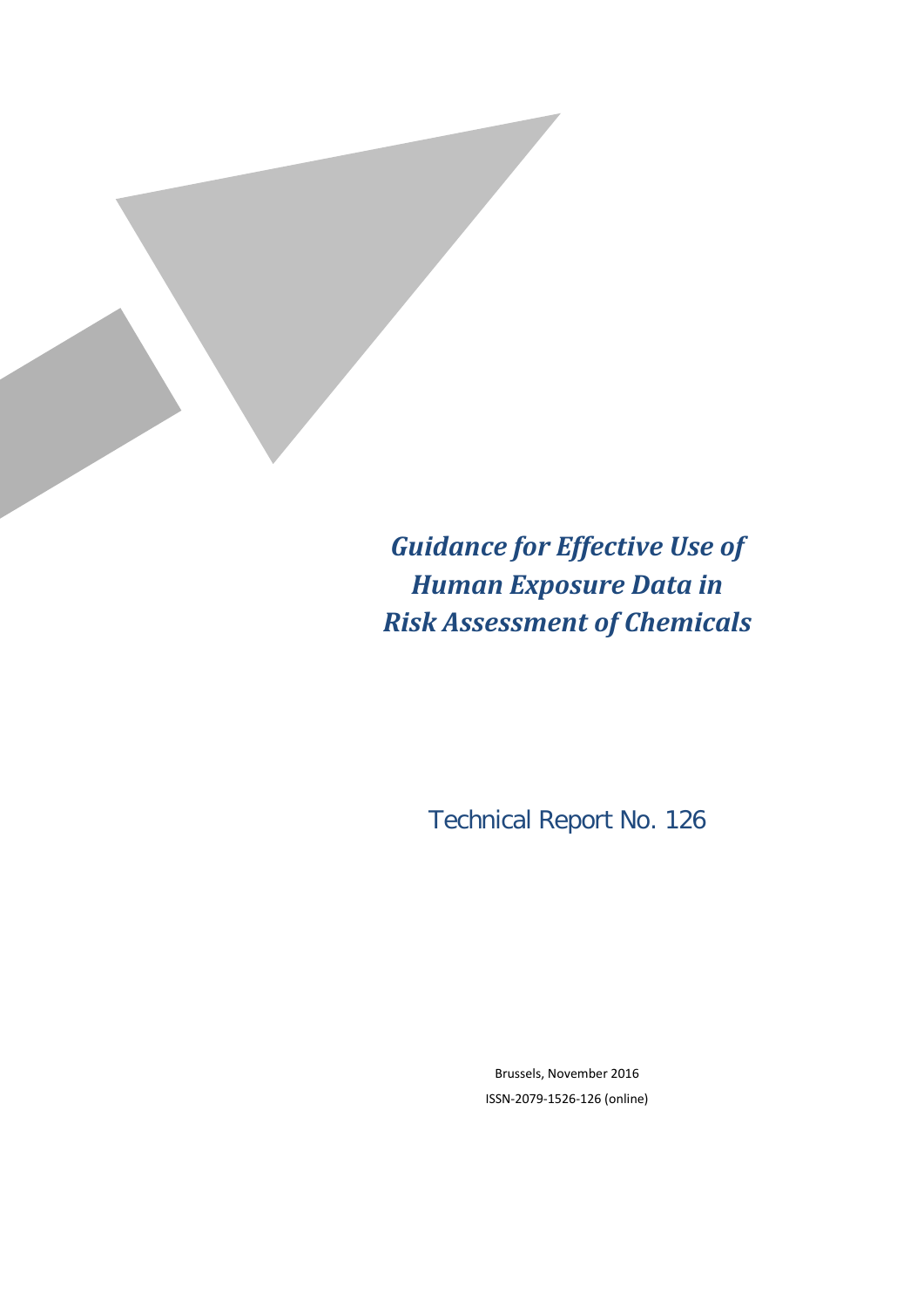# *Guidance for Effective Use of Human Exposure Data in Risk Assessment of Chemicals*

Technical Report No. 126

Brussels, November 2016

ISSN-2079-1526-126 (online)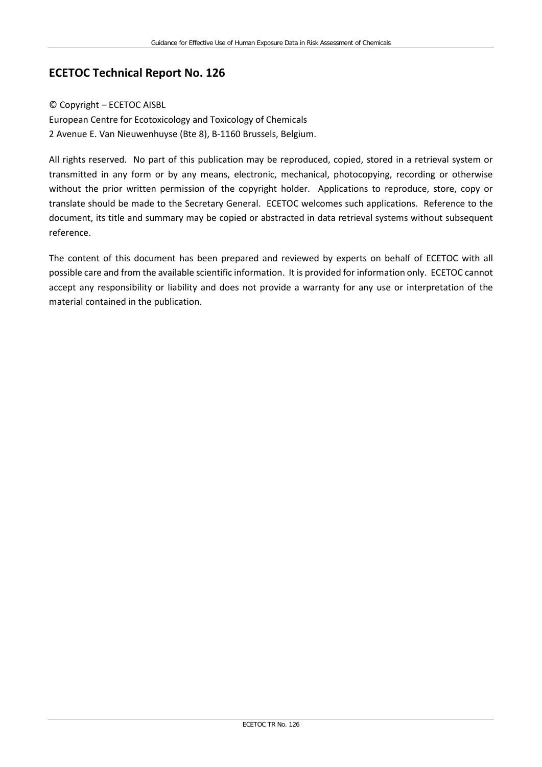## ECETOC Technical Report No. 126

© Copyright – ECETOC AISBL
European Centre for Ecotoxicology and Toxicology of Chemicals
2 Avenue E. Van Nieuwenhuyse (Bte 8), B-1160 Brussels, Belgium.

All rights reserved. No part of this publication may be reproduced, copied, stored in a retrieval system or transmitted in any form or by any means, electronic, mechanical, photocopying, recording or otherwise without the prior written permission of the copyright holder. Applications to reproduce, store, copy or translate should be made to the Secretary General. ECETOC welcomes such applications. Reference to the document, its title and summary may be copied or abstracted in data retrieval systems without subsequent reference.

The content of this document has been prepared and reviewed by experts on behalf of ECETOC with all possible care and from the available scientific information. It is provided for information only. ECETOC cannot accept any responsibility or liability and does not provide a warranty for any use or interpretation of the material contained in the publication.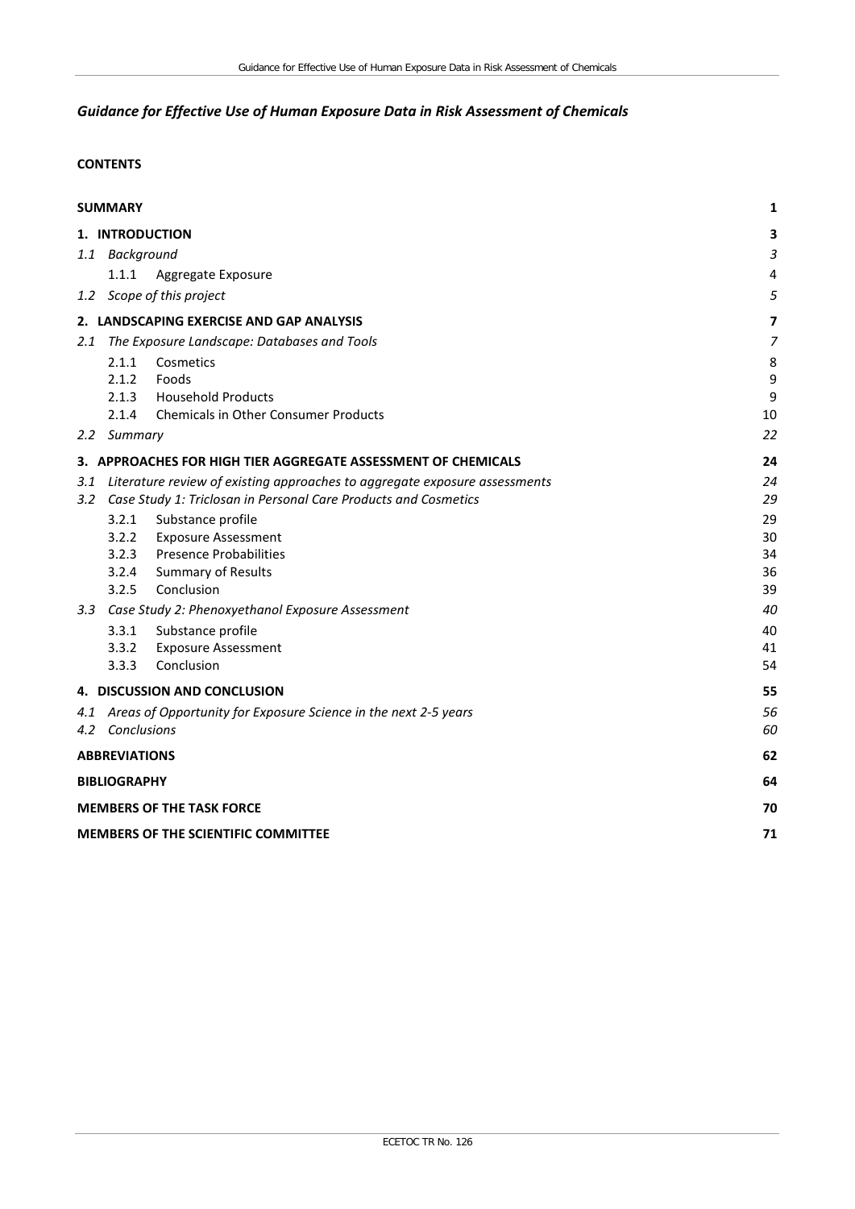# *Guidance for Effective Use of Human Exposure Data in Risk Assessment of Chemicals*

**CONTENTS**

| | |
|---|---|
| **SUMMARY** | **1** |
| **1. INTRODUCTION** | **3** |
| *1.1 Background* | *3* |
| 1.1.1 Aggregate Exposure | 4 |
| *1.2 Scope of this project* | *5* |
| **2. LANDSCAPING EXERCISE AND GAP ANALYSIS** | **7** |
| *2.1 The Exposure Landscape: Databases and Tools* | *7* |
| 2.1.1 Cosmetics | 8 |
| 2.1.2 Foods | 9 |
| 2.1.3 Household Products | 9 |
| 2.1.4 Chemicals in Other Consumer Products | 10 |
| *2.2 Summary* | *22* |
| **3. APPROACHES FOR HIGH TIER AGGREGATE ASSESSMENT OF CHEMICALS** | **24** |
| *3.1 Literature review of existing approaches to aggregate exposure assessments* | *24* |
| *3.2 Case Study 1: Triclosan in Personal Care Products and Cosmetics* | *29* |
| 3.2.1 Substance profile | 29 |
| 3.2.2 Exposure Assessment | 30 |
| 3.2.3 Presence Probabilities | 34 |
| 3.2.4 Summary of Results | 36 |
| 3.2.5 Conclusion | 39 |
| *3.3 Case Study 2: Phenoxyethanol Exposure Assessment* | *40* |
| 3.3.1 Substance profile | 40 |
| 3.3.2 Exposure Assessment | 41 |
| 3.3.3 Conclusion | 54 |
| **4. DISCUSSION AND CONCLUSION** | **55** |
| *4.1 Areas of Opportunity for Exposure Science in the next 2-5 years* | *56* |
| *4.2 Conclusions* | *60* |
| **ABBREVIATIONS** | **62** |
| **BIBLIOGRAPHY** | **64** |
| **MEMBERS OF THE TASK FORCE** | **70** |
| **MEMBERS OF THE SCIENTIFIC COMMITTEE** | **71** |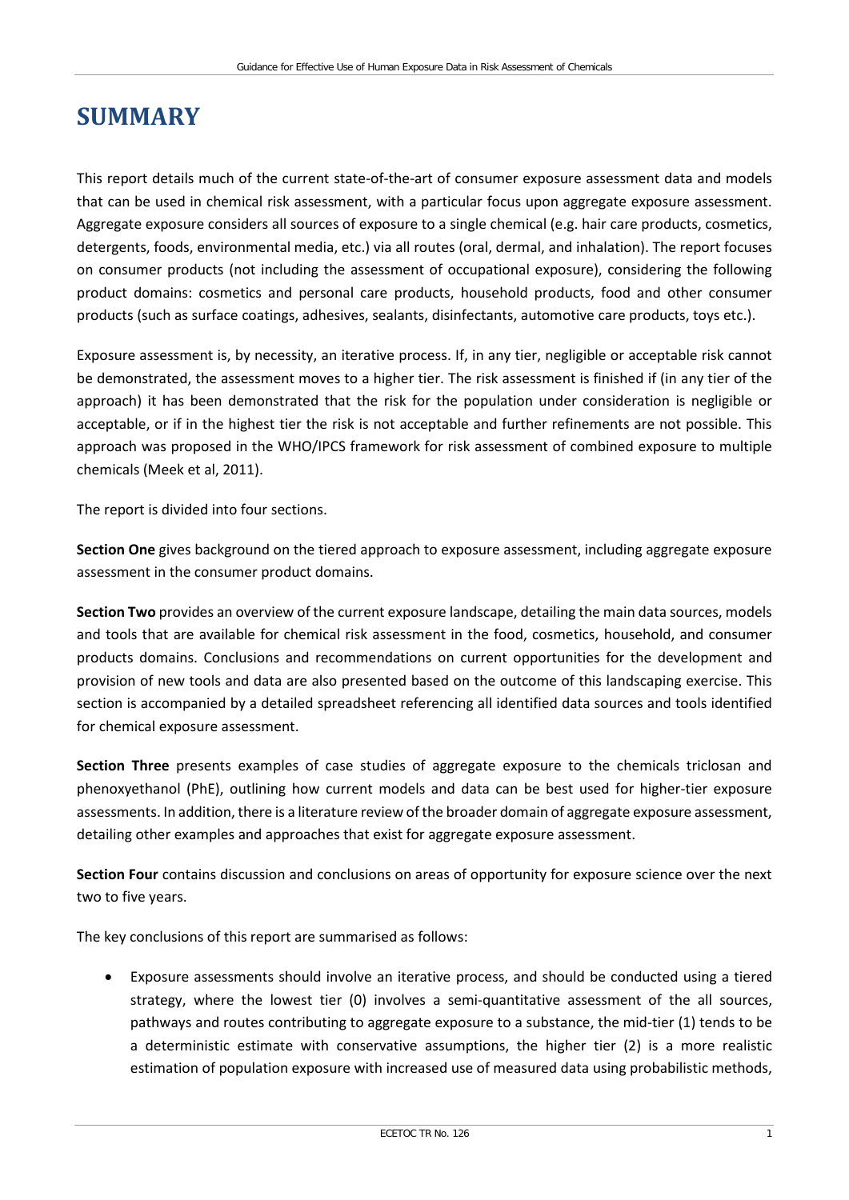# SUMMARY

This report details much of the current state-of-the-art of consumer exposure assessment data and models that can be used in chemical risk assessment, with a particular focus upon aggregate exposure assessment. Aggregate exposure considers all sources of exposure to a single chemical (e.g. hair care products, cosmetics, detergents, foods, environmental media, etc.) via all routes (oral, dermal, and inhalation). The report focuses on consumer products (not including the assessment of occupational exposure), considering the following product domains: cosmetics and personal care products, household products, food and other consumer products (such as surface coatings, adhesives, sealants, disinfectants, automotive care products, toys etc.).

Exposure assessment is, by necessity, an iterative process. If, in any tier, negligible or acceptable risk cannot be demonstrated, the assessment moves to a higher tier. The risk assessment is finished if (in any tier of the approach) it has been demonstrated that the risk for the population under consideration is negligible or acceptable, or if in the highest tier the risk is not acceptable and further refinements are not possible. This approach was proposed in the WHO/IPCS framework for risk assessment of combined exposure to multiple chemicals (Meek et al, 2011).

The report is divided into four sections.

**Section One** gives background on the tiered approach to exposure assessment, including aggregate exposure assessment in the consumer product domains.

**Section Two** provides an overview of the current exposure landscape, detailing the main data sources, models and tools that are available for chemical risk assessment in the food, cosmetics, household, and consumer products domains. Conclusions and recommendations on current opportunities for the development and provision of new tools and data are also presented based on the outcome of this landscaping exercise. This section is accompanied by a detailed spreadsheet referencing all identified data sources and tools identified for chemical exposure assessment.

**Section Three** presents examples of case studies of aggregate exposure to the chemicals triclosan and phenoxyethanol (PhE), outlining how current models and data can be best used for higher-tier exposure assessments. In addition, there is a literature review of the broader domain of aggregate exposure assessment, detailing other examples and approaches that exist for aggregate exposure assessment.

**Section Four** contains discussion and conclusions on areas of opportunity for exposure science over the next two to five years.

The key conclusions of this report are summarised as follows:

- Exposure assessments should involve an iterative process, and should be conducted using a tiered strategy, where the lowest tier (0) involves a semi-quantitative assessment of the all sources, pathways and routes contributing to aggregate exposure to a substance, the mid-tier (1) tends to be a deterministic estimate with conservative assumptions, the higher tier (2) is a more realistic estimation of population exposure with increased use of measured data using probabilistic methods,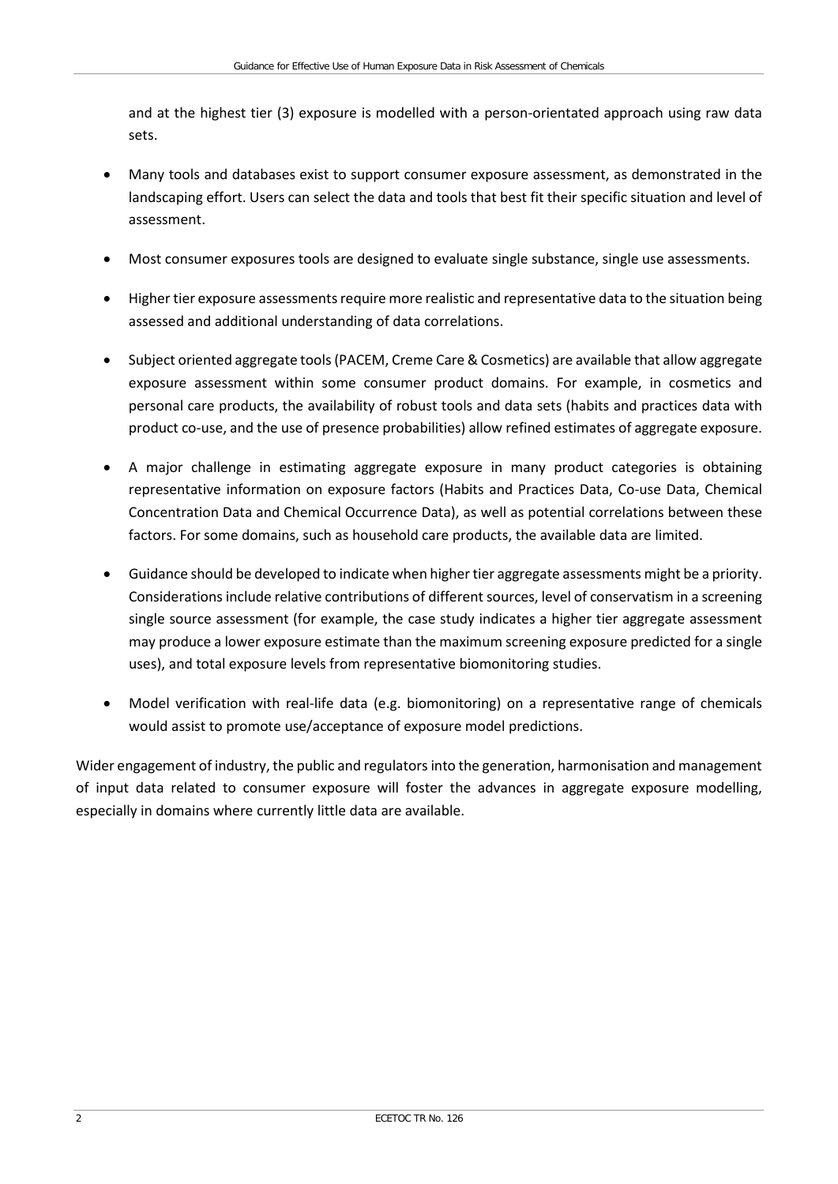and at the highest tier (3) exposure is modelled with a person-orientated approach using raw data sets.

- Many tools and databases exist to support consumer exposure assessment, as demonstrated in the landscaping effort. Users can select the data and tools that best fit their specific situation and level of assessment.
- Most consumer exposures tools are designed to evaluate single substance, single use assessments.
- Higher tier exposure assessments require more realistic and representative data to the situation being assessed and additional understanding of data correlations.
- Subject oriented aggregate tools (PACEM, Creme Care & Cosmetics) are available that allow aggregate exposure assessment within some consumer product domains. For example, in cosmetics and personal care products, the availability of robust tools and data sets (habits and practices data with product co-use, and the use of presence probabilities) allow refined estimates of aggregate exposure.
- A major challenge in estimating aggregate exposure in many product categories is obtaining representative information on exposure factors (Habits and Practices Data, Co-use Data, Chemical Concentration Data and Chemical Occurrence Data), as well as potential correlations between these factors. For some domains, such as household care products, the available data are limited.
- Guidance should be developed to indicate when higher tier aggregate assessments might be a priority. Considerations include relative contributions of different sources, level of conservatism in a screening single source assessment (for example, the case study indicates a higher tier aggregate assessment may produce a lower exposure estimate than the maximum screening exposure predicted for a single uses), and total exposure levels from representative biomonitoring studies.
- Model verification with real-life data (e.g. biomonitoring) on a representative range of chemicals would assist to promote use/acceptance of exposure model predictions.

Wider engagement of industry, the public and regulators into the generation, harmonisation and management of input data related to consumer exposure will foster the advances in aggregate exposure modelling, especially in domains where currently little data are available.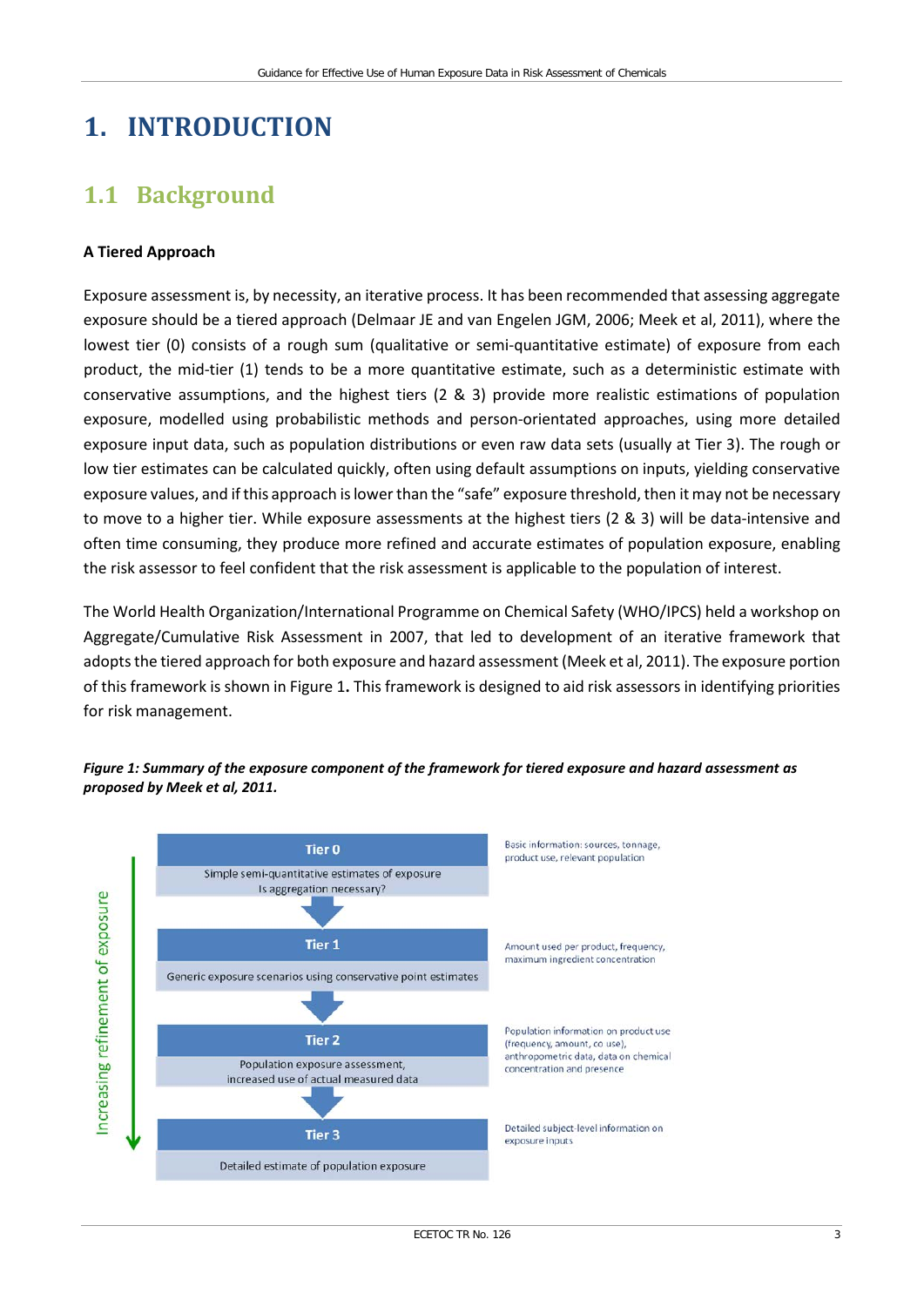# 1. INTRODUCTION

## 1.1 Background

**A Tiered Approach**

Exposure assessment is, by necessity, an iterative process. It has been recommended that assessing aggregate exposure should be a tiered approach (Delmaar JE and van Engelen JGM, 2006; Meek et al, 2011), where the lowest tier (0) consists of a rough sum (qualitative or semi-quantitative estimate) of exposure from each product, the mid-tier (1) tends to be a more quantitative estimate, such as a deterministic estimate with conservative assumptions, and the highest tiers (2 & 3) provide more realistic estimations of population exposure, modelled using probabilistic methods and person-orientated approaches, using more detailed exposure input data, such as population distributions or even raw data sets (usually at Tier 3). The rough or low tier estimates can be calculated quickly, often using default assumptions on inputs, yielding conservative exposure values, and if this approach is lower than the "safe" exposure threshold, then it may not be necessary to move to a higher tier. While exposure assessments at the highest tiers (2 & 3) will be data-intensive and often time consuming, they produce more refined and accurate estimates of population exposure, enabling the risk assessor to feel confident that the risk assessment is applicable to the population of interest.

The World Health Organization/International Programme on Chemical Safety (WHO/IPCS) held a workshop on Aggregate/Cumulative Risk Assessment in 2007, that led to development of an iterative framework that adopts the tiered approach for both exposure and hazard assessment (Meek et al, 2011). The exposure portion of this framework is shown in Figure 1**.** This framework is designed to aid risk assessors in identifying priorities for risk management.

***Figure 1: Summary of the exposure component of the framework for tiered exposure and hazard assessment as proposed by Meek et al, 2011.***

| Tier | Description | Information |
|---|---|---|
| Tier 0 | Simple semi-quantitative estimates of exposure. Is aggregation necessary? | Basic information: sources, tonnage, product use, relevant population |
| Tier 1 | Generic exposure scenarios using conservative point estimates | Amount used per product, frequency, maximum ingredient concentration |
| Tier 2 | Population exposure assessment, increased use of actual measured data | Population information on product use (frequency, amount, co use), anthropometric data, data on chemical concentration and presence |
| Tier 3 | Detailed estimate of population exposure | Detailed subject-level information on exposure inputs |

Increasing refinement of exposure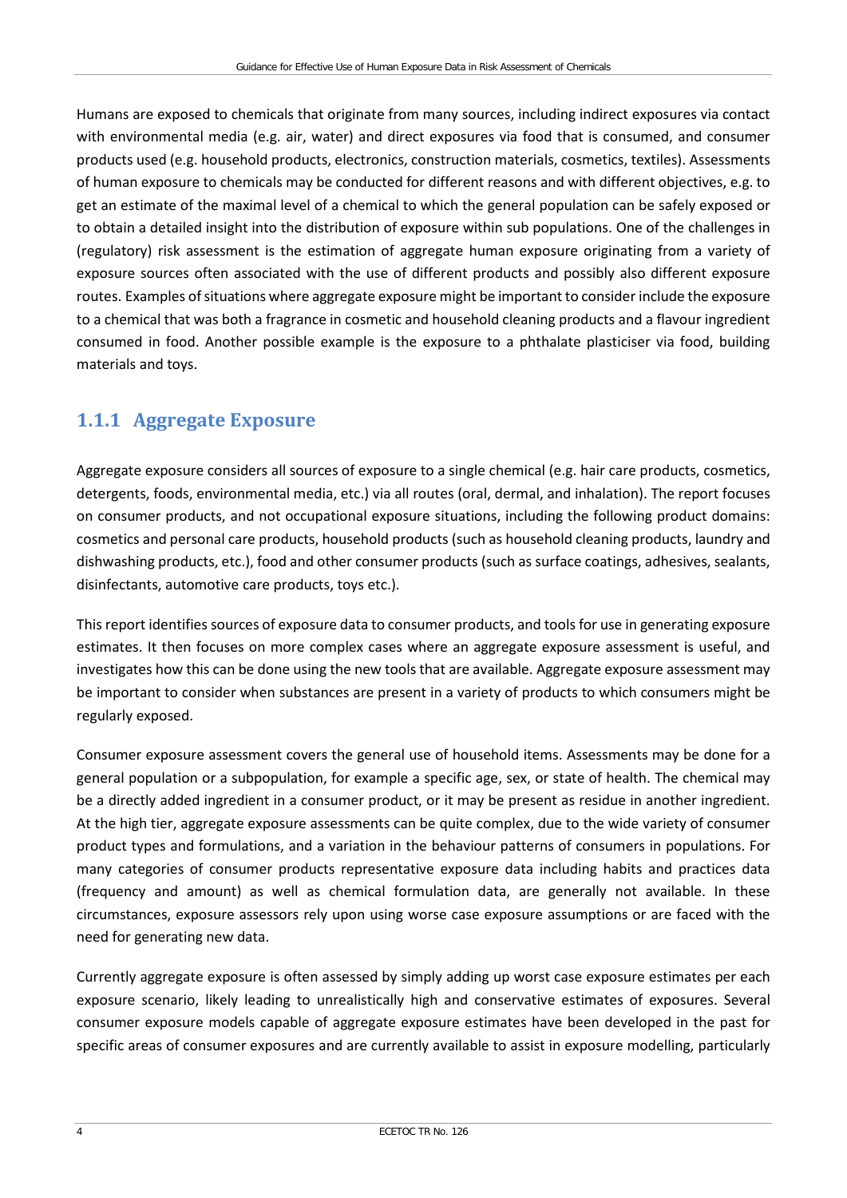Humans are exposed to chemicals that originate from many sources, including indirect exposures via contact with environmental media (e.g. air, water) and direct exposures via food that is consumed, and consumer products used (e.g. household products, electronics, construction materials, cosmetics, textiles). Assessments of human exposure to chemicals may be conducted for different reasons and with different objectives, e.g. to get an estimate of the maximal level of a chemical to which the general population can be safely exposed or to obtain a detailed insight into the distribution of exposure within sub populations. One of the challenges in (regulatory) risk assessment is the estimation of aggregate human exposure originating from a variety of exposure sources often associated with the use of different products and possibly also different exposure routes. Examples of situations where aggregate exposure might be important to consider include the exposure to a chemical that was both a fragrance in cosmetic and household cleaning products and a flavour ingredient consumed in food. Another possible example is the exposure to a phthalate plasticiser via food, building materials and toys.

### 1.1.1 Aggregate Exposure

Aggregate exposure considers all sources of exposure to a single chemical (e.g. hair care products, cosmetics, detergents, foods, environmental media, etc.) via all routes (oral, dermal, and inhalation). The report focuses on consumer products, and not occupational exposure situations, including the following product domains: cosmetics and personal care products, household products (such as household cleaning products, laundry and dishwashing products, etc.), food and other consumer products (such as surface coatings, adhesives, sealants, disinfectants, automotive care products, toys etc.).

This report identifies sources of exposure data to consumer products, and tools for use in generating exposure estimates. It then focuses on more complex cases where an aggregate exposure assessment is useful, and investigates how this can be done using the new tools that are available. Aggregate exposure assessment may be important to consider when substances are present in a variety of products to which consumers might be regularly exposed.

Consumer exposure assessment covers the general use of household items. Assessments may be done for a general population or a subpopulation, for example a specific age, sex, or state of health. The chemical may be a directly added ingredient in a consumer product, or it may be present as residue in another ingredient. At the high tier, aggregate exposure assessments can be quite complex, due to the wide variety of consumer product types and formulations, and a variation in the behaviour patterns of consumers in populations. For many categories of consumer products representative exposure data including habits and practices data (frequency and amount) as well as chemical formulation data, are generally not available. In these circumstances, exposure assessors rely upon using worse case exposure assumptions or are faced with the need for generating new data.

Currently aggregate exposure is often assessed by simply adding up worst case exposure estimates per each exposure scenario, likely leading to unrealistically high and conservative estimates of exposures. Several consumer exposure models capable of aggregate exposure estimates have been developed in the past for specific areas of consumer exposures and are currently available to assist in exposure modelling, particularly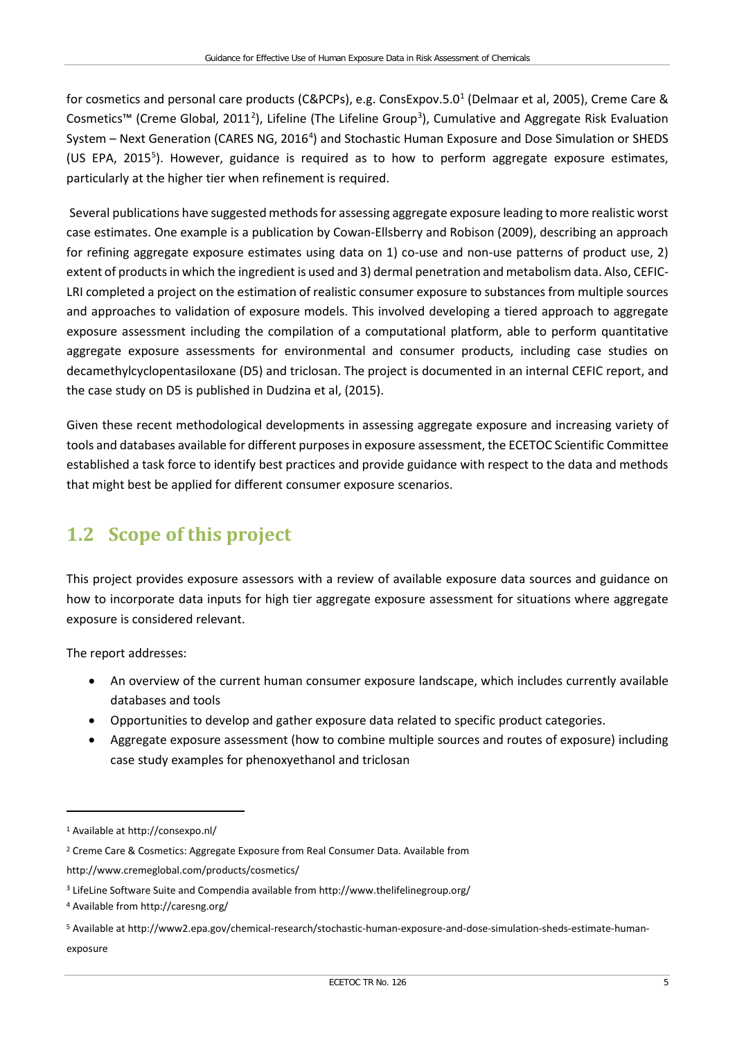for cosmetics and personal care products (C&PCPs), e.g. ConsExpov.5.0[1] (Delmaar et al, 2005), Creme Care & Cosmetics™ (Creme Global, 2011[2]), Lifeline (The Lifeline Group[3]), Cumulative and Aggregate Risk Evaluation System – Next Generation (CARES NG, 2016[4]) and Stochastic Human Exposure and Dose Simulation or SHEDS (US EPA, 2015[5]). However, guidance is required as to how to perform aggregate exposure estimates, particularly at the higher tier when refinement is required.

Several publications have suggested methods for assessing aggregate exposure leading to more realistic worst case estimates. One example is a publication by Cowan-Ellsberry and Robison (2009), describing an approach for refining aggregate exposure estimates using data on 1) co-use and non-use patterns of product use, 2) extent of products in which the ingredient is used and 3) dermal penetration and metabolism data. Also, CEFIC-LRI completed a project on the estimation of realistic consumer exposure to substances from multiple sources and approaches to validation of exposure models. This involved developing a tiered approach to aggregate exposure assessment including the compilation of a computational platform, able to perform quantitative aggregate exposure assessments for environmental and consumer products, including case studies on decamethylcyclopentasiloxane (D5) and triclosan. The project is documented in an internal CEFIC report, and the case study on D5 is published in Dudzina et al, (2015).

Given these recent methodological developments in assessing aggregate exposure and increasing variety of tools and databases available for different purposes in exposure assessment, the ECETOC Scientific Committee established a task force to identify best practices and provide guidance with respect to the data and methods that might best be applied for different consumer exposure scenarios.

## 1.2 Scope of this project

This project provides exposure assessors with a review of available exposure data sources and guidance on how to incorporate data inputs for high tier aggregate exposure assessment for situations where aggregate exposure is considered relevant.

The report addresses:

- An overview of the current human consumer exposure landscape, which includes currently available databases and tools
- Opportunities to develop and gather exposure data related to specific product categories.
- Aggregate exposure assessment (how to combine multiple sources and routes of exposure) including case study examples for phenoxyethanol and triclosan

---

[1] Available at http://consexpo.nl/

[2] Creme Care & Cosmetics: Aggregate Exposure from Real Consumer Data. Available from http://www.cremeglobal.com/products/cosmetics/

[3] LifeLine Software Suite and Compendia available from http://www.thelifelinegroup.org/

[4] Available from http://caresng.org/

[5] Available at http://www2.epa.gov/chemical-research/stochastic-human-exposure-and-dose-simulation-sheds-estimate-human-exposure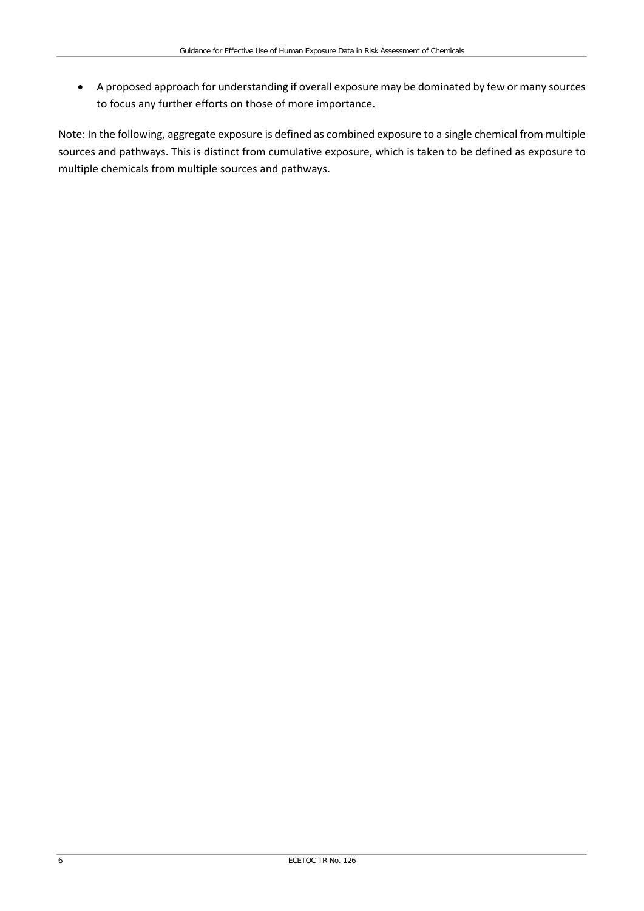- A proposed approach for understanding if overall exposure may be dominated by few or many sources to focus any further efforts on those of more importance.

Note: In the following, aggregate exposure is defined as combined exposure to a single chemical from multiple sources and pathways. This is distinct from cumulative exposure, which is taken to be defined as exposure to multiple chemicals from multiple sources and pathways.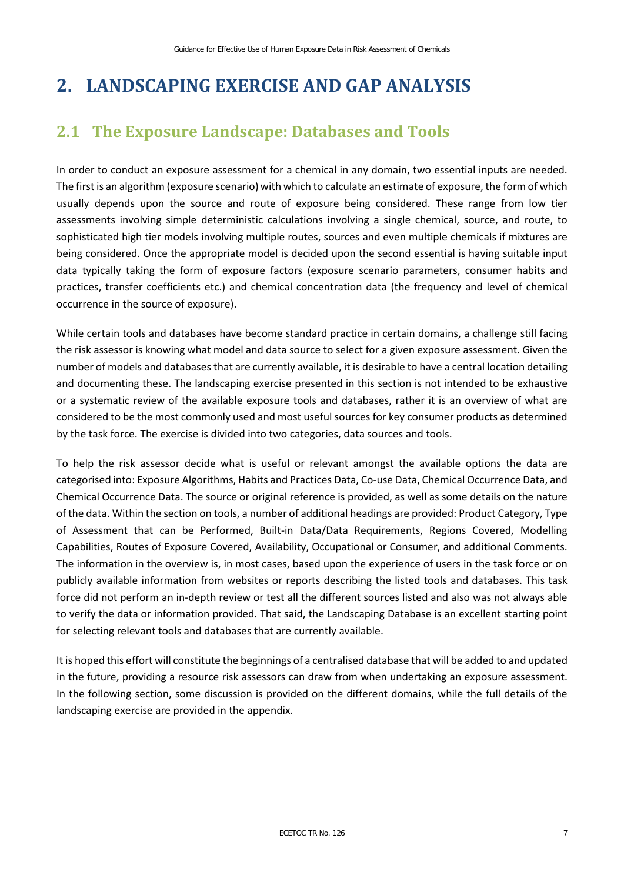# 2. LANDSCAPING EXERCISE AND GAP ANALYSIS

## 2.1 The Exposure Landscape: Databases and Tools

In order to conduct an exposure assessment for a chemical in any domain, two essential inputs are needed. The first is an algorithm (exposure scenario) with which to calculate an estimate of exposure, the form of which usually depends upon the source and route of exposure being considered. These range from low tier assessments involving simple deterministic calculations involving a single chemical, source, and route, to sophisticated high tier models involving multiple routes, sources and even multiple chemicals if mixtures are being considered. Once the appropriate model is decided upon the second essential is having suitable input data typically taking the form of exposure factors (exposure scenario parameters, consumer habits and practices, transfer coefficients etc.) and chemical concentration data (the frequency and level of chemical occurrence in the source of exposure).

While certain tools and databases have become standard practice in certain domains, a challenge still facing the risk assessor is knowing what model and data source to select for a given exposure assessment. Given the number of models and databases that are currently available, it is desirable to have a central location detailing and documenting these. The landscaping exercise presented in this section is not intended to be exhaustive or a systematic review of the available exposure tools and databases, rather it is an overview of what are considered to be the most commonly used and most useful sources for key consumer products as determined by the task force. The exercise is divided into two categories, data sources and tools.

To help the risk assessor decide what is useful or relevant amongst the available options the data are categorised into: Exposure Algorithms, Habits and Practices Data, Co-use Data, Chemical Occurrence Data, and Chemical Occurrence Data. The source or original reference is provided, as well as some details on the nature of the data. Within the section on tools, a number of additional headings are provided: Product Category, Type of Assessment that can be Performed, Built-in Data/Data Requirements, Regions Covered, Modelling Capabilities, Routes of Exposure Covered, Availability, Occupational or Consumer, and additional Comments. The information in the overview is, in most cases, based upon the experience of users in the task force or on publicly available information from websites or reports describing the listed tools and databases. This task force did not perform an in-depth review or test all the different sources listed and also was not always able to verify the data or information provided. That said, the Landscaping Database is an excellent starting point for selecting relevant tools and databases that are currently available.

It is hoped this effort will constitute the beginnings of a centralised database that will be added to and updated in the future, providing a resource risk assessors can draw from when undertaking an exposure assessment. In the following section, some discussion is provided on the different domains, while the full details of the landscaping exercise are provided in the appendix.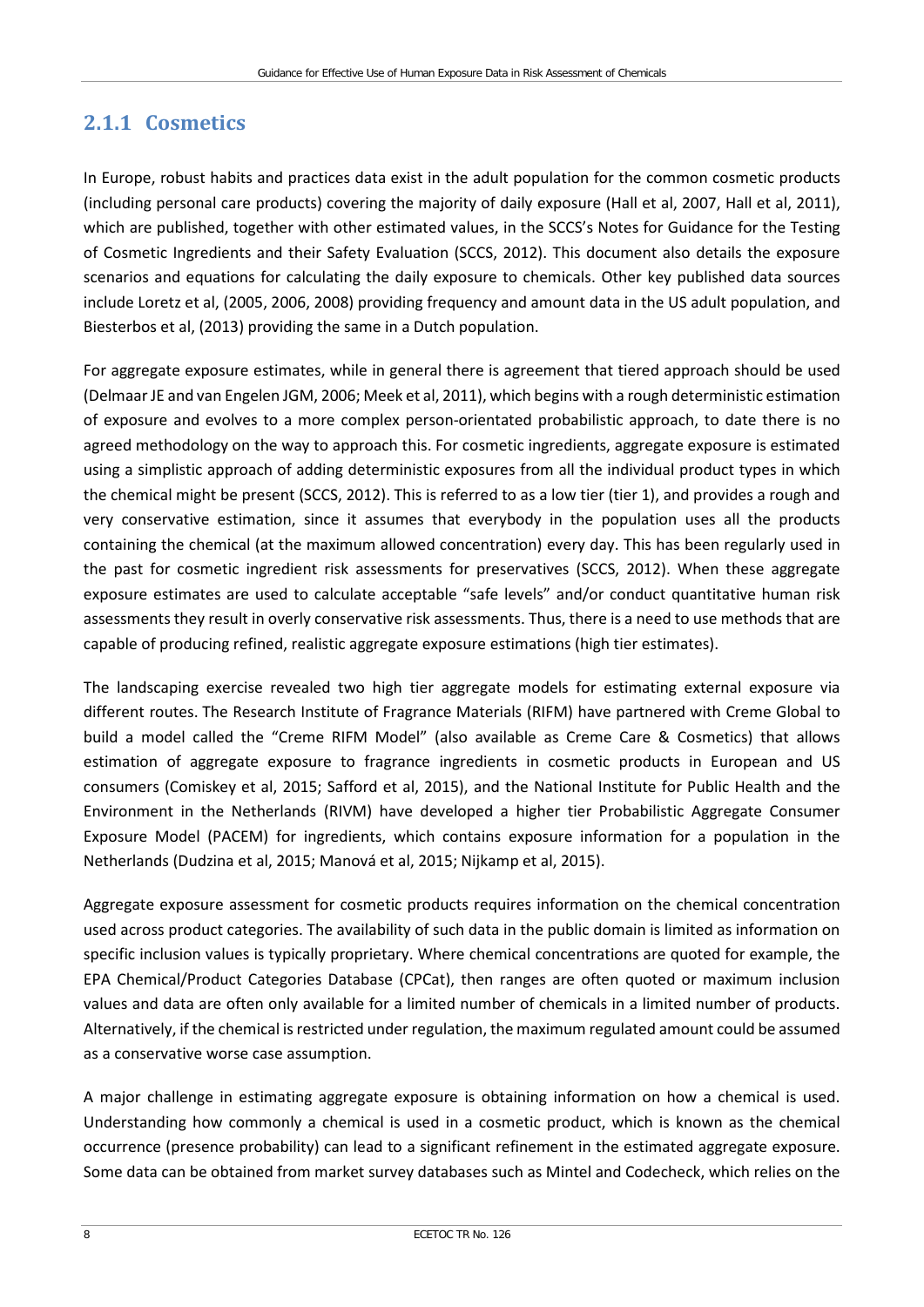### 2.1.1 Cosmetics

In Europe, robust habits and practices data exist in the adult population for the common cosmetic products (including personal care products) covering the majority of daily exposure (Hall et al, 2007, Hall et al, 2011), which are published, together with other estimated values, in the SCCS's Notes for Guidance for the Testing of Cosmetic Ingredients and their Safety Evaluation (SCCS, 2012). This document also details the exposure scenarios and equations for calculating the daily exposure to chemicals. Other key published data sources include Loretz et al, (2005, 2006, 2008) providing frequency and amount data in the US adult population, and Biesterbos et al, (2013) providing the same in a Dutch population.

For aggregate exposure estimates, while in general there is agreement that tiered approach should be used (Delmaar JE and van Engelen JGM, 2006; Meek et al, 2011), which begins with a rough deterministic estimation of exposure and evolves to a more complex person-orientated probabilistic approach, to date there is no agreed methodology on the way to approach this. For cosmetic ingredients, aggregate exposure is estimated using a simplistic approach of adding deterministic exposures from all the individual product types in which the chemical might be present (SCCS, 2012). This is referred to as a low tier (tier 1), and provides a rough and very conservative estimation, since it assumes that everybody in the population uses all the products containing the chemical (at the maximum allowed concentration) every day. This has been regularly used in the past for cosmetic ingredient risk assessments for preservatives (SCCS, 2012). When these aggregate exposure estimates are used to calculate acceptable "safe levels" and/or conduct quantitative human risk assessments they result in overly conservative risk assessments. Thus, there is a need to use methods that are capable of producing refined, realistic aggregate exposure estimations (high tier estimates).

The landscaping exercise revealed two high tier aggregate models for estimating external exposure via different routes. The Research Institute of Fragrance Materials (RIFM) have partnered with Creme Global to build a model called the "Creme RIFM Model" (also available as Creme Care & Cosmetics) that allows estimation of aggregate exposure to fragrance ingredients in cosmetic products in European and US consumers (Comiskey et al, 2015; Safford et al, 2015), and the National Institute for Public Health and the Environment in the Netherlands (RIVM) have developed a higher tier Probabilistic Aggregate Consumer Exposure Model (PACEM) for ingredients, which contains exposure information for a population in the Netherlands (Dudzina et al, 2015; Manová et al, 2015; Nijkamp et al, 2015).

Aggregate exposure assessment for cosmetic products requires information on the chemical concentration used across product categories. The availability of such data in the public domain is limited as information on specific inclusion values is typically proprietary. Where chemical concentrations are quoted for example, the EPA Chemical/Product Categories Database (CPCat), then ranges are often quoted or maximum inclusion values and data are often only available for a limited number of chemicals in a limited number of products. Alternatively, if the chemical is restricted under regulation, the maximum regulated amount could be assumed as a conservative worse case assumption.

A major challenge in estimating aggregate exposure is obtaining information on how a chemical is used. Understanding how commonly a chemical is used in a cosmetic product, which is known as the chemical occurrence (presence probability) can lead to a significant refinement in the estimated aggregate exposure. Some data can be obtained from market survey databases such as Mintel and Codecheck, which relies on the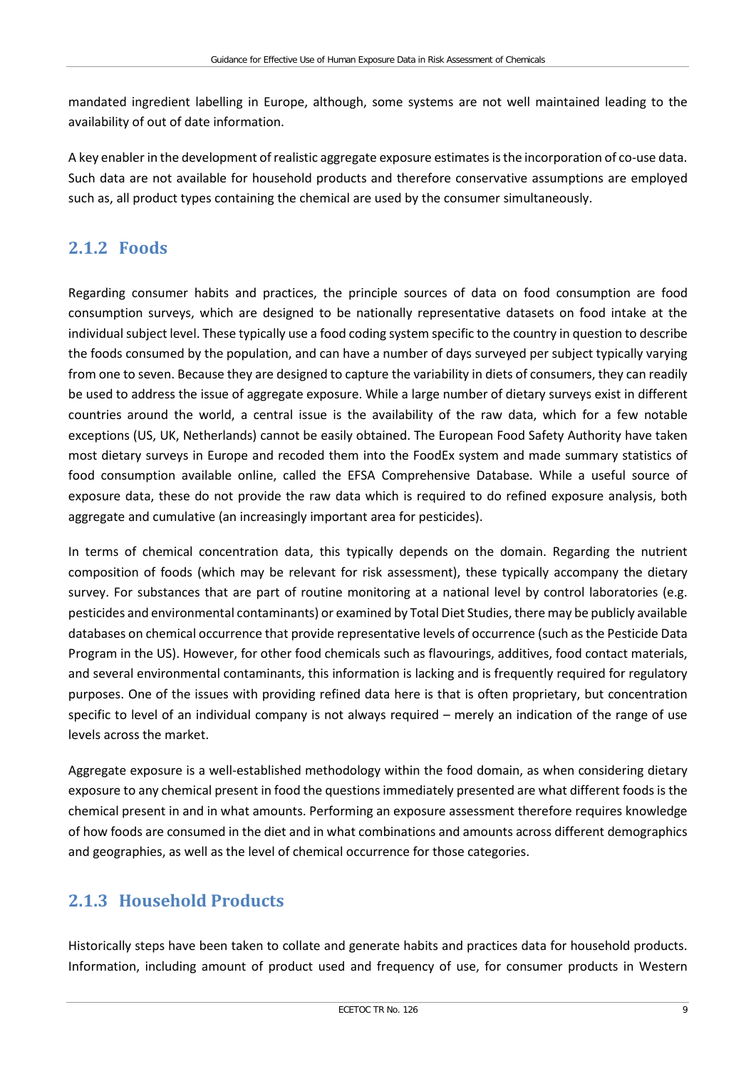mandated ingredient labelling in Europe, although, some systems are not well maintained leading to the availability of out of date information.

A key enabler in the development of realistic aggregate exposure estimates is the incorporation of co-use data. Such data are not available for household products and therefore conservative assumptions are employed such as, all product types containing the chemical are used by the consumer simultaneously.

### 2.1.2 Foods

Regarding consumer habits and practices, the principle sources of data on food consumption are food consumption surveys, which are designed to be nationally representative datasets on food intake at the individual subject level. These typically use a food coding system specific to the country in question to describe the foods consumed by the population, and can have a number of days surveyed per subject typically varying from one to seven. Because they are designed to capture the variability in diets of consumers, they can readily be used to address the issue of aggregate exposure. While a large number of dietary surveys exist in different countries around the world, a central issue is the availability of the raw data, which for a few notable exceptions (US, UK, Netherlands) cannot be easily obtained. The European Food Safety Authority have taken most dietary surveys in Europe and recoded them into the FoodEx system and made summary statistics of food consumption available online, called the EFSA Comprehensive Database. While a useful source of exposure data, these do not provide the raw data which is required to do refined exposure analysis, both aggregate and cumulative (an increasingly important area for pesticides).

In terms of chemical concentration data, this typically depends on the domain. Regarding the nutrient composition of foods (which may be relevant for risk assessment), these typically accompany the dietary survey. For substances that are part of routine monitoring at a national level by control laboratories (e.g. pesticides and environmental contaminants) or examined by Total Diet Studies, there may be publicly available databases on chemical occurrence that provide representative levels of occurrence (such as the Pesticide Data Program in the US). However, for other food chemicals such as flavourings, additives, food contact materials, and several environmental contaminants, this information is lacking and is frequently required for regulatory purposes. One of the issues with providing refined data here is that is often proprietary, but concentration specific to level of an individual company is not always required – merely an indication of the range of use levels across the market.

Aggregate exposure is a well-established methodology within the food domain, as when considering dietary exposure to any chemical present in food the questions immediately presented are what different foods is the chemical present in and in what amounts. Performing an exposure assessment therefore requires knowledge of how foods are consumed in the diet and in what combinations and amounts across different demographics and geographies, as well as the level of chemical occurrence for those categories.

### 2.1.3 Household Products

Historically steps have been taken to collate and generate habits and practices data for household products. Information, including amount of product used and frequency of use, for consumer products in Western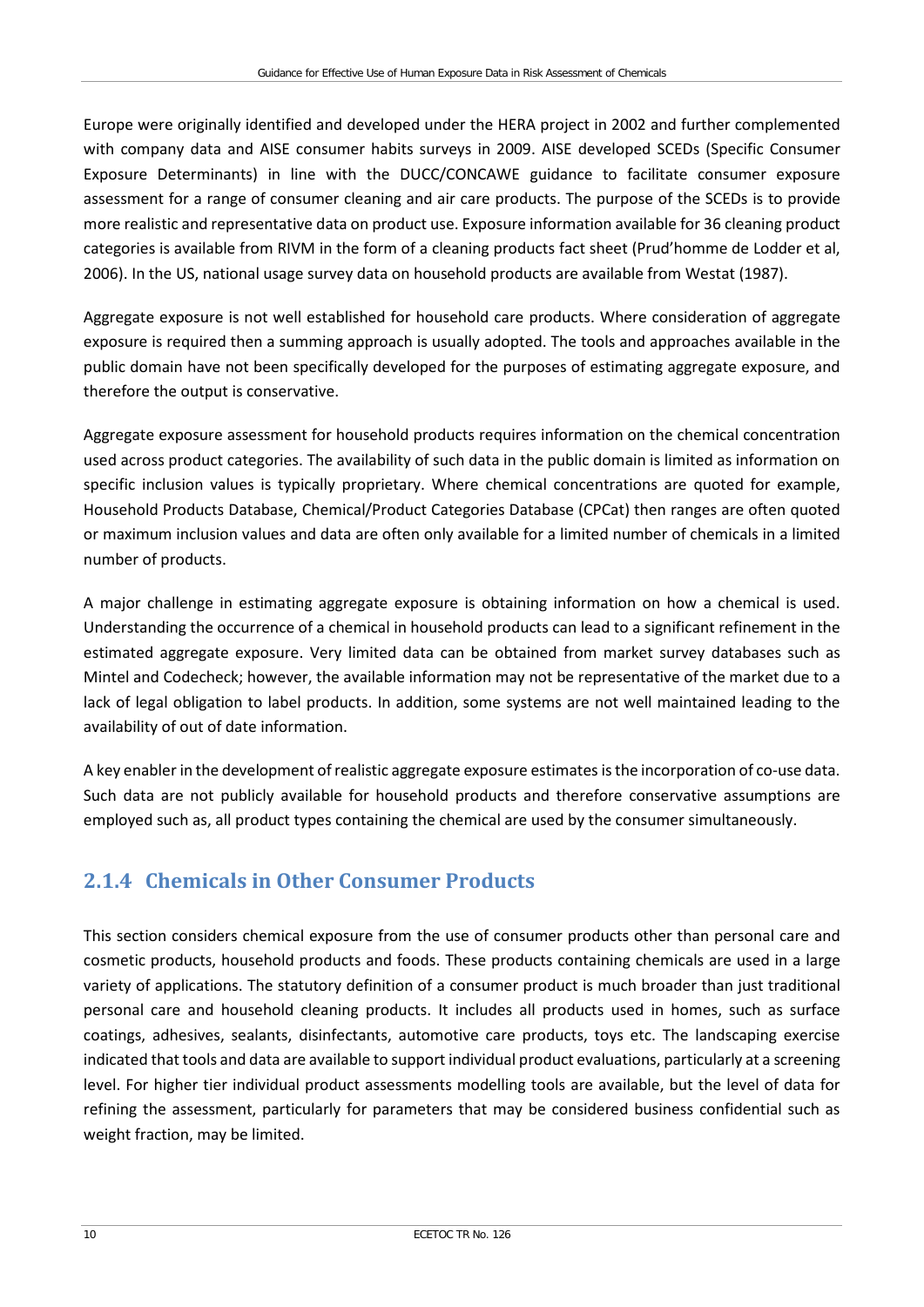Europe were originally identified and developed under the HERA project in 2002 and further complemented with company data and AISE consumer habits surveys in 2009. AISE developed SCEDs (Specific Consumer Exposure Determinants) in line with the DUCC/CONCAWE guidance to facilitate consumer exposure assessment for a range of consumer cleaning and air care products. The purpose of the SCEDs is to provide more realistic and representative data on product use. Exposure information available for 36 cleaning product categories is available from RIVM in the form of a cleaning products fact sheet (Prud'homme de Lodder et al, 2006). In the US, national usage survey data on household products are available from Westat (1987).

Aggregate exposure is not well established for household care products. Where consideration of aggregate exposure is required then a summing approach is usually adopted. The tools and approaches available in the public domain have not been specifically developed for the purposes of estimating aggregate exposure, and therefore the output is conservative.

Aggregate exposure assessment for household products requires information on the chemical concentration used across product categories. The availability of such data in the public domain is limited as information on specific inclusion values is typically proprietary. Where chemical concentrations are quoted for example, Household Products Database, Chemical/Product Categories Database (CPCat) then ranges are often quoted or maximum inclusion values and data are often only available for a limited number of chemicals in a limited number of products.

A major challenge in estimating aggregate exposure is obtaining information on how a chemical is used. Understanding the occurrence of a chemical in household products can lead to a significant refinement in the estimated aggregate exposure. Very limited data can be obtained from market survey databases such as Mintel and Codecheck; however, the available information may not be representative of the market due to a lack of legal obligation to label products. In addition, some systems are not well maintained leading to the availability of out of date information.

A key enabler in the development of realistic aggregate exposure estimates is the incorporation of co-use data. Such data are not publicly available for household products and therefore conservative assumptions are employed such as, all product types containing the chemical are used by the consumer simultaneously.

### 2.1.4 Chemicals in Other Consumer Products

This section considers chemical exposure from the use of consumer products other than personal care and cosmetic products, household products and foods. These products containing chemicals are used in a large variety of applications. The statutory definition of a consumer product is much broader than just traditional personal care and household cleaning products. It includes all products used in homes, such as surface coatings, adhesives, sealants, disinfectants, automotive care products, toys etc. The landscaping exercise indicated that tools and data are available to support individual product evaluations, particularly at a screening level. For higher tier individual product assessments modelling tools are available, but the level of data for refining the assessment, particularly for parameters that may be considered business confidential such as weight fraction, may be limited.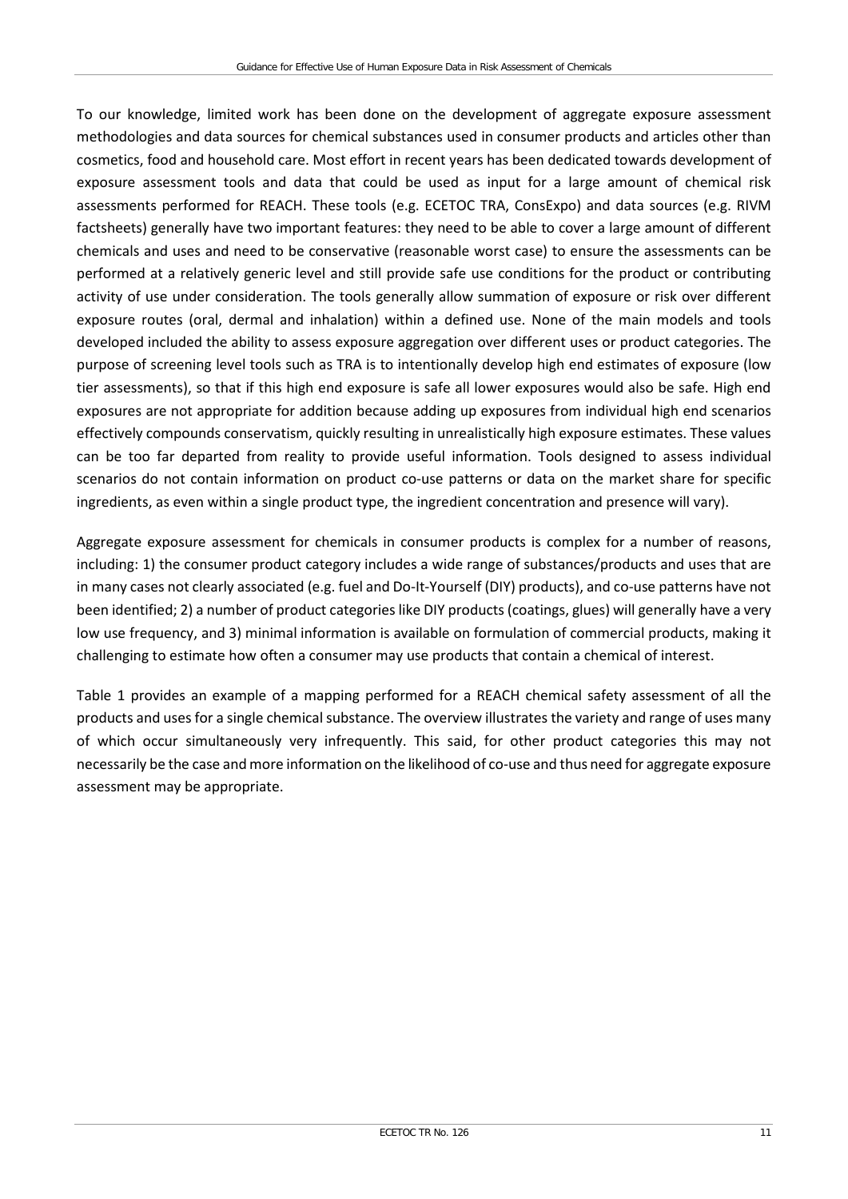To our knowledge, limited work has been done on the development of aggregate exposure assessment methodologies and data sources for chemical substances used in consumer products and articles other than cosmetics, food and household care. Most effort in recent years has been dedicated towards development of exposure assessment tools and data that could be used as input for a large amount of chemical risk assessments performed for REACH. These tools (e.g. ECETOC TRA, ConsExpo) and data sources (e.g. RIVM factsheets) generally have two important features: they need to be able to cover a large amount of different chemicals and uses and need to be conservative (reasonable worst case) to ensure the assessments can be performed at a relatively generic level and still provide safe use conditions for the product or contributing activity of use under consideration. The tools generally allow summation of exposure or risk over different exposure routes (oral, dermal and inhalation) within a defined use. None of the main models and tools developed included the ability to assess exposure aggregation over different uses or product categories. The purpose of screening level tools such as TRA is to intentionally develop high end estimates of exposure (low tier assessments), so that if this high end exposure is safe all lower exposures would also be safe. High end exposures are not appropriate for addition because adding up exposures from individual high end scenarios effectively compounds conservatism, quickly resulting in unrealistically high exposure estimates. These values can be too far departed from reality to provide useful information. Tools designed to assess individual scenarios do not contain information on product co-use patterns or data on the market share for specific ingredients, as even within a single product type, the ingredient concentration and presence will vary).

Aggregate exposure assessment for chemicals in consumer products is complex for a number of reasons, including: 1) the consumer product category includes a wide range of substances/products and uses that are in many cases not clearly associated (e.g. fuel and Do-It-Yourself (DIY) products), and co-use patterns have not been identified; 2) a number of product categories like DIY products (coatings, glues) will generally have a very low use frequency, and 3) minimal information is available on formulation of commercial products, making it challenging to estimate how often a consumer may use products that contain a chemical of interest.

Table 1 provides an example of a mapping performed for a REACH chemical safety assessment of all the products and uses for a single chemical substance. The overview illustrates the variety and range of uses many of which occur simultaneously very infrequently. This said, for other product categories this may not necessarily be the case and more information on the likelihood of co-use and thus need for aggregate exposure assessment may be appropriate.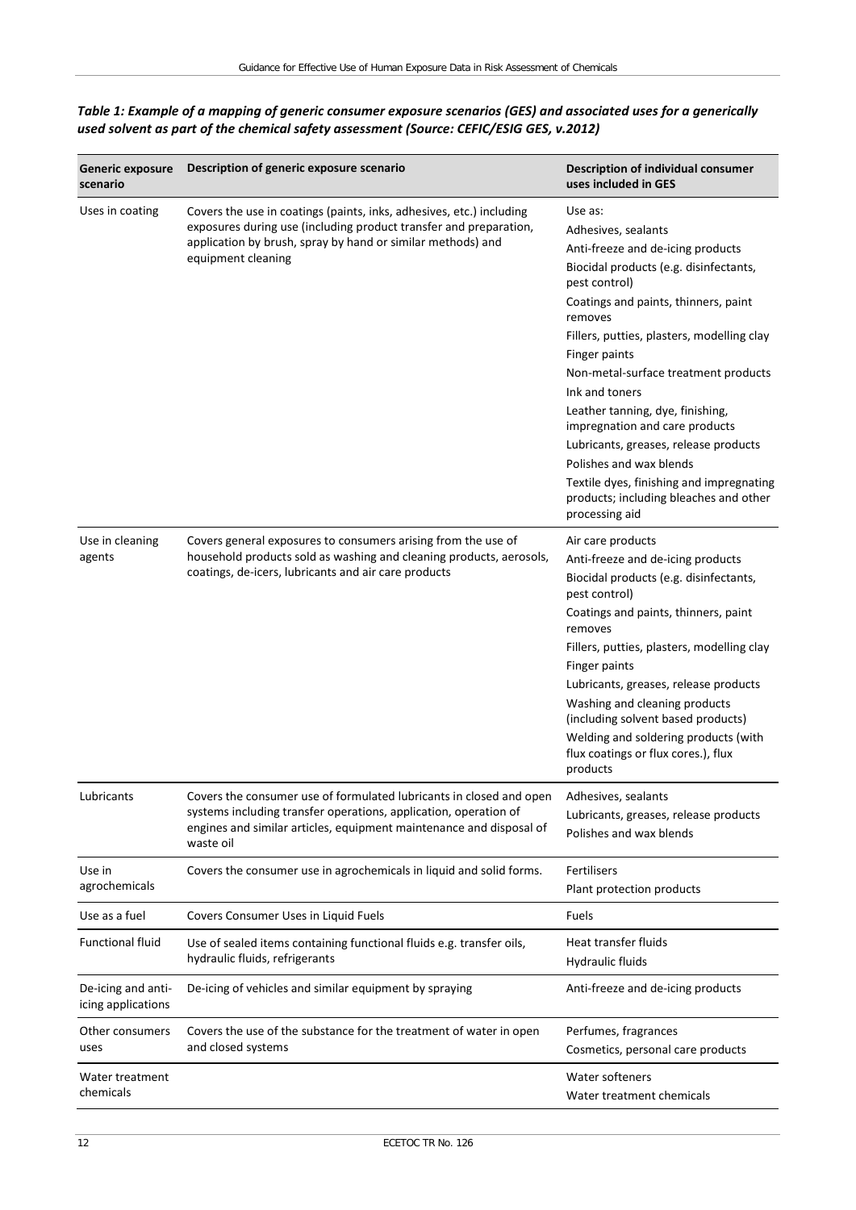***Table 1: Example of a mapping of generic consumer exposure scenarios (GES) and associated uses for a generically used solvent as part of the chemical safety assessment (Source: CEFIC/ESIG GES, v.2012)***

| Generic exposure scenario | Description of generic exposure scenario | Description of individual consumer uses included in GES |
|---|---|---|
| Uses in coating | Covers the use in coatings (paints, inks, adhesives, etc.) including exposures during use (including product transfer and preparation, application by brush, spray by hand or similar methods) and equipment cleaning | Use as:<br>Adhesives, sealants<br>Anti-freeze and de-icing products<br>Biocidal products (e.g. disinfectants, pest control)<br>Coatings and paints, thinners, paint removes<br>Fillers, putties, plasters, modelling clay<br>Finger paints<br>Non-metal-surface treatment products<br>Ink and toners<br>Leather tanning, dye, finishing, impregnation and care products<br>Lubricants, greases, release products<br>Polishes and wax blends<br>Textile dyes, finishing and impregnating products; including bleaches and other processing aid |
| Use in cleaning agents | Covers general exposures to consumers arising from the use of household products sold as washing and cleaning products, aerosols, coatings, de-icers, lubricants and air care products | Air care products<br>Anti-freeze and de-icing products<br>Biocidal products (e.g. disinfectants, pest control)<br>Coatings and paints, thinners, paint removes<br>Fillers, putties, plasters, modelling clay<br>Finger paints<br>Lubricants, greases, release products<br>Washing and cleaning products (including solvent based products)<br>Welding and soldering products (with flux coatings or flux cores.), flux products |
| Lubricants | Covers the consumer use of formulated lubricants in closed and open systems including transfer operations, application, operation of engines and similar articles, equipment maintenance and disposal of waste oil | Adhesives, sealants<br>Lubricants, greases, release products<br>Polishes and wax blends |
| Use in agrochemicals | Covers the consumer use in agrochemicals in liquid and solid forms. | Fertilisers<br>Plant protection products |
| Use as a fuel | Covers Consumer Uses in Liquid Fuels | Fuels |
| Functional fluid | Use of sealed items containing functional fluids e.g. transfer oils, hydraulic fluids, refrigerants | Heat transfer fluids<br>Hydraulic fluids |
| De-icing and anti-icing applications | De-icing of vehicles and similar equipment by spraying | Anti-freeze and de-icing products |
| Other consumers uses | Covers the use of the substance for the treatment of water in open and closed systems | Perfumes, fragrances<br>Cosmetics, personal care products |
| Water treatment chemicals | | Water softeners<br>Water treatment chemicals |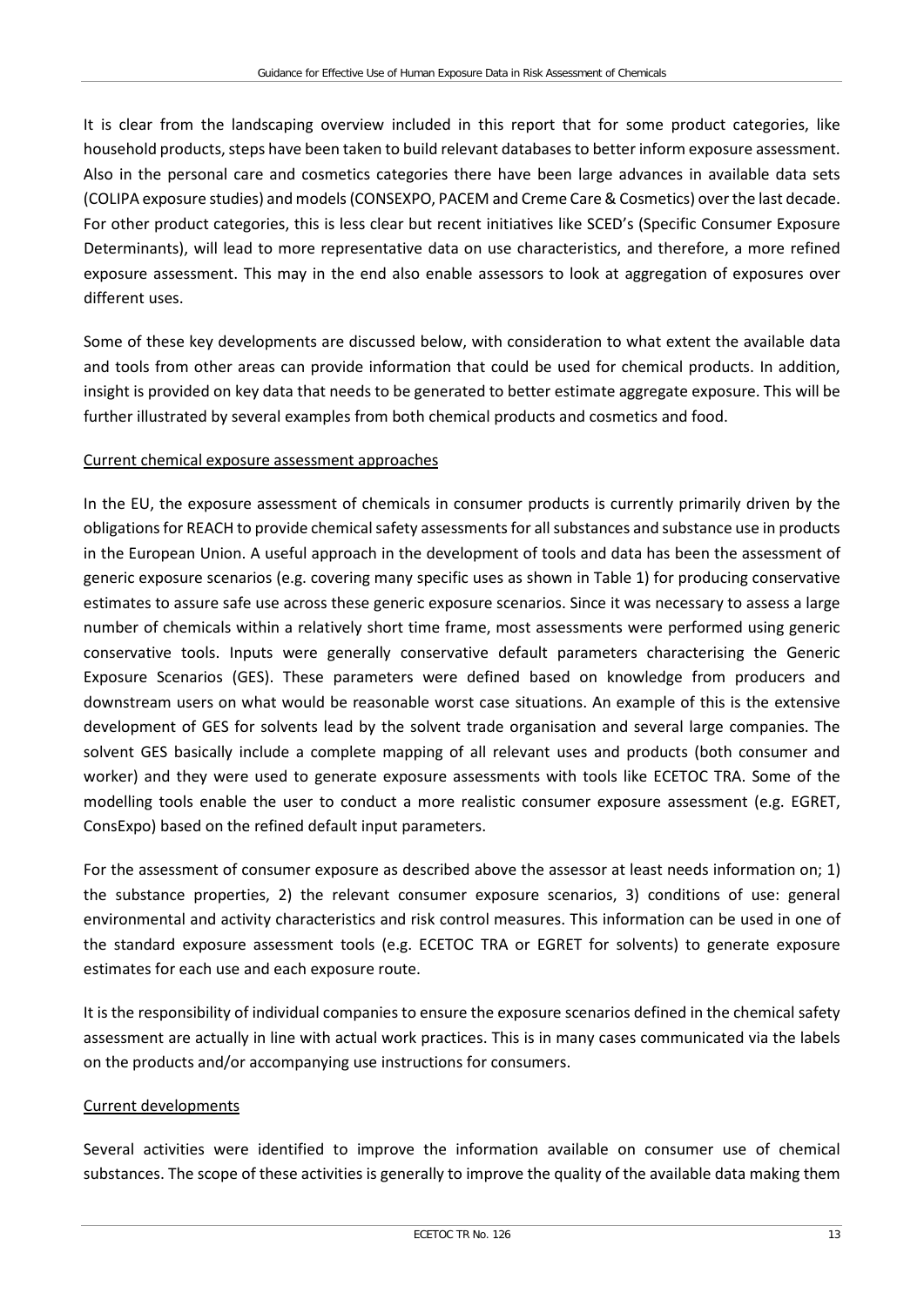It is clear from the landscaping overview included in this report that for some product categories, like household products, steps have been taken to build relevant databases to better inform exposure assessment. Also in the personal care and cosmetics categories there have been large advances in available data sets (COLIPA exposure studies) and models (CONSEXPO, PACEM and Creme Care & Cosmetics) over the last decade. For other product categories, this is less clear but recent initiatives like SCED's (Specific Consumer Exposure Determinants), will lead to more representative data on use characteristics, and therefore, a more refined exposure assessment. This may in the end also enable assessors to look at aggregation of exposures over different uses.

Some of these key developments are discussed below, with consideration to what extent the available data and tools from other areas can provide information that could be used for chemical products. In addition, insight is provided on key data that needs to be generated to better estimate aggregate exposure. This will be further illustrated by several examples from both chemical products and cosmetics and food.

Current chemical exposure assessment approaches

In the EU, the exposure assessment of chemicals in consumer products is currently primarily driven by the obligations for REACH to provide chemical safety assessments for all substances and substance use in products in the European Union. A useful approach in the development of tools and data has been the assessment of generic exposure scenarios (e.g. covering many specific uses as shown in Table 1) for producing conservative estimates to assure safe use across these generic exposure scenarios. Since it was necessary to assess a large number of chemicals within a relatively short time frame, most assessments were performed using generic conservative tools. Inputs were generally conservative default parameters characterising the Generic Exposure Scenarios (GES). These parameters were defined based on knowledge from producers and downstream users on what would be reasonable worst case situations. An example of this is the extensive development of GES for solvents lead by the solvent trade organisation and several large companies. The solvent GES basically include a complete mapping of all relevant uses and products (both consumer and worker) and they were used to generate exposure assessments with tools like ECETOC TRA. Some of the modelling tools enable the user to conduct a more realistic consumer exposure assessment (e.g. EGRET, ConsExpo) based on the refined default input parameters.

For the assessment of consumer exposure as described above the assessor at least needs information on; 1) the substance properties, 2) the relevant consumer exposure scenarios, 3) conditions of use: general environmental and activity characteristics and risk control measures. This information can be used in one of the standard exposure assessment tools (e.g. ECETOC TRA or EGRET for solvents) to generate exposure estimates for each use and each exposure route.

It is the responsibility of individual companies to ensure the exposure scenarios defined in the chemical safety assessment are actually in line with actual work practices. This is in many cases communicated via the labels on the products and/or accompanying use instructions for consumers.

Current developments

Several activities were identified to improve the information available on consumer use of chemical substances. The scope of these activities is generally to improve the quality of the available data making them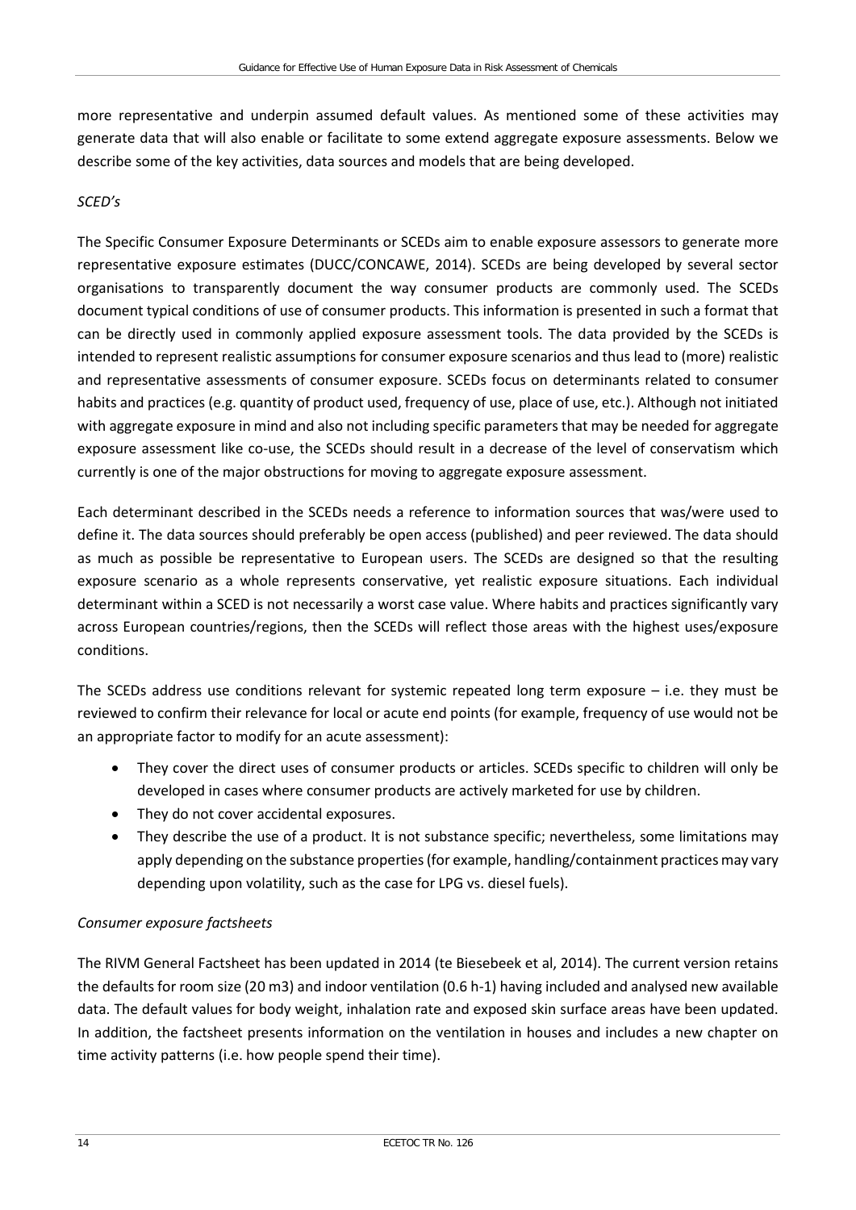more representative and underpin assumed default values. As mentioned some of these activities may generate data that will also enable or facilitate to some extend aggregate exposure assessments. Below we describe some of the key activities, data sources and models that are being developed.

*SCED's*

The Specific Consumer Exposure Determinants or SCEDs aim to enable exposure assessors to generate more representative exposure estimates (DUCC/CONCAWE, 2014). SCEDs are being developed by several sector organisations to transparently document the way consumer products are commonly used. The SCEDs document typical conditions of use of consumer products. This information is presented in such a format that can be directly used in commonly applied exposure assessment tools. The data provided by the SCEDs is intended to represent realistic assumptions for consumer exposure scenarios and thus lead to (more) realistic and representative assessments of consumer exposure. SCEDs focus on determinants related to consumer habits and practices (e.g. quantity of product used, frequency of use, place of use, etc.). Although not initiated with aggregate exposure in mind and also not including specific parameters that may be needed for aggregate exposure assessment like co-use, the SCEDs should result in a decrease of the level of conservatism which currently is one of the major obstructions for moving to aggregate exposure assessment.

Each determinant described in the SCEDs needs a reference to information sources that was/were used to define it. The data sources should preferably be open access (published) and peer reviewed. The data should as much as possible be representative to European users. The SCEDs are designed so that the resulting exposure scenario as a whole represents conservative, yet realistic exposure situations. Each individual determinant within a SCED is not necessarily a worst case value. Where habits and practices significantly vary across European countries/regions, then the SCEDs will reflect those areas with the highest uses/exposure conditions.

The SCEDs address use conditions relevant for systemic repeated long term exposure – i.e. they must be reviewed to confirm their relevance for local or acute end points (for example, frequency of use would not be an appropriate factor to modify for an acute assessment):

- They cover the direct uses of consumer products or articles. SCEDs specific to children will only be developed in cases where consumer products are actively marketed for use by children.
- They do not cover accidental exposures.
- They describe the use of a product. It is not substance specific; nevertheless, some limitations may apply depending on the substance properties (for example, handling/containment practices may vary depending upon volatility, such as the case for LPG vs. diesel fuels).

*Consumer exposure factsheets*

The RIVM General Factsheet has been updated in 2014 (te Biesebeek et al, 2014). The current version retains the defaults for room size (20 m3) and indoor ventilation (0.6 h-1) having included and analysed new available data. The default values for body weight, inhalation rate and exposed skin surface areas have been updated. In addition, the factsheet presents information on the ventilation in houses and includes a new chapter on time activity patterns (i.e. how people spend their time).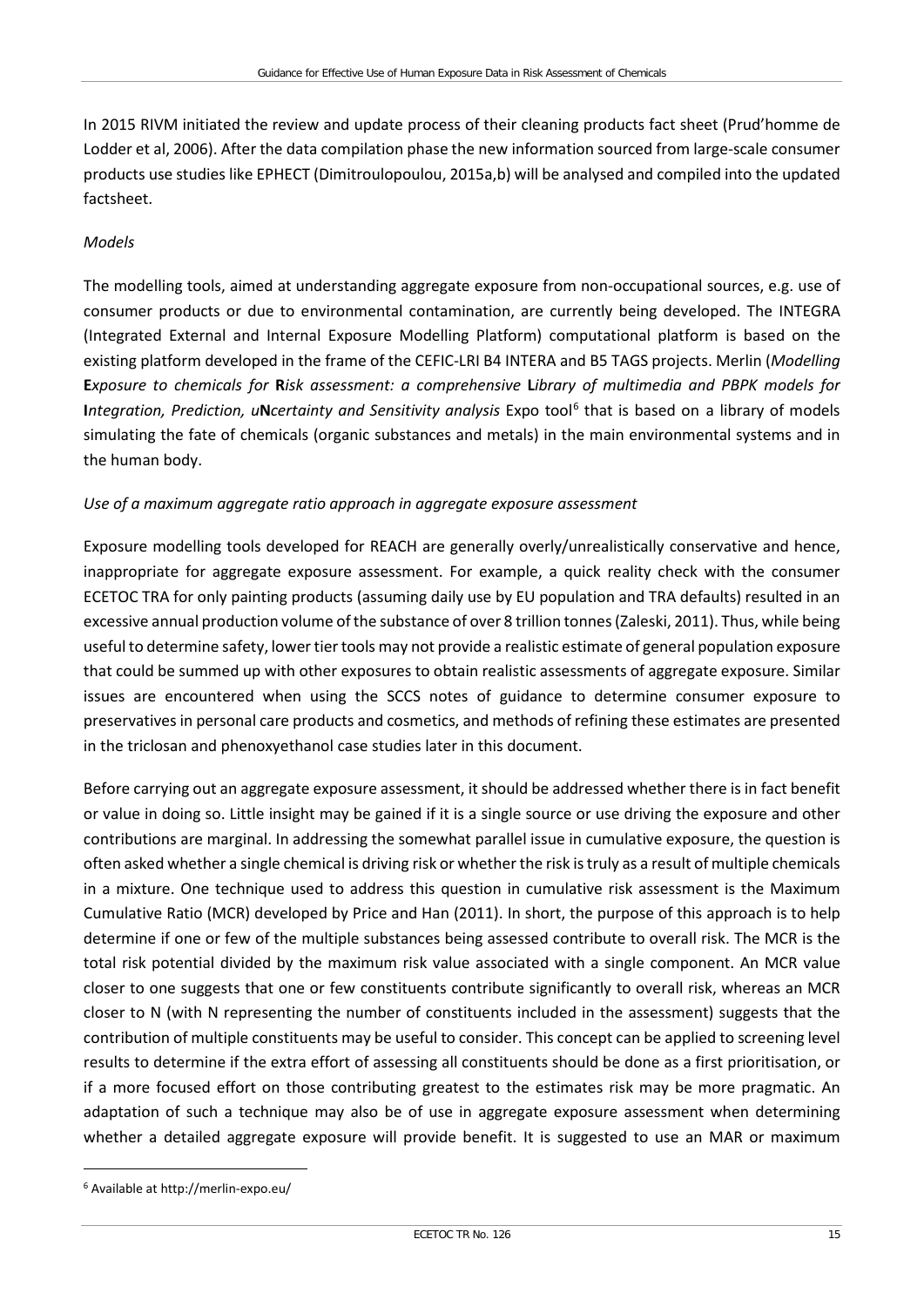In 2015 RIVM initiated the review and update process of their cleaning products fact sheet (Prud'homme de Lodder et al, 2006). After the data compilation phase the new information sourced from large-scale consumer products use studies like EPHECT (Dimitroulopoulou, 2015a,b) will be analysed and compiled into the updated factsheet.

*Models*

The modelling tools, aimed at understanding aggregate exposure from non-occupational sources, e.g. use of consumer products or due to environmental contamination, are currently being developed. The INTEGRA (Integrated External and Internal Exposure Modelling Platform) computational platform is based on the existing platform developed in the frame of the CEFIC-LRI B4 INTERA and B5 TAGS projects. Merlin (*Modelling* **E***xposure to chemicals for* **R***isk assessment: a comprehensive* **L***ibrary of multimedia and PBPK models for* **I***ntegration, Prediction, u***N***certainty and Sensitivity analysis* Expo tool[6] that is based on a library of models simulating the fate of chemicals (organic substances and metals) in the main environmental systems and in the human body.

*Use of a maximum aggregate ratio approach in aggregate exposure assessment*

Exposure modelling tools developed for REACH are generally overly/unrealistically conservative and hence, inappropriate for aggregate exposure assessment. For example, a quick reality check with the consumer ECETOC TRA for only painting products (assuming daily use by EU population and TRA defaults) resulted in an excessive annual production volume of the substance of over 8 trillion tonnes (Zaleski, 2011). Thus, while being useful to determine safety, lower tier tools may not provide a realistic estimate of general population exposure that could be summed up with other exposures to obtain realistic assessments of aggregate exposure. Similar issues are encountered when using the SCCS notes of guidance to determine consumer exposure to preservatives in personal care products and cosmetics, and methods of refining these estimates are presented in the triclosan and phenoxyethanol case studies later in this document.

Before carrying out an aggregate exposure assessment, it should be addressed whether there is in fact benefit or value in doing so. Little insight may be gained if it is a single source or use driving the exposure and other contributions are marginal. In addressing the somewhat parallel issue in cumulative exposure, the question is often asked whether a single chemical is driving risk or whether the risk is truly as a result of multiple chemicals in a mixture. One technique used to address this question in cumulative risk assessment is the Maximum Cumulative Ratio (MCR) developed by Price and Han (2011). In short, the purpose of this approach is to help determine if one or few of the multiple substances being assessed contribute to overall risk. The MCR is the total risk potential divided by the maximum risk value associated with a single component. An MCR value closer to one suggests that one or few constituents contribute significantly to overall risk, whereas an MCR closer to N (with N representing the number of constituents included in the assessment) suggests that the contribution of multiple constituents may be useful to consider. This concept can be applied to screening level results to determine if the extra effort of assessing all constituents should be done as a first prioritisation, or if a more focused effort on those contributing greatest to the estimates risk may be more pragmatic. An adaptation of such a technique may also be of use in aggregate exposure assessment when determining whether a detailed aggregate exposure will provide benefit. It is suggested to use an MAR or maximum

[6] Available at http://merlin-expo.eu/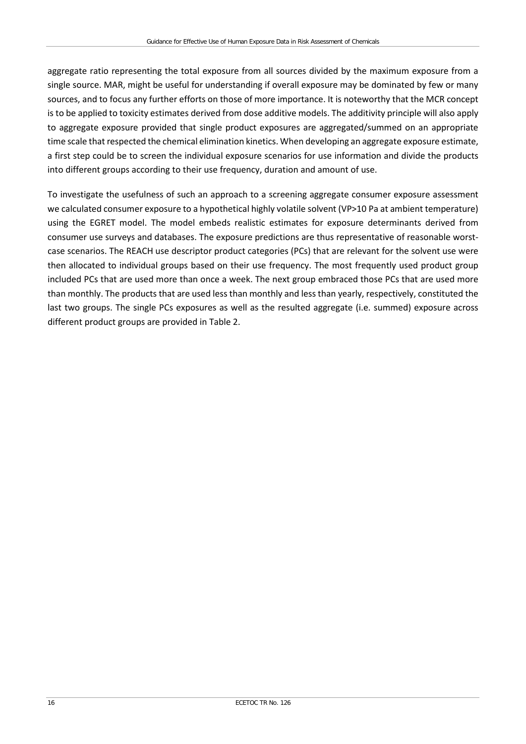aggregate ratio representing the total exposure from all sources divided by the maximum exposure from a single source. MAR, might be useful for understanding if overall exposure may be dominated by few or many sources, and to focus any further efforts on those of more importance. It is noteworthy that the MCR concept is to be applied to toxicity estimates derived from dose additive models. The additivity principle will also apply to aggregate exposure provided that single product exposures are aggregated/summed on an appropriate time scale that respected the chemical elimination kinetics. When developing an aggregate exposure estimate, a first step could be to screen the individual exposure scenarios for use information and divide the products into different groups according to their use frequency, duration and amount of use.

To investigate the usefulness of such an approach to a screening aggregate consumer exposure assessment we calculated consumer exposure to a hypothetical highly volatile solvent (VP>10 Pa at ambient temperature) using the EGRET model. The model embeds realistic estimates for exposure determinants derived from consumer use surveys and databases. The exposure predictions are thus representative of reasonable worst-case scenarios. The REACH use descriptor product categories (PCs) that are relevant for the solvent use were then allocated to individual groups based on their use frequency. The most frequently used product group included PCs that are used more than once a week. The next group embraced those PCs that are used more than monthly. The products that are used less than monthly and less than yearly, respectively, constituted the last two groups. The single PCs exposures as well as the resulted aggregate (i.e. summed) exposure across different product groups are provided in Table 2.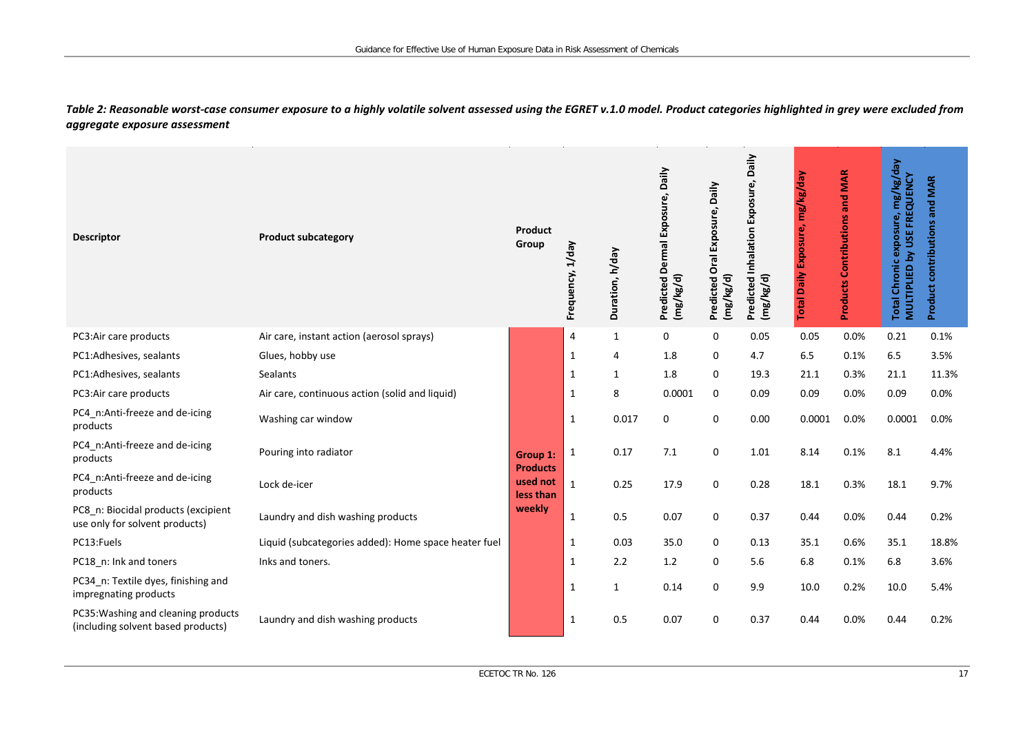*Table 2: Reasonable worst-case consumer exposure to a highly volatile solvent assessed using the EGRET v.1.0 model. Product categories highlighted in grey were excluded from aggregate exposure assessment*

| Descriptor | Product subcategory | Product Group | Frequency, 1/day | Duration, h/day | Predicted Dermal Exposure, Daily (mg/kg/d) | Predicted Oral Exposure, Daily (mg/kg/d) | Predicted Inhalation Exposure, Daily (mg/kg/d) | Total Daily Exposure, mg/kg/day | Products Contributions and MAR | Total Chronic exposure, mg/kg/day MULTIPLIED by USE FREQUENCY | Product contributions and MAR |
|---|---|---|---|---|---|---|---|---|---|---|---|
| PC3:Air care products | Air care, instant action (aerosol sprays) | Group 1: Products used not less than weekly | 4 | 1 | 0 | 0 | 0.05 | 0.05 | 0.0% | 0.21 | 0.1% |
| PC1:Adhesives, sealants | Glues, hobby use | | 1 | 4 | 1.8 | 0 | 4.7 | 6.5 | 0.1% | 6.5 | 3.5% |
| PC1:Adhesives, sealants | Sealants | | 1 | 1 | 1.8 | 0 | 19.3 | 21.1 | 0.3% | 21.1 | 11.3% |
| PC3:Air care products | Air care, continuous action (solid and liquid) | | 1 | 8 | 0.0001 | 0 | 0.09 | 0.09 | 0.0% | 0.09 | 0.0% |
| PC4_n:Anti-freeze and de-icing products | Washing car window | | 1 | 0.017 | 0 | 0 | 0.00 | 0.0001 | 0.0% | 0.0001 | 0.0% |
| PC4_n:Anti-freeze and de-icing products | Pouring into radiator | | 1 | 0.17 | 7.1 | 0 | 1.01 | 8.14 | 0.1% | 8.1 | 4.4% |
| PC4_n:Anti-freeze and de-icing products | Lock de-icer | | 1 | 0.25 | 17.9 | 0 | 0.28 | 18.1 | 0.3% | 18.1 | 9.7% |
| PC8_n: Biocidal products (excipient use only for solvent products) | Laundry and dish washing products | | 1 | 0.5 | 0.07 | 0 | 0.37 | 0.44 | 0.0% | 0.44 | 0.2% |
| PC13:Fuels | Liquid (subcategories added): Home space heater fuel | | 1 | 0.03 | 35.0 | 0 | 0.13 | 35.1 | 0.6% | 35.1 | 18.8% |
| PC18_n: Ink and toners | Inks and toners. | | 1 | 2.2 | 1.2 | 0 | 5.6 | 6.8 | 0.1% | 6.8 | 3.6% |
| PC34_n: Textile dyes, finishing and impregnating products | | | 1 | 1 | 0.14 | 0 | 9.9 | 10.0 | 0.2% | 10.0 | 5.4% |
| PC35:Washing and cleaning products (including solvent based products) | Laundry and dish washing products | | 1 | 0.5 | 0.07 | 0 | 0.37 | 0.44 | 0.0% | 0.44 | 0.2% |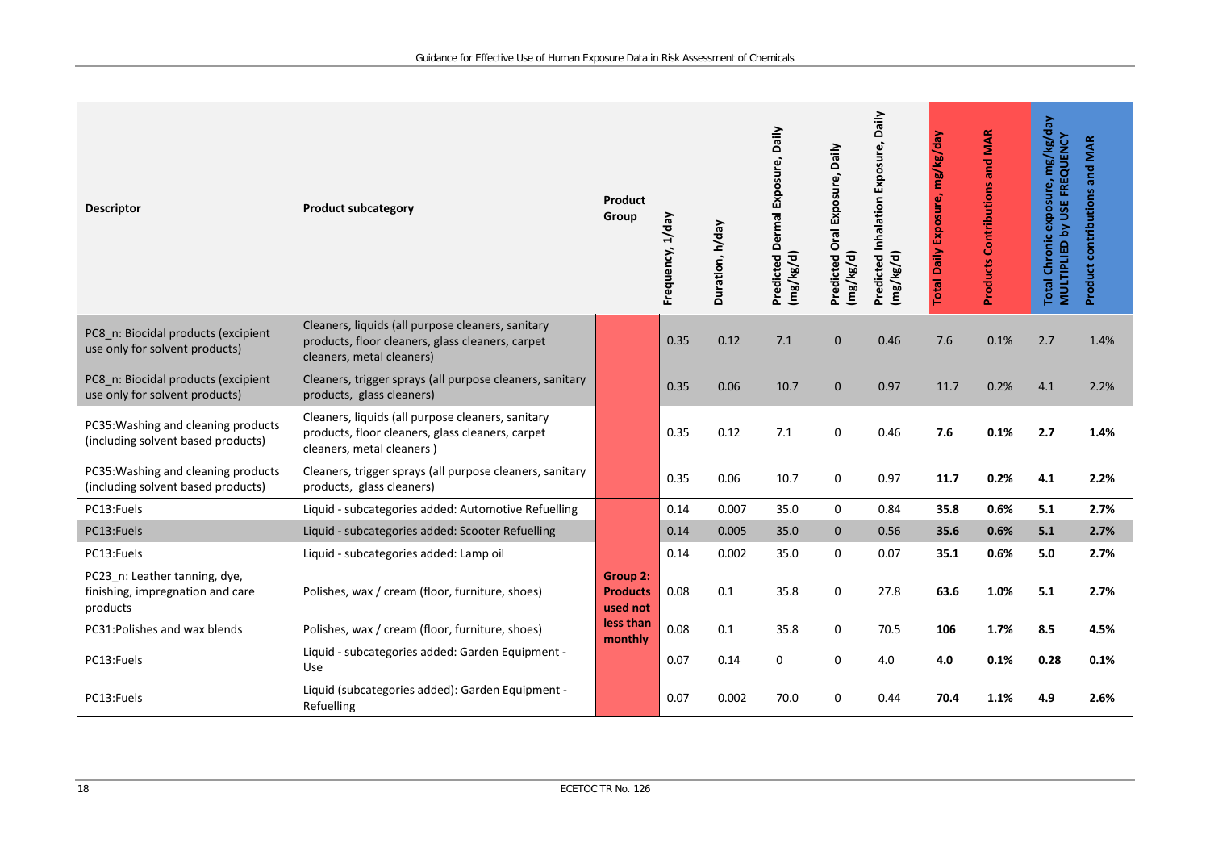| Descriptor | Product subcategory | Product Group | Frequency, 1/day | Duration, h/day | Predicted Dermal Exposure, Daily (mg/kg/d) | Predicted Oral Exposure, Daily (mg/kg/d) | Predicted Inhalation Exposure, Daily (mg/kg/d) | Total Daily Exposure, mg/kg/day | Products Contributions and MAR | Total Chronic exposure, mg/kg/day MULTIPLIED by USE FREQUENCY | Product contributions and MAR |
|---|---|---|---|---|---|---|---|---|---|---|---|
| PC8_n: Biocidal products (excipient use only for solvent products) | Cleaners, liquids (all purpose cleaners, sanitary products, floor cleaners, glass cleaners, carpet cleaners, metal cleaners) | **Group 2: Products used not less than monthly** | 0.35 | 0.12 | 7.1 | 0 | 0.46 | 7.6 | 0.1% | 2.7 | 1.4% |
| PC8_n: Biocidal products (excipient use only for solvent products) | Cleaners, trigger sprays (all purpose cleaners, sanitary products, glass cleaners) | | 0.35 | 0.06 | 10.7 | 0 | 0.97 | 11.7 | 0.2% | 4.1 | 2.2% |
| PC35:Washing and cleaning products (including solvent based products) | Cleaners, liquids (all purpose cleaners, sanitary products, floor cleaners, glass cleaners, carpet cleaners, metal cleaners ) | | 0.35 | 0.12 | 7.1 | 0 | 0.46 | **7.6** | **0.1%** | **2.7** | **1.4%** |
| PC35:Washing and cleaning products (including solvent based products) | Cleaners, trigger sprays (all purpose cleaners, sanitary products, glass cleaners) | | 0.35 | 0.06 | 10.7 | 0 | 0.97 | **11.7** | **0.2%** | **4.1** | **2.2%** |
| PC13:Fuels | Liquid - subcategories added: Automotive Refuelling | | 0.14 | 0.007 | 35.0 | 0 | 0.84 | **35.8** | **0.6%** | **5.1** | **2.7%** |
| PC13:Fuels | Liquid - subcategories added: Scooter Refuelling | | 0.14 | 0.005 | 35.0 | 0 | 0.56 | **35.6** | **0.6%** | **5.1** | **2.7%** |
| PC13:Fuels | Liquid - subcategories added: Lamp oil | | 0.14 | 0.002 | 35.0 | 0 | 0.07 | **35.1** | **0.6%** | **5.0** | **2.7%** |
| PC23_n: Leather tanning, dye, finishing, impregnation and care products | Polishes, wax / cream (floor, furniture, shoes) | | 0.08 | 0.1 | 35.8 | 0 | 27.8 | **63.6** | **1.0%** | **5.1** | **2.7%** |
| PC31:Polishes and wax blends | Polishes, wax / cream (floor, furniture, shoes) | | 0.08 | 0.1 | 35.8 | 0 | 70.5 | **106** | **1.7%** | **8.5** | **4.5%** |
| PC13:Fuels | Liquid - subcategories added: Garden Equipment - Use | | 0.07 | 0.14 | 0 | 0 | 4.0 | **4.0** | **0.1%** | **0.28** | **0.1%** |
| PC13:Fuels | Liquid (subcategories added): Garden Equipment - Refuelling | | 0.07 | 0.002 | 70.0 | 0 | 0.44 | **70.4** | **1.1%** | **4.9** | **2.6%** |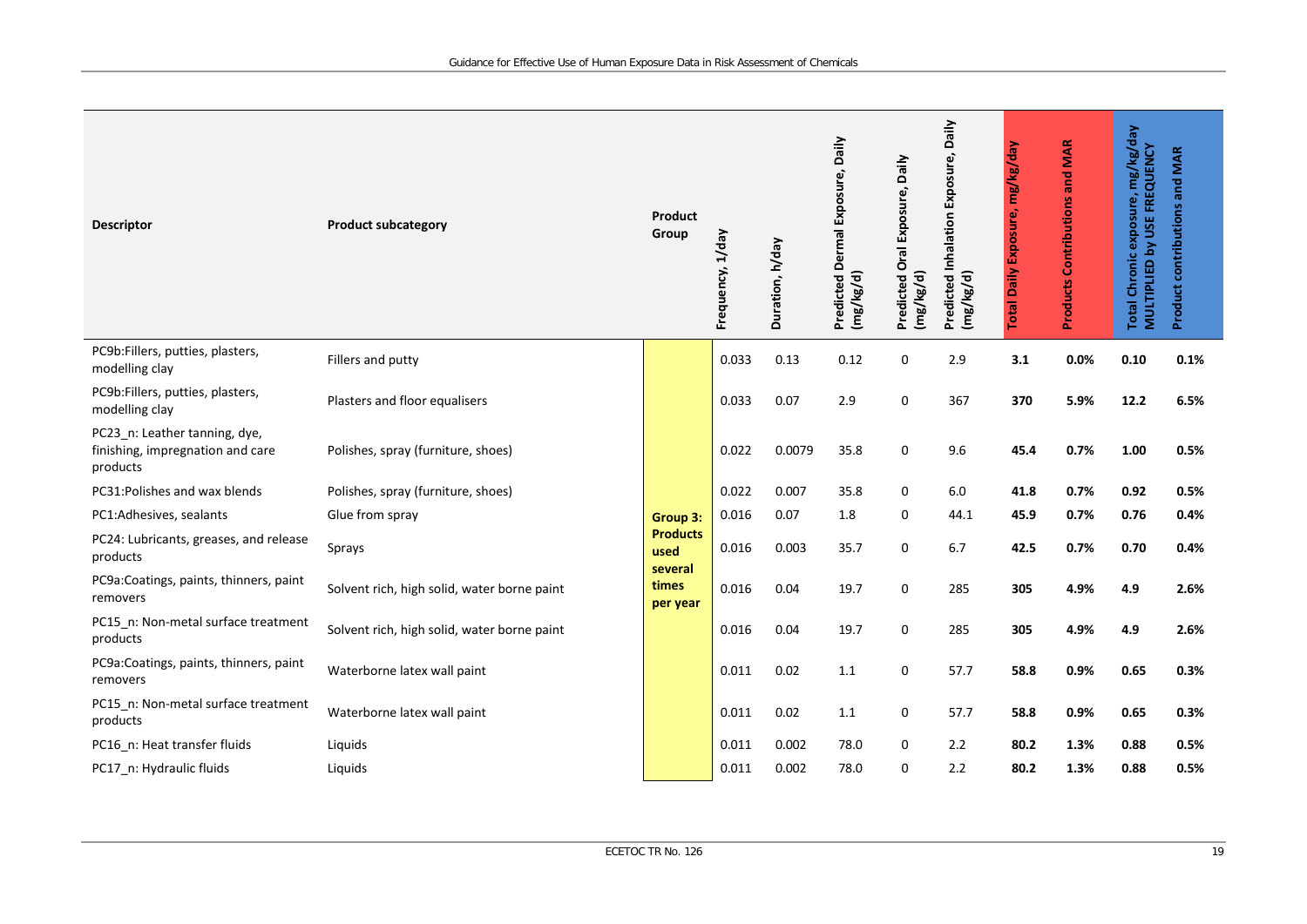| Descriptor | Product subcategory | Product Group | Frequency, 1/day | Duration, h/day | Predicted Dermal Exposure, Daily (mg/kg/d) | Predicted Oral Exposure, Daily (mg/kg/d) | Predicted Inhalation Exposure, Daily (mg/kg/d) | Total Daily Exposure, mg/kg/day | Products Contributions and MAR | Total Chronic exposure, mg/kg/day MULTIPLIED by USE FREQUENCY | Product contributions and MAR |
|---|---|---|---|---|---|---|---|---|---|---|---|
| PC9b:Fillers, putties, plasters, modelling clay | Fillers and putty | Group 3: Products used several times per year | 0.033 | 0.13 | 0.12 | 0 | 2.9 | **3.1** | **0.0%** | **0.10** | **0.1%** |
| PC9b:Fillers, putties, plasters, modelling clay | Plasters and floor equalisers | | 0.033 | 0.07 | 2.9 | 0 | 367 | **370** | **5.9%** | **12.2** | **6.5%** |
| PC23_n: Leather tanning, dye, finishing, impregnation and care products | Polishes, spray (furniture, shoes) | | 0.022 | 0.0079 | 35.8 | 0 | 9.6 | **45.4** | **0.7%** | **1.00** | **0.5%** |
| PC31:Polishes and wax blends | Polishes, spray (furniture, shoes) | | 0.022 | 0.007 | 35.8 | 0 | 6.0 | **41.8** | **0.7%** | **0.92** | **0.5%** |
| PC1:Adhesives, sealants | Glue from spray | | 0.016 | 0.07 | 1.8 | 0 | 44.1 | **45.9** | **0.7%** | **0.76** | **0.4%** |
| PC24: Lubricants, greases, and release products | Sprays | | 0.016 | 0.003 | 35.7 | 0 | 6.7 | **42.5** | **0.7%** | **0.70** | **0.4%** |
| PC9a:Coatings, paints, thinners, paint removers | Solvent rich, high solid, water borne paint | | 0.016 | 0.04 | 19.7 | 0 | 285 | **305** | **4.9%** | **4.9** | **2.6%** |
| PC15_n: Non-metal surface treatment products | Solvent rich, high solid, water borne paint | | 0.016 | 0.04 | 19.7 | 0 | 285 | **305** | **4.9%** | **4.9** | **2.6%** |
| PC9a:Coatings, paints, thinners, paint removers | Waterborne latex wall paint | | 0.011 | 0.02 | 1.1 | 0 | 57.7 | **58.8** | **0.9%** | **0.65** | **0.3%** |
| PC15_n: Non-metal surface treatment products | Waterborne latex wall paint | | 0.011 | 0.02 | 1.1 | 0 | 57.7 | **58.8** | **0.9%** | **0.65** | **0.3%** |
| PC16_n: Heat transfer fluids | Liquids | | 0.011 | 0.002 | 78.0 | 0 | 2.2 | **80.2** | **1.3%** | **0.88** | **0.5%** |
| PC17_n: Hydraulic fluids | Liquids | | 0.011 | 0.002 | 78.0 | 0 | 2.2 | **80.2** | **1.3%** | **0.88** | **0.5%** |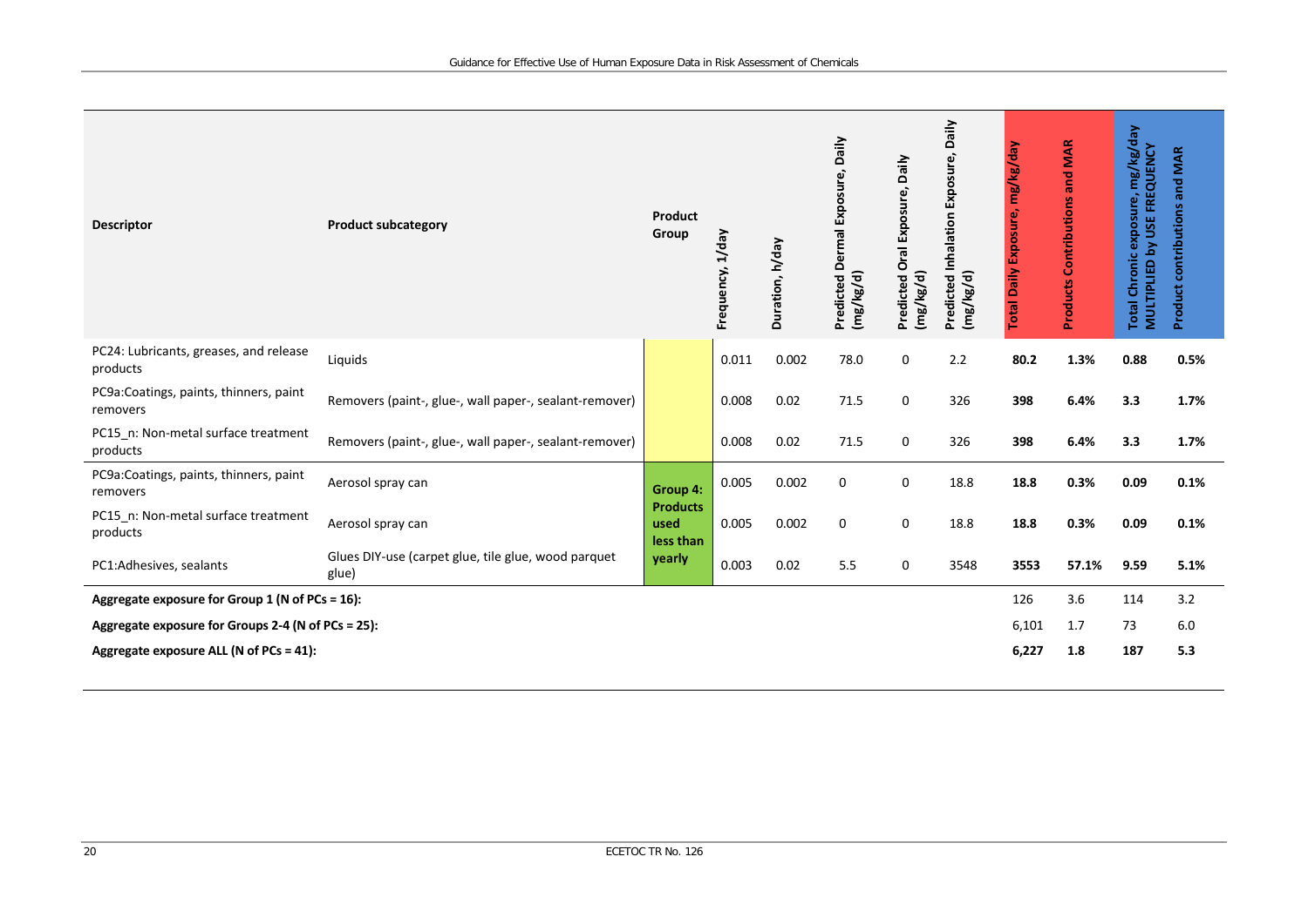| Descriptor | Product subcategory | Product Group | Frequency, 1/day | Duration, h/day | Predicted Dermal Exposure, Daily (mg/kg/d) | Predicted Oral Exposure, Daily (mg/kg/d) | Predicted Inhalation Exposure, Daily (mg/kg/d) | Total Daily Exposure, mg/kg/day | Products Contributions and MAR | Total Chronic exposure, mg/kg/day MULTIPLIED by USE FREQUENCY | Product contributions and MAR |
|---|---|---|---|---|---|---|---|---|---|---|---|
| PC24: Lubricants, greases, and release products | Liquids | | 0.011 | 0.002 | 78.0 | 0 | 2.2 | **80.2** | **1.3%** | **0.88** | **0.5%** |
| PC9a:Coatings, paints, thinners, paint removers | Removers (paint-, glue-, wall paper-, sealant-remover) | | 0.008 | 0.02 | 71.5 | 0 | 326 | **398** | **6.4%** | **3.3** | **1.7%** |
| PC15_n: Non-metal surface treatment products | Removers (paint-, glue-, wall paper-, sealant-remover) | | 0.008 | 0.02 | 71.5 | 0 | 326 | **398** | **6.4%** | **3.3** | **1.7%** |
| PC9a:Coatings, paints, thinners, paint removers | Aerosol spray can | **Group 4: Products used less than yearly** | 0.005 | 0.002 | 0 | 0 | 18.8 | **18.8** | **0.3%** | **0.09** | **0.1%** |
| PC15_n: Non-metal surface treatment products | Aerosol spray can | | 0.005 | 0.002 | 0 | 0 | 18.8 | **18.8** | **0.3%** | **0.09** | **0.1%** |
| PC1:Adhesives, sealants | Glues DIY-use (carpet glue, tile glue, wood parquet glue) | | 0.003 | 0.02 | 5.5 | 0 | 3548 | **3553** | **57.1%** | **9.59** | **5.1%** |
| **Aggregate exposure for Group 1 (N of PCs = 16):** | | | | | | | | 126 | 3.6 | 114 | 3.2 |
| **Aggregate exposure for Groups 2-4 (N of PCs = 25):** | | | | | | | | 6,101 | 1.7 | 73 | 6.0 |
| **Aggregate exposure ALL (N of PCs = 41):** | | | | | | | | **6,227** | **1.8** | **187** | **5.3** |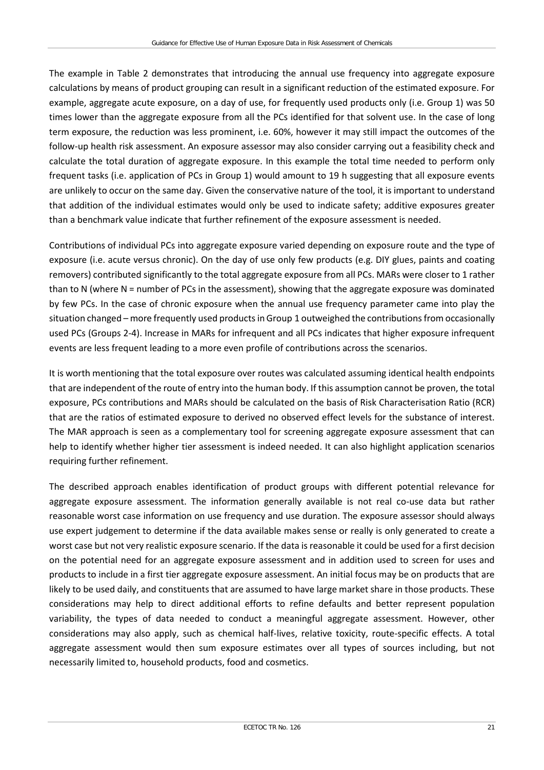The example in Table 2 demonstrates that introducing the annual use frequency into aggregate exposure calculations by means of product grouping can result in a significant reduction of the estimated exposure. For example, aggregate acute exposure, on a day of use, for frequently used products only (i.e. Group 1) was 50 times lower than the aggregate exposure from all the PCs identified for that solvent use. In the case of long term exposure, the reduction was less prominent, i.e. 60%, however it may still impact the outcomes of the follow-up health risk assessment. An exposure assessor may also consider carrying out a feasibility check and calculate the total duration of aggregate exposure. In this example the total time needed to perform only frequent tasks (i.e. application of PCs in Group 1) would amount to 19 h suggesting that all exposure events are unlikely to occur on the same day. Given the conservative nature of the tool, it is important to understand that addition of the individual estimates would only be used to indicate safety; additive exposures greater than a benchmark value indicate that further refinement of the exposure assessment is needed.

Contributions of individual PCs into aggregate exposure varied depending on exposure route and the type of exposure (i.e. acute versus chronic). On the day of use only few products (e.g. DIY glues, paints and coating removers) contributed significantly to the total aggregate exposure from all PCs. MARs were closer to 1 rather than to N (where N = number of PCs in the assessment), showing that the aggregate exposure was dominated by few PCs. In the case of chronic exposure when the annual use frequency parameter came into play the situation changed – more frequently used products in Group 1 outweighed the contributions from occasionally used PCs (Groups 2-4). Increase in MARs for infrequent and all PCs indicates that higher exposure infrequent events are less frequent leading to a more even profile of contributions across the scenarios.

It is worth mentioning that the total exposure over routes was calculated assuming identical health endpoints that are independent of the route of entry into the human body. If this assumption cannot be proven, the total exposure, PCs contributions and MARs should be calculated on the basis of Risk Characterisation Ratio (RCR) that are the ratios of estimated exposure to derived no observed effect levels for the substance of interest. The MAR approach is seen as a complementary tool for screening aggregate exposure assessment that can help to identify whether higher tier assessment is indeed needed. It can also highlight application scenarios requiring further refinement.

The described approach enables identification of product groups with different potential relevance for aggregate exposure assessment. The information generally available is not real co-use data but rather reasonable worst case information on use frequency and use duration. The exposure assessor should always use expert judgement to determine if the data available makes sense or really is only generated to create a worst case but not very realistic exposure scenario. If the data is reasonable it could be used for a first decision on the potential need for an aggregate exposure assessment and in addition used to screen for uses and products to include in a first tier aggregate exposure assessment. An initial focus may be on products that are likely to be used daily, and constituents that are assumed to have large market share in those products. These considerations may help to direct additional efforts to refine defaults and better represent population variability, the types of data needed to conduct a meaningful aggregate assessment. However, other considerations may also apply, such as chemical half-lives, relative toxicity, route-specific effects. A total aggregate assessment would then sum exposure estimates over all types of sources including, but not necessarily limited to, household products, food and cosmetics.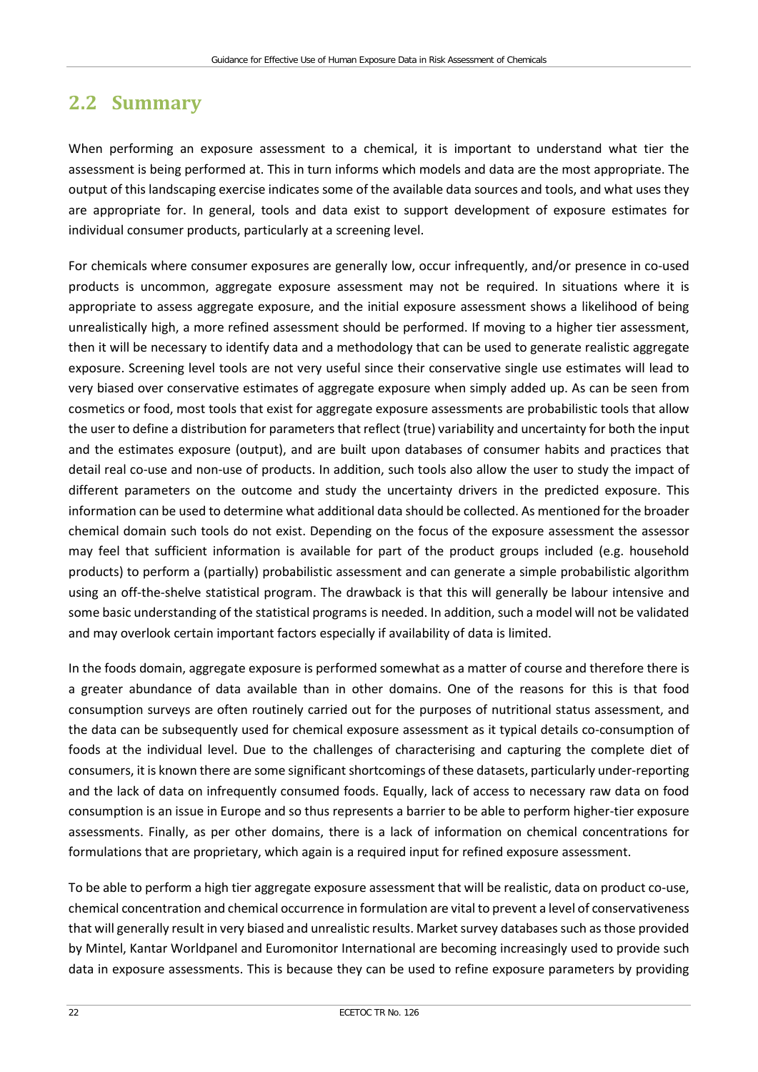## 2.2 Summary

When performing an exposure assessment to a chemical, it is important to understand what tier the assessment is being performed at. This in turn informs which models and data are the most appropriate. The output of this landscaping exercise indicates some of the available data sources and tools, and what uses they are appropriate for. In general, tools and data exist to support development of exposure estimates for individual consumer products, particularly at a screening level.

For chemicals where consumer exposures are generally low, occur infrequently, and/or presence in co-used products is uncommon, aggregate exposure assessment may not be required. In situations where it is appropriate to assess aggregate exposure, and the initial exposure assessment shows a likelihood of being unrealistically high, a more refined assessment should be performed. If moving to a higher tier assessment, then it will be necessary to identify data and a methodology that can be used to generate realistic aggregate exposure. Screening level tools are not very useful since their conservative single use estimates will lead to very biased over conservative estimates of aggregate exposure when simply added up. As can be seen from cosmetics or food, most tools that exist for aggregate exposure assessments are probabilistic tools that allow the user to define a distribution for parameters that reflect (true) variability and uncertainty for both the input and the estimates exposure (output), and are built upon databases of consumer habits and practices that detail real co-use and non-use of products. In addition, such tools also allow the user to study the impact of different parameters on the outcome and study the uncertainty drivers in the predicted exposure. This information can be used to determine what additional data should be collected. As mentioned for the broader chemical domain such tools do not exist. Depending on the focus of the exposure assessment the assessor may feel that sufficient information is available for part of the product groups included (e.g. household products) to perform a (partially) probabilistic assessment and can generate a simple probabilistic algorithm using an off-the-shelve statistical program. The drawback is that this will generally be labour intensive and some basic understanding of the statistical programs is needed. In addition, such a model will not be validated and may overlook certain important factors especially if availability of data is limited.

In the foods domain, aggregate exposure is performed somewhat as a matter of course and therefore there is a greater abundance of data available than in other domains. One of the reasons for this is that food consumption surveys are often routinely carried out for the purposes of nutritional status assessment, and the data can be subsequently used for chemical exposure assessment as it typical details co-consumption of foods at the individual level. Due to the challenges of characterising and capturing the complete diet of consumers, it is known there are some significant shortcomings of these datasets, particularly under-reporting and the lack of data on infrequently consumed foods. Equally, lack of access to necessary raw data on food consumption is an issue in Europe and so thus represents a barrier to be able to perform higher-tier exposure assessments. Finally, as per other domains, there is a lack of information on chemical concentrations for formulations that are proprietary, which again is a required input for refined exposure assessment.

To be able to perform a high tier aggregate exposure assessment that will be realistic, data on product co-use, chemical concentration and chemical occurrence in formulation are vital to prevent a level of conservativeness that will generally result in very biased and unrealistic results. Market survey databases such as those provided by Mintel, Kantar Worldpanel and Euromonitor International are becoming increasingly used to provide such data in exposure assessments. This is because they can be used to refine exposure parameters by providing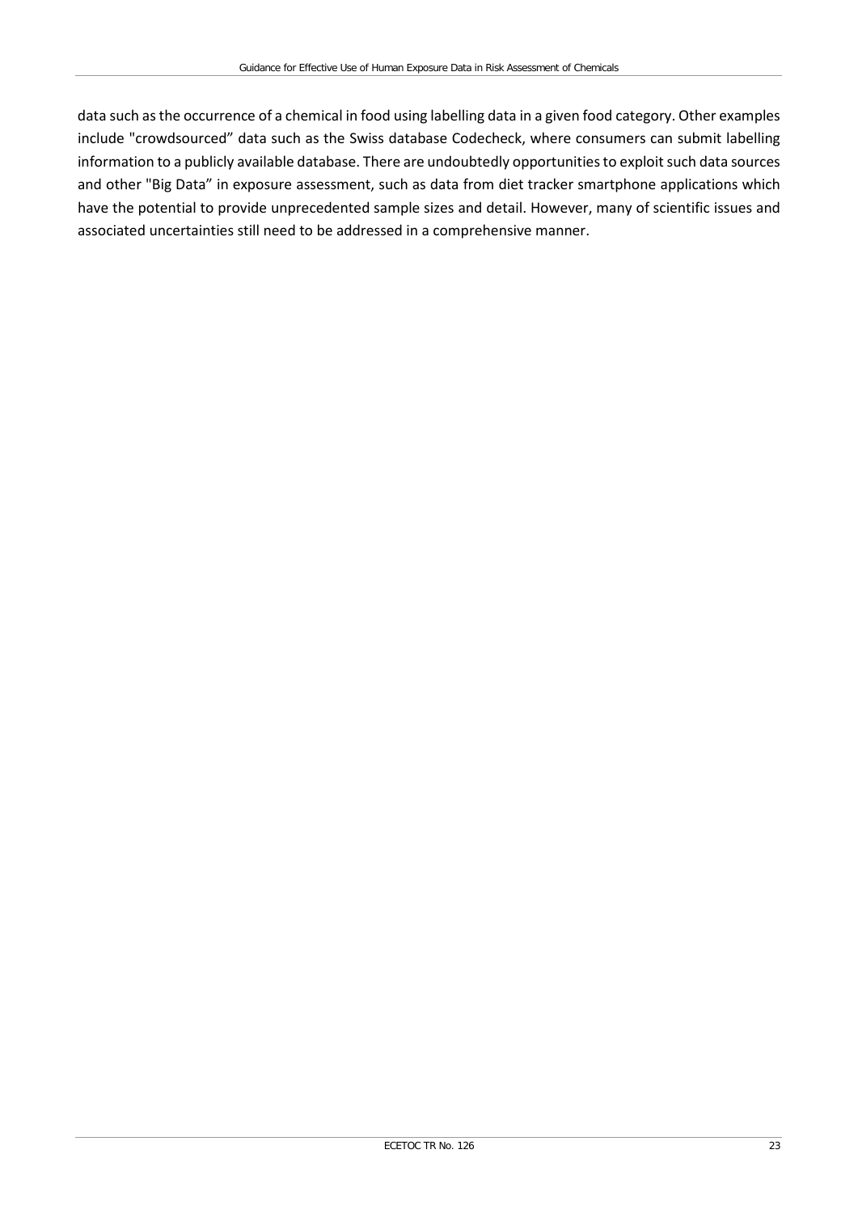data such as the occurrence of a chemical in food using labelling data in a given food category. Other examples include "crowdsourced" data such as the Swiss database Codecheck, where consumers can submit labelling information to a publicly available database. There are undoubtedly opportunities to exploit such data sources and other "Big Data" in exposure assessment, such as data from diet tracker smartphone applications which have the potential to provide unprecedented sample sizes and detail. However, many of scientific issues and associated uncertainties still need to be addressed in a comprehensive manner.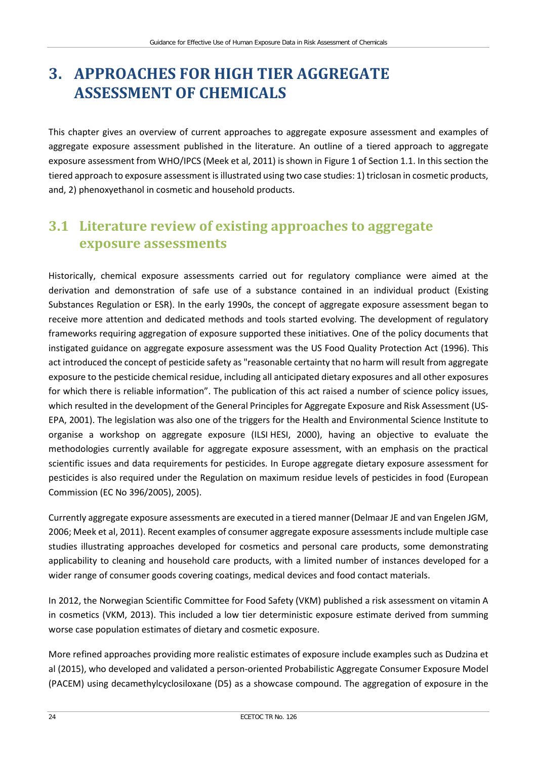# 3. APPROACHES FOR HIGH TIER AGGREGATE ASSESSMENT OF CHEMICALS

This chapter gives an overview of current approaches to aggregate exposure assessment and examples of aggregate exposure assessment published in the literature. An outline of a tiered approach to aggregate exposure assessment from WHO/IPCS (Meek et al, 2011) is shown in Figure 1 of Section 1.1. In this section the tiered approach to exposure assessment is illustrated using two case studies: 1) triclosan in cosmetic products, and, 2) phenoxyethanol in cosmetic and household products.

## 3.1 Literature review of existing approaches to aggregate exposure assessments

Historically, chemical exposure assessments carried out for regulatory compliance were aimed at the derivation and demonstration of safe use of a substance contained in an individual product (Existing Substances Regulation or ESR). In the early 1990s, the concept of aggregate exposure assessment began to receive more attention and dedicated methods and tools started evolving. The development of regulatory frameworks requiring aggregation of exposure supported these initiatives. One of the policy documents that instigated guidance on aggregate exposure assessment was the US Food Quality Protection Act (1996). This act introduced the concept of pesticide safety as "reasonable certainty that no harm will result from aggregate exposure to the pesticide chemical residue, including all anticipated dietary exposures and all other exposures for which there is reliable information". The publication of this act raised a number of science policy issues, which resulted in the development of the General Principles for Aggregate Exposure and Risk Assessment (US-EPA, 2001). The legislation was also one of the triggers for the Health and Environmental Science Institute to organise a workshop on aggregate exposure (ILSI HESI, 2000), having an objective to evaluate the methodologies currently available for aggregate exposure assessment, with an emphasis on the practical scientific issues and data requirements for pesticides. In Europe aggregate dietary exposure assessment for pesticides is also required under the Regulation on maximum residue levels of pesticides in food (European Commission (EC No 396/2005), 2005).

Currently aggregate exposure assessments are executed in a tiered manner (Delmaar JE and van Engelen JGM, 2006; Meek et al, 2011). Recent examples of consumer aggregate exposure assessments include multiple case studies illustrating approaches developed for cosmetics and personal care products, some demonstrating applicability to cleaning and household care products, with a limited number of instances developed for a wider range of consumer goods covering coatings, medical devices and food contact materials.

In 2012, the Norwegian Scientific Committee for Food Safety (VKM) published a risk assessment on vitamin A in cosmetics (VKM, 2013). This included a low tier deterministic exposure estimate derived from summing worse case population estimates of dietary and cosmetic exposure.

More refined approaches providing more realistic estimates of exposure include examples such as Dudzina et al (2015), who developed and validated a person-oriented Probabilistic Aggregate Consumer Exposure Model (PACEM) using decamethylcyclosiloxane (D5) as a showcase compound. The aggregation of exposure in the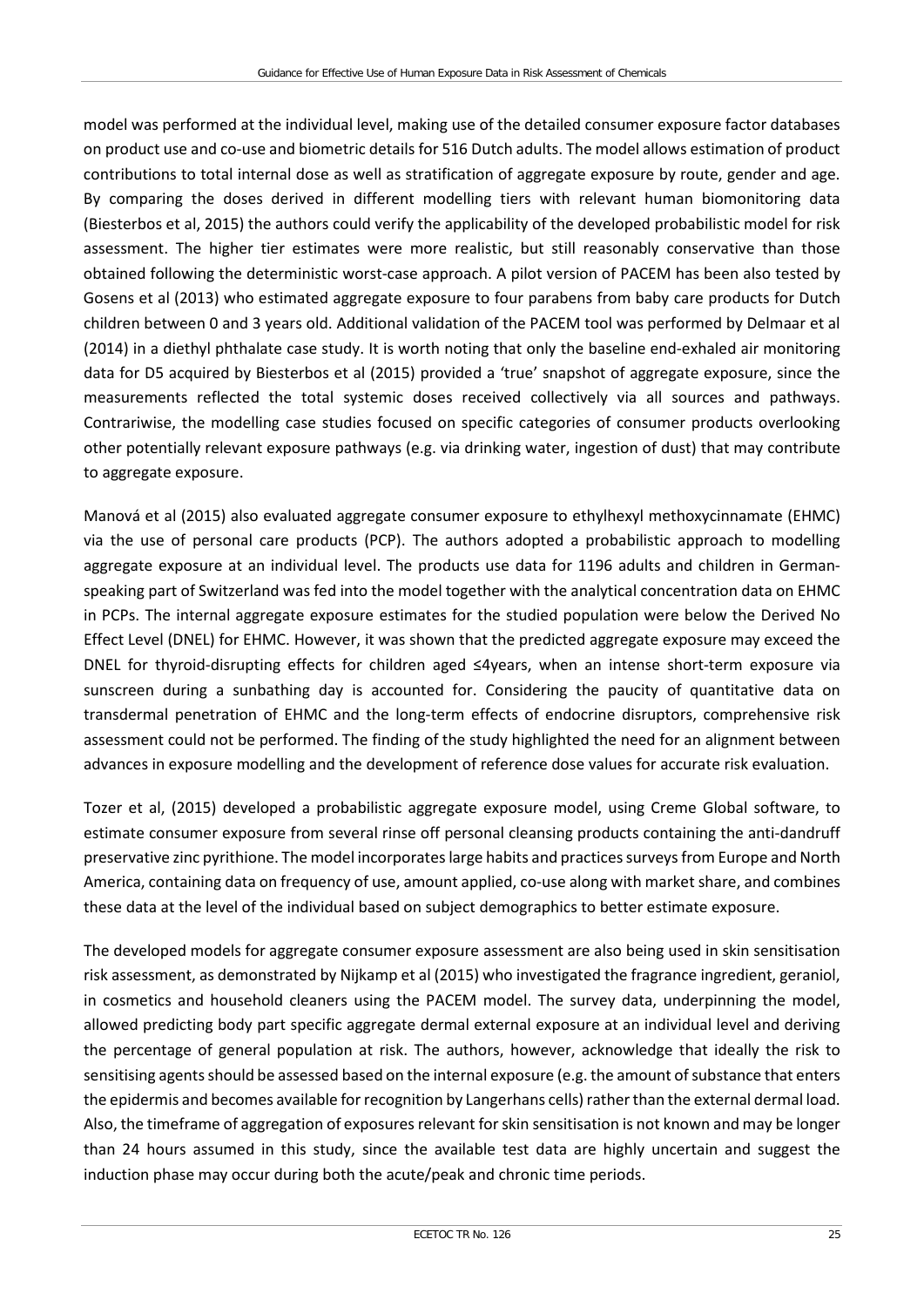model was performed at the individual level, making use of the detailed consumer exposure factor databases on product use and co-use and biometric details for 516 Dutch adults. The model allows estimation of product contributions to total internal dose as well as stratification of aggregate exposure by route, gender and age. By comparing the doses derived in different modelling tiers with relevant human biomonitoring data (Biesterbos et al, 2015) the authors could verify the applicability of the developed probabilistic model for risk assessment. The higher tier estimates were more realistic, but still reasonably conservative than those obtained following the deterministic worst-case approach. A pilot version of PACEM has been also tested by Gosens et al (2013) who estimated aggregate exposure to four parabens from baby care products for Dutch children between 0 and 3 years old. Additional validation of the PACEM tool was performed by Delmaar et al (2014) in a diethyl phthalate case study. It is worth noting that only the baseline end-exhaled air monitoring data for D5 acquired by Biesterbos et al (2015) provided a 'true' snapshot of aggregate exposure, since the measurements reflected the total systemic doses received collectively via all sources and pathways. Contrariwise, the modelling case studies focused on specific categories of consumer products overlooking other potentially relevant exposure pathways (e.g. via drinking water, ingestion of dust) that may contribute to aggregate exposure.

Manová et al (2015) also evaluated aggregate consumer exposure to ethylhexyl methoxycinnamate (EHMC) via the use of personal care products (PCP). The authors adopted a probabilistic approach to modelling aggregate exposure at an individual level. The products use data for 1196 adults and children in German-speaking part of Switzerland was fed into the model together with the analytical concentration data on EHMC in PCPs. The internal aggregate exposure estimates for the studied population were below the Derived No Effect Level (DNEL) for EHMC. However, it was shown that the predicted aggregate exposure may exceed the DNEL for thyroid-disrupting effects for children aged ≤4years, when an intense short-term exposure via sunscreen during a sunbathing day is accounted for. Considering the paucity of quantitative data on transdermal penetration of EHMC and the long-term effects of endocrine disruptors, comprehensive risk assessment could not be performed. The finding of the study highlighted the need for an alignment between advances in exposure modelling and the development of reference dose values for accurate risk evaluation.

Tozer et al, (2015) developed a probabilistic aggregate exposure model, using Creme Global software, to estimate consumer exposure from several rinse off personal cleansing products containing the anti-dandruff preservative zinc pyrithione. The model incorporates large habits and practices surveys from Europe and North America, containing data on frequency of use, amount applied, co-use along with market share, and combines these data at the level of the individual based on subject demographics to better estimate exposure.

The developed models for aggregate consumer exposure assessment are also being used in skin sensitisation risk assessment, as demonstrated by Nijkamp et al (2015) who investigated the fragrance ingredient, geraniol, in cosmetics and household cleaners using the PACEM model. The survey data, underpinning the model, allowed predicting body part specific aggregate dermal external exposure at an individual level and deriving the percentage of general population at risk. The authors, however, acknowledge that ideally the risk to sensitising agents should be assessed based on the internal exposure (e.g. the amount of substance that enters the epidermis and becomes available for recognition by Langerhans cells) rather than the external dermal load. Also, the timeframe of aggregation of exposures relevant for skin sensitisation is not known and may be longer than 24 hours assumed in this study, since the available test data are highly uncertain and suggest the induction phase may occur during both the acute/peak and chronic time periods.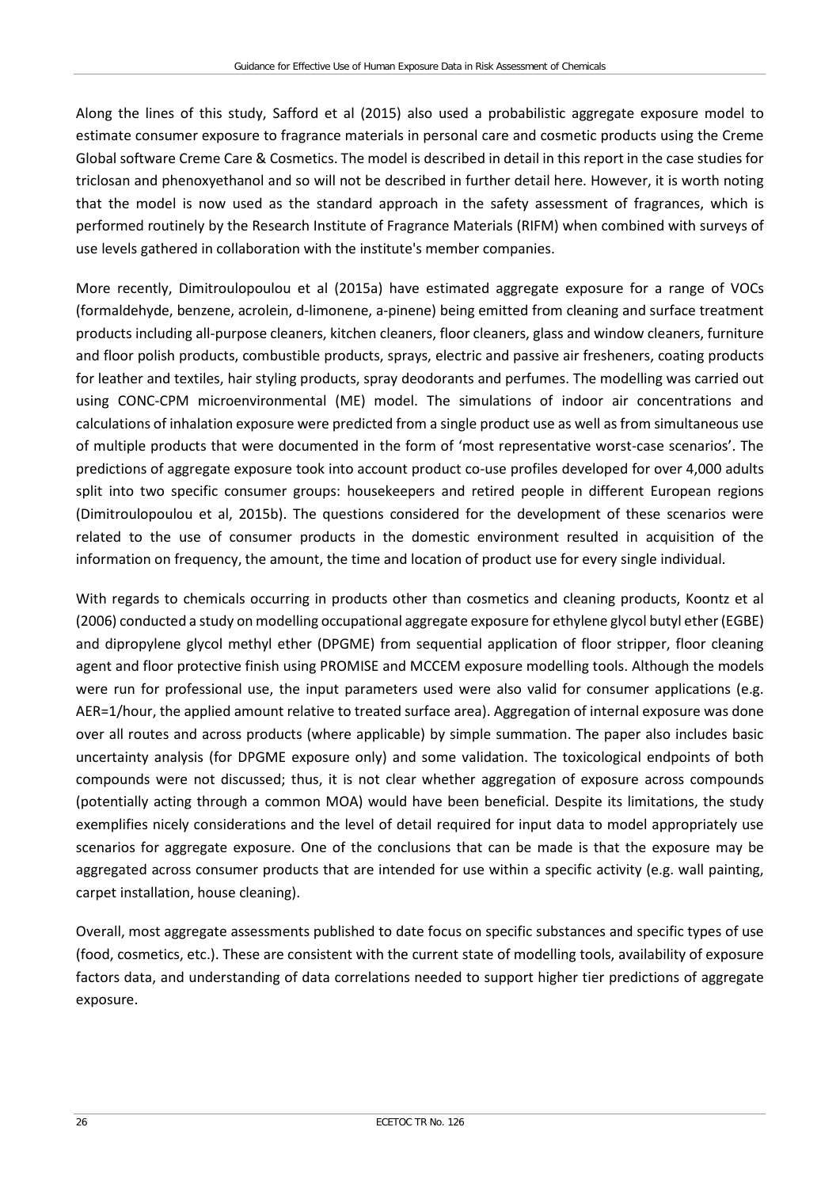Along the lines of this study, Safford et al (2015) also used a probabilistic aggregate exposure model to estimate consumer exposure to fragrance materials in personal care and cosmetic products using the Creme Global software Creme Care & Cosmetics. The model is described in detail in this report in the case studies for triclosan and phenoxyethanol and so will not be described in further detail here. However, it is worth noting that the model is now used as the standard approach in the safety assessment of fragrances, which is performed routinely by the Research Institute of Fragrance Materials (RIFM) when combined with surveys of use levels gathered in collaboration with the institute's member companies.

More recently, Dimitroulopoulou et al (2015a) have estimated aggregate exposure for a range of VOCs (formaldehyde, benzene, acrolein, d-limonene, a-pinene) being emitted from cleaning and surface treatment products including all-purpose cleaners, kitchen cleaners, floor cleaners, glass and window cleaners, furniture and floor polish products, combustible products, sprays, electric and passive air fresheners, coating products for leather and textiles, hair styling products, spray deodorants and perfumes. The modelling was carried out using CONC-CPM microenvironmental (ME) model. The simulations of indoor air concentrations and calculations of inhalation exposure were predicted from a single product use as well as from simultaneous use of multiple products that were documented in the form of 'most representative worst-case scenarios'. The predictions of aggregate exposure took into account product co-use profiles developed for over 4,000 adults split into two specific consumer groups: housekeepers and retired people in different European regions (Dimitroulopoulou et al, 2015b). The questions considered for the development of these scenarios were related to the use of consumer products in the domestic environment resulted in acquisition of the information on frequency, the amount, the time and location of product use for every single individual.

With regards to chemicals occurring in products other than cosmetics and cleaning products, Koontz et al (2006) conducted a study on modelling occupational aggregate exposure for ethylene glycol butyl ether (EGBE) and dipropylene glycol methyl ether (DPGME) from sequential application of floor stripper, floor cleaning agent and floor protective finish using PROMISE and MCCEM exposure modelling tools. Although the models were run for professional use, the input parameters used were also valid for consumer applications (e.g. AER=1/hour, the applied amount relative to treated surface area). Aggregation of internal exposure was done over all routes and across products (where applicable) by simple summation. The paper also includes basic uncertainty analysis (for DPGME exposure only) and some validation. The toxicological endpoints of both compounds were not discussed; thus, it is not clear whether aggregation of exposure across compounds (potentially acting through a common MOA) would have been beneficial. Despite its limitations, the study exemplifies nicely considerations and the level of detail required for input data to model appropriately use scenarios for aggregate exposure. One of the conclusions that can be made is that the exposure may be aggregated across consumer products that are intended for use within a specific activity (e.g. wall painting, carpet installation, house cleaning).

Overall, most aggregate assessments published to date focus on specific substances and specific types of use (food, cosmetics, etc.). These are consistent with the current state of modelling tools, availability of exposure factors data, and understanding of data correlations needed to support higher tier predictions of aggregate exposure.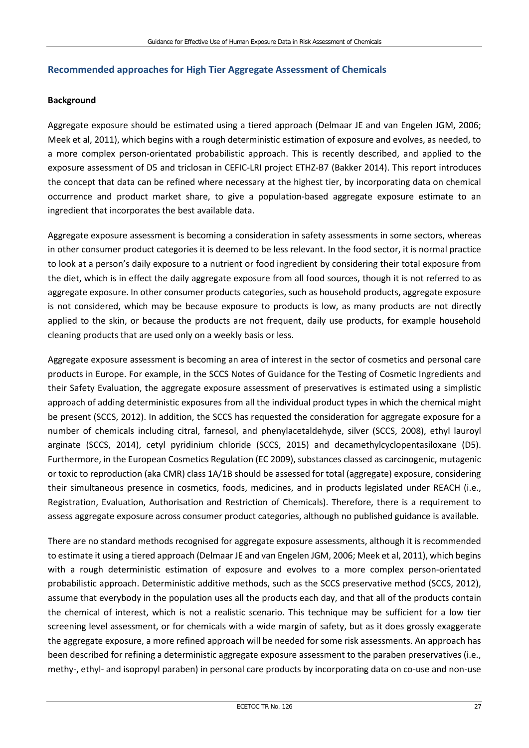## Recommended approaches for High Tier Aggregate Assessment of Chemicals

### Background

Aggregate exposure should be estimated using a tiered approach (Delmaar JE and van Engelen JGM, 2006; Meek et al, 2011), which begins with a rough deterministic estimation of exposure and evolves, as needed, to a more complex person-orientated probabilistic approach. This is recently described, and applied to the exposure assessment of D5 and triclosan in CEFIC-LRI project ETHZ-B7 (Bakker 2014). This report introduces the concept that data can be refined where necessary at the highest tier, by incorporating data on chemical occurrence and product market share, to give a population-based aggregate exposure estimate to an ingredient that incorporates the best available data.

Aggregate exposure assessment is becoming a consideration in safety assessments in some sectors, whereas in other consumer product categories it is deemed to be less relevant. In the food sector, it is normal practice to look at a person's daily exposure to a nutrient or food ingredient by considering their total exposure from the diet, which is in effect the daily aggregate exposure from all food sources, though it is not referred to as aggregate exposure. In other consumer products categories, such as household products, aggregate exposure is not considered, which may be because exposure to products is low, as many products are not directly applied to the skin, or because the products are not frequent, daily use products, for example household cleaning products that are used only on a weekly basis or less.

Aggregate exposure assessment is becoming an area of interest in the sector of cosmetics and personal care products in Europe. For example, in the SCCS Notes of Guidance for the Testing of Cosmetic Ingredients and their Safety Evaluation, the aggregate exposure assessment of preservatives is estimated using a simplistic approach of adding deterministic exposures from all the individual product types in which the chemical might be present (SCCS, 2012). In addition, the SCCS has requested the consideration for aggregate exposure for a number of chemicals including citral, farnesol, and phenylacetaldehyde, silver (SCCS, 2008), ethyl lauroyl arginate (SCCS, 2014), cetyl pyridinium chloride (SCCS, 2015) and decamethylcyclopentasiloxane (D5). Furthermore, in the European Cosmetics Regulation (EC 2009), substances classed as carcinogenic, mutagenic or toxic to reproduction (aka CMR) class 1A/1B should be assessed for total (aggregate) exposure, considering their simultaneous presence in cosmetics, foods, medicines, and in products legislated under REACH (i.e., Registration, Evaluation, Authorisation and Restriction of Chemicals). Therefore, there is a requirement to assess aggregate exposure across consumer product categories, although no published guidance is available.

There are no standard methods recognised for aggregate exposure assessments, although it is recommended to estimate it using a tiered approach (Delmaar JE and van Engelen JGM, 2006; Meek et al, 2011), which begins with a rough deterministic estimation of exposure and evolves to a more complex person-orientated probabilistic approach. Deterministic additive methods, such as the SCCS preservative method (SCCS, 2012), assume that everybody in the population uses all the products each day, and that all of the products contain the chemical of interest, which is not a realistic scenario. This technique may be sufficient for a low tier screening level assessment, or for chemicals with a wide margin of safety, but as it does grossly exaggerate the aggregate exposure, a more refined approach will be needed for some risk assessments. An approach has been described for refining a deterministic aggregate exposure assessment to the paraben preservatives (i.e., methy-, ethyl- and isopropyl paraben) in personal care products by incorporating data on co-use and non-use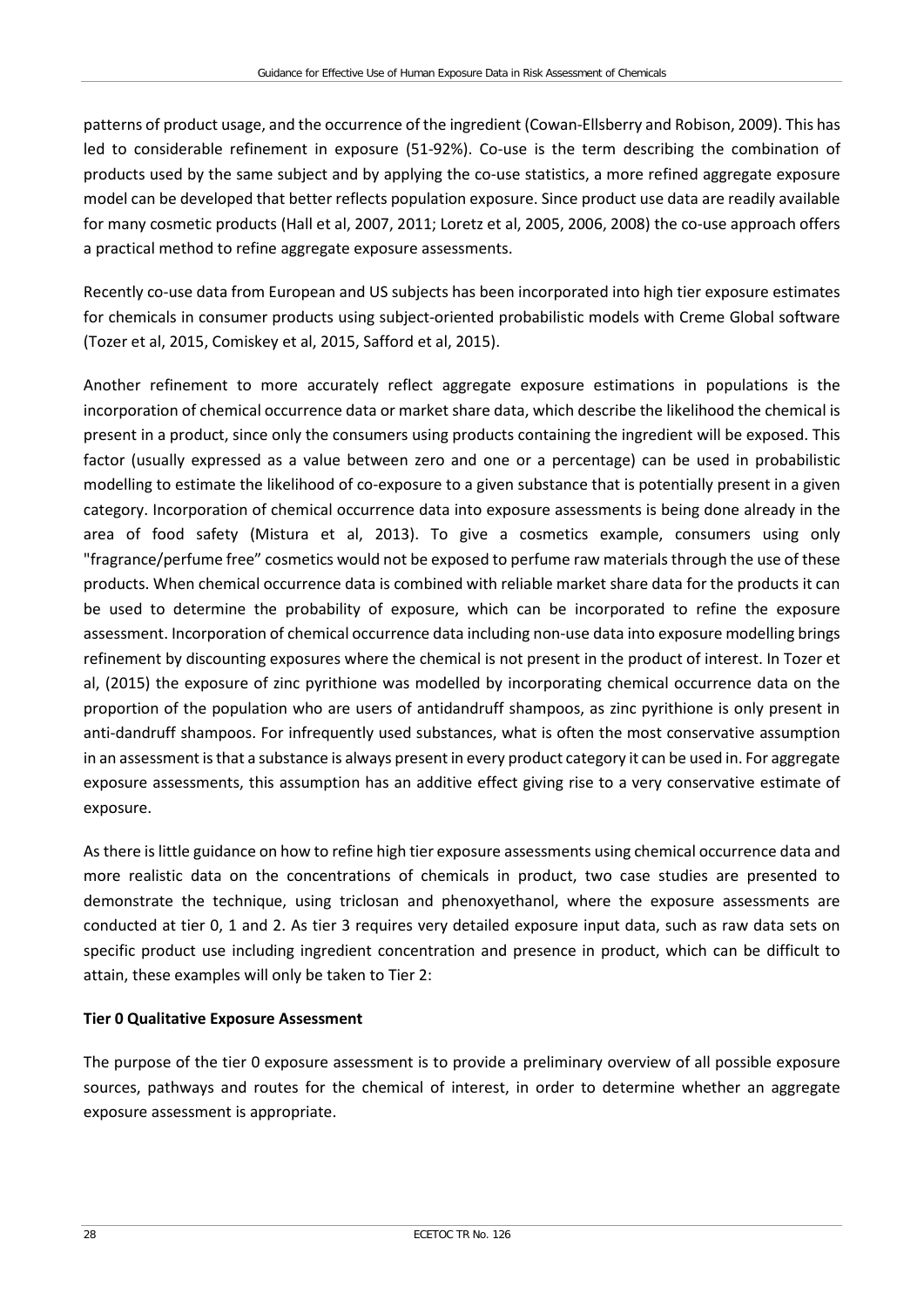patterns of product usage, and the occurrence of the ingredient (Cowan-Ellsberry and Robison, 2009). This has led to considerable refinement in exposure (51-92%). Co-use is the term describing the combination of products used by the same subject and by applying the co-use statistics, a more refined aggregate exposure model can be developed that better reflects population exposure. Since product use data are readily available for many cosmetic products (Hall et al, 2007, 2011; Loretz et al, 2005, 2006, 2008) the co-use approach offers a practical method to refine aggregate exposure assessments.

Recently co-use data from European and US subjects has been incorporated into high tier exposure estimates for chemicals in consumer products using subject-oriented probabilistic models with Creme Global software (Tozer et al, 2015, Comiskey et al, 2015, Safford et al, 2015).

Another refinement to more accurately reflect aggregate exposure estimations in populations is the incorporation of chemical occurrence data or market share data, which describe the likelihood the chemical is present in a product, since only the consumers using products containing the ingredient will be exposed. This factor (usually expressed as a value between zero and one or a percentage) can be used in probabilistic modelling to estimate the likelihood of co-exposure to a given substance that is potentially present in a given category. Incorporation of chemical occurrence data into exposure assessments is being done already in the area of food safety (Mistura et al, 2013). To give a cosmetics example, consumers using only "fragrance/perfume free" cosmetics would not be exposed to perfume raw materials through the use of these products. When chemical occurrence data is combined with reliable market share data for the products it can be used to determine the probability of exposure, which can be incorporated to refine the exposure assessment. Incorporation of chemical occurrence data including non-use data into exposure modelling brings refinement by discounting exposures where the chemical is not present in the product of interest. In Tozer et al, (2015) the exposure of zinc pyrithione was modelled by incorporating chemical occurrence data on the proportion of the population who are users of antidandruff shampoos, as zinc pyrithione is only present in anti-dandruff shampoos. For infrequently used substances, what is often the most conservative assumption in an assessment is that a substance is always present in every product category it can be used in. For aggregate exposure assessments, this assumption has an additive effect giving rise to a very conservative estimate of exposure.

As there is little guidance on how to refine high tier exposure assessments using chemical occurrence data and more realistic data on the concentrations of chemicals in product, two case studies are presented to demonstrate the technique, using triclosan and phenoxyethanol, where the exposure assessments are conducted at tier 0, 1 and 2. As tier 3 requires very detailed exposure input data, such as raw data sets on specific product use including ingredient concentration and presence in product, which can be difficult to attain, these examples will only be taken to Tier 2:

**Tier 0 Qualitative Exposure Assessment**

The purpose of the tier 0 exposure assessment is to provide a preliminary overview of all possible exposure sources, pathways and routes for the chemical of interest, in order to determine whether an aggregate exposure assessment is appropriate.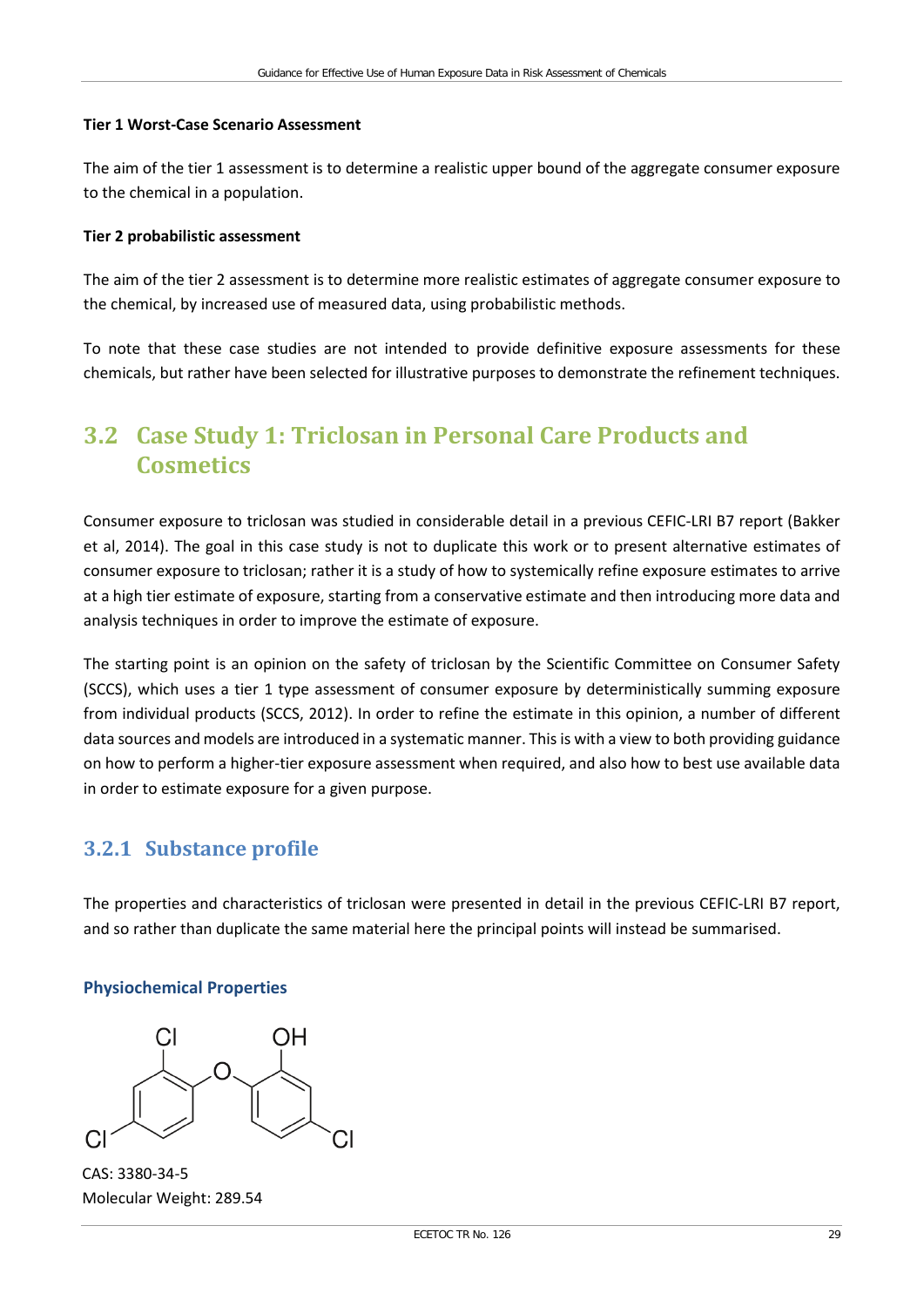**Tier 1 Worst-Case Scenario Assessment**

The aim of the tier 1 assessment is to determine a realistic upper bound of the aggregate consumer exposure to the chemical in a population.

**Tier 2 probabilistic assessment**

The aim of the tier 2 assessment is to determine more realistic estimates of aggregate consumer exposure to the chemical, by increased use of measured data, using probabilistic methods.

To note that these case studies are not intended to provide definitive exposure assessments for these chemicals, but rather have been selected for illustrative purposes to demonstrate the refinement techniques.

## 3.2 Case Study 1: Triclosan in Personal Care Products and Cosmetics

Consumer exposure to triclosan was studied in considerable detail in a previous CEFIC-LRI B7 report (Bakker et al, 2014). The goal in this case study is not to duplicate this work or to present alternative estimates of consumer exposure to triclosan; rather it is a study of how to systemically refine exposure estimates to arrive at a high tier estimate of exposure, starting from a conservative estimate and then introducing more data and analysis techniques in order to improve the estimate of exposure.

The starting point is an opinion on the safety of triclosan by the Scientific Committee on Consumer Safety (SCCS), which uses a tier 1 type assessment of consumer exposure by deterministically summing exposure from individual products (SCCS, 2012). In order to refine the estimate in this opinion, a number of different data sources and models are introduced in a systematic manner. This is with a view to both providing guidance on how to perform a higher-tier exposure assessment when required, and also how to best use available data in order to estimate exposure for a given purpose.

### 3.2.1 Substance profile

The properties and characteristics of triclosan were presented in detail in the previous CEFIC-LRI B7 report, and so rather than duplicate the same material here the principal points will instead be summarised.

#### Physiochemical Properties

CAS: 3380-34-5
Molecular Weight: 289.54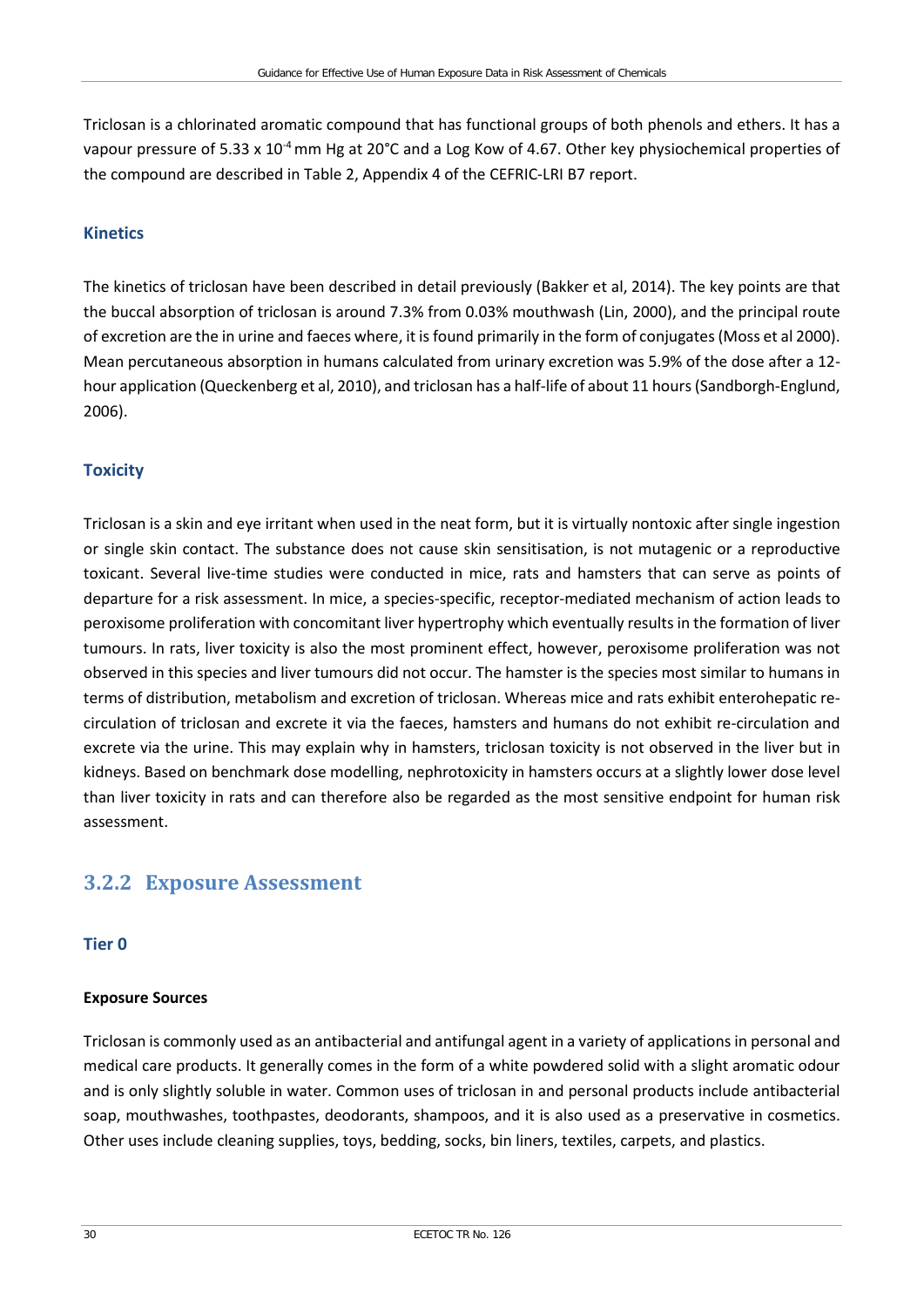Triclosan is a chlorinated aromatic compound that has functional groups of both phenols and ethers. It has a vapour pressure of 5.33 x $10^{-4}$ mm Hg at 20°C and a Log Kow of 4.67. Other key physiochemical properties of the compound are described in Table 2, Appendix 4 of the CEFRIC-LRI B7 report.

### Kinetics

The kinetics of triclosan have been described in detail previously (Bakker et al, 2014). The key points are that the buccal absorption of triclosan is around 7.3% from 0.03% mouthwash (Lin, 2000), and the principal route of excretion are the in urine and faeces where, it is found primarily in the form of conjugates (Moss et al 2000). Mean percutaneous absorption in humans calculated from urinary excretion was 5.9% of the dose after a 12-hour application (Queckenberg et al, 2010), and triclosan has a half-life of about 11 hours (Sandborgh-Englund, 2006).

### Toxicity

Triclosan is a skin and eye irritant when used in the neat form, but it is virtually nontoxic after single ingestion or single skin contact. The substance does not cause skin sensitisation, is not mutagenic or a reproductive toxicant. Several live-time studies were conducted in mice, rats and hamsters that can serve as points of departure for a risk assessment. In mice, a species-specific, receptor-mediated mechanism of action leads to peroxisome proliferation with concomitant liver hypertrophy which eventually results in the formation of liver tumours. In rats, liver toxicity is also the most prominent effect, however, peroxisome proliferation was not observed in this species and liver tumours did not occur. The hamster is the species most similar to humans in terms of distribution, metabolism and excretion of triclosan. Whereas mice and rats exhibit enterohepatic re-circulation of triclosan and excrete it via the faeces, hamsters and humans do not exhibit re-circulation and excrete via the urine. This may explain why in hamsters, triclosan toxicity is not observed in the liver but in kidneys. Based on benchmark dose modelling, nephrotoxicity in hamsters occurs at a slightly lower dose level than liver toxicity in rats and can therefore also be regarded as the most sensitive endpoint for human risk assessment.

## 3.2.2 Exposure Assessment

### Tier 0

**Exposure Sources**

Triclosan is commonly used as an antibacterial and antifungal agent in a variety of applications in personal and medical care products. It generally comes in the form of a white powdered solid with a slight aromatic odour and is only slightly soluble in water. Common uses of triclosan in and personal products include antibacterial soap, mouthwashes, toothpastes, deodorants, shampoos, and it is also used as a preservative in cosmetics. Other uses include cleaning supplies, toys, bedding, socks, bin liners, textiles, carpets, and plastics.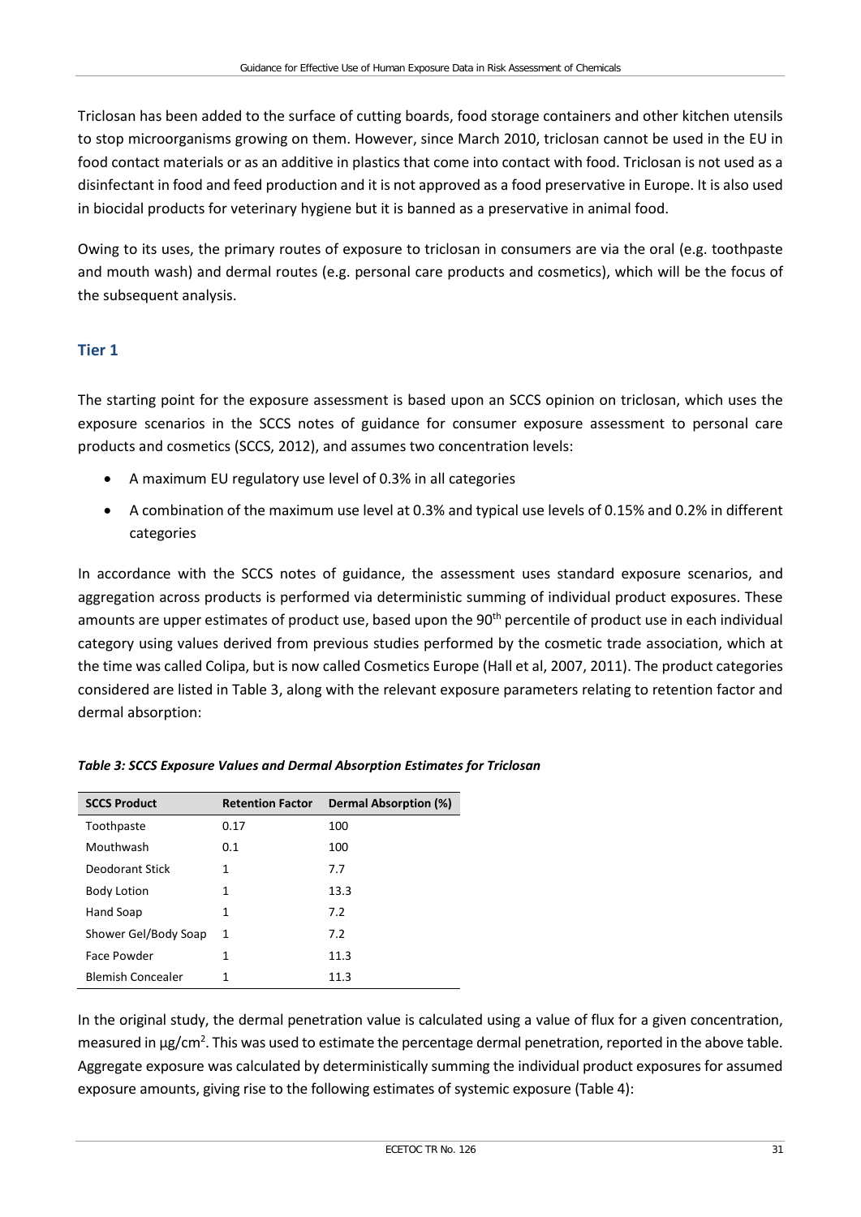Triclosan has been added to the surface of cutting boards, food storage containers and other kitchen utensils to stop microorganisms growing on them. However, since March 2010, triclosan cannot be used in the EU in food contact materials or as an additive in plastics that come into contact with food. Triclosan is not used as a disinfectant in food and feed production and it is not approved as a food preservative in Europe. It is also used in biocidal products for veterinary hygiene but it is banned as a preservative in animal food.

Owing to its uses, the primary routes of exposure to triclosan in consumers are via the oral (e.g. toothpaste and mouth wash) and dermal routes (e.g. personal care products and cosmetics), which will be the focus of the subsequent analysis.

## Tier 1

The starting point for the exposure assessment is based upon an SCCS opinion on triclosan, which uses the exposure scenarios in the SCCS notes of guidance for consumer exposure assessment to personal care products and cosmetics (SCCS, 2012), and assumes two concentration levels:

- A maximum EU regulatory use level of 0.3% in all categories
- A combination of the maximum use level at 0.3% and typical use levels of 0.15% and 0.2% in different categories

In accordance with the SCCS notes of guidance, the assessment uses standard exposure scenarios, and aggregation across products is performed via deterministic summing of individual product exposures. These amounts are upper estimates of product use, based upon the 90$^{th}$ percentile of product use in each individual category using values derived from previous studies performed by the cosmetic trade association, which at the time was called Colipa, but is now called Cosmetics Europe (Hall et al, 2007, 2011). The product categories considered are listed in Table 3, along with the relevant exposure parameters relating to retention factor and dermal absorption:

***Table 3: SCCS Exposure Values and Dermal Absorption Estimates for Triclosan***

| SCCS Product | Retention Factor | Dermal Absorption (%) |
|---|---|---|
| Toothpaste | 0.17 | 100 |
| Mouthwash | 0.1 | 100 |
| Deodorant Stick | 1 | 7.7 |
| Body Lotion | 1 | 13.3 |
| Hand Soap | 1 | 7.2 |
| Shower Gel/Body Soap | 1 | 7.2 |
| Face Powder | 1 | 11.3 |
| Blemish Concealer | 1 | 11.3 |

In the original study, the dermal penetration value is calculated using a value of flux for a given concentration, measured in µg/cm$^2$. This was used to estimate the percentage dermal penetration, reported in the above table. Aggregate exposure was calculated by deterministically summing the individual product exposures for assumed exposure amounts, giving rise to the following estimates of systemic exposure (Table 4):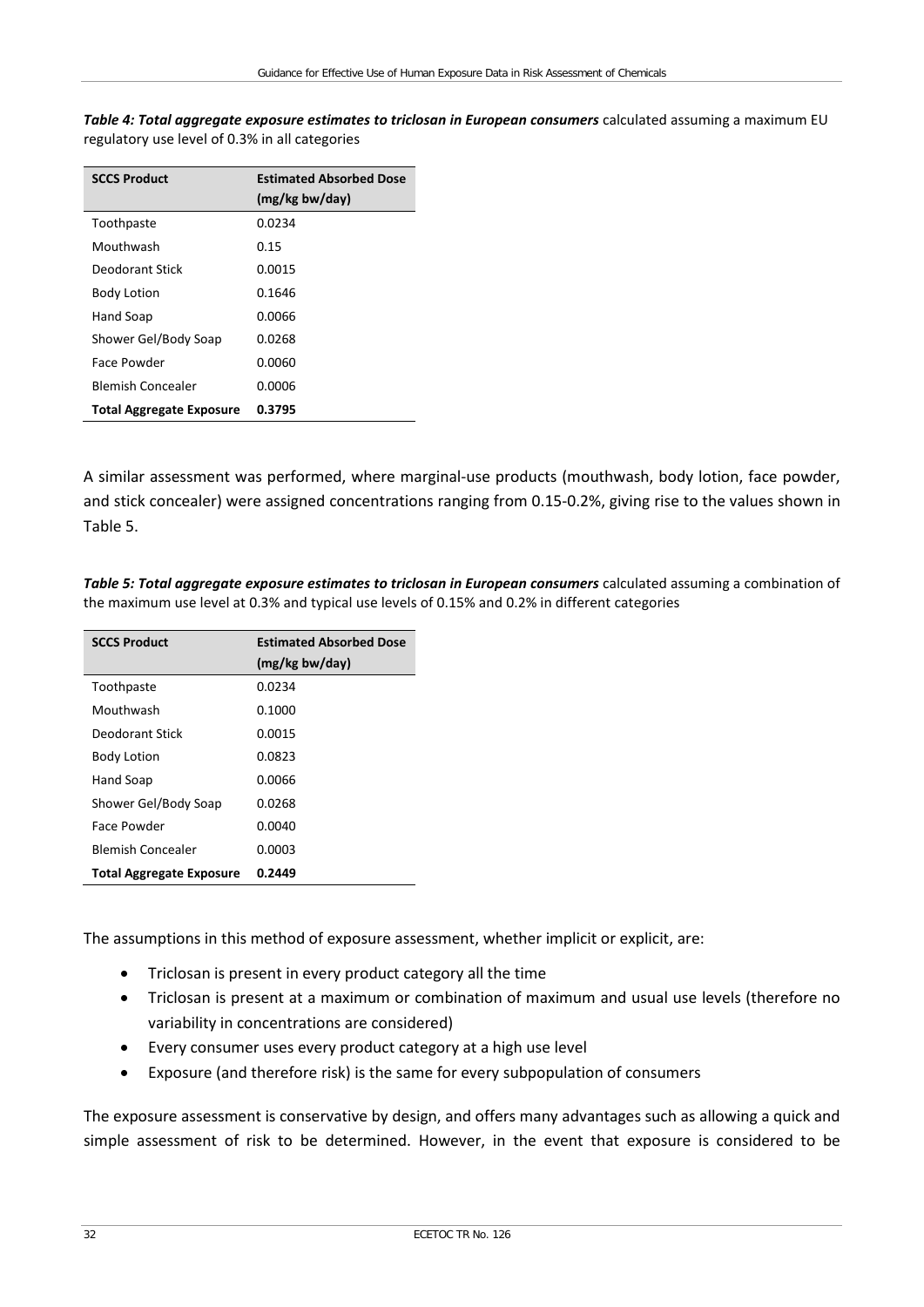***Table 4: Total aggregate exposure estimates to triclosan in European consumers*** calculated assuming a maximum EU regulatory use level of 0.3% in all categories

| SCCS Product | Estimated Absorbed Dose (mg/kg bw/day) |
|---|---|
| Toothpaste | 0.0234 |
| Mouthwash | 0.15 |
| Deodorant Stick | 0.0015 |
| Body Lotion | 0.1646 |
| Hand Soap | 0.0066 |
| Shower Gel/Body Soap | 0.0268 |
| Face Powder | 0.0060 |
| Blemish Concealer | 0.0006 |
| **Total Aggregate Exposure** | **0.3795** |

A similar assessment was performed, where marginal-use products (mouthwash, body lotion, face powder, and stick concealer) were assigned concentrations ranging from 0.15-0.2%, giving rise to the values shown in Table 5.

***Table 5: Total aggregate exposure estimates to triclosan in European consumers*** calculated assuming a combination of the maximum use level at 0.3% and typical use levels of 0.15% and 0.2% in different categories

| SCCS Product | Estimated Absorbed Dose (mg/kg bw/day) |
|---|---|
| Toothpaste | 0.0234 |
| Mouthwash | 0.1000 |
| Deodorant Stick | 0.0015 |
| Body Lotion | 0.0823 |
| Hand Soap | 0.0066 |
| Shower Gel/Body Soap | 0.0268 |
| Face Powder | 0.0040 |
| Blemish Concealer | 0.0003 |
| **Total Aggregate Exposure** | **0.2449** |

The assumptions in this method of exposure assessment, whether implicit or explicit, are:

- Triclosan is present in every product category all the time
- Triclosan is present at a maximum or combination of maximum and usual use levels (therefore no variability in concentrations are considered)
- Every consumer uses every product category at a high use level
- Exposure (and therefore risk) is the same for every subpopulation of consumers

The exposure assessment is conservative by design, and offers many advantages such as allowing a quick and simple assessment of risk to be determined. However, in the event that exposure is considered to be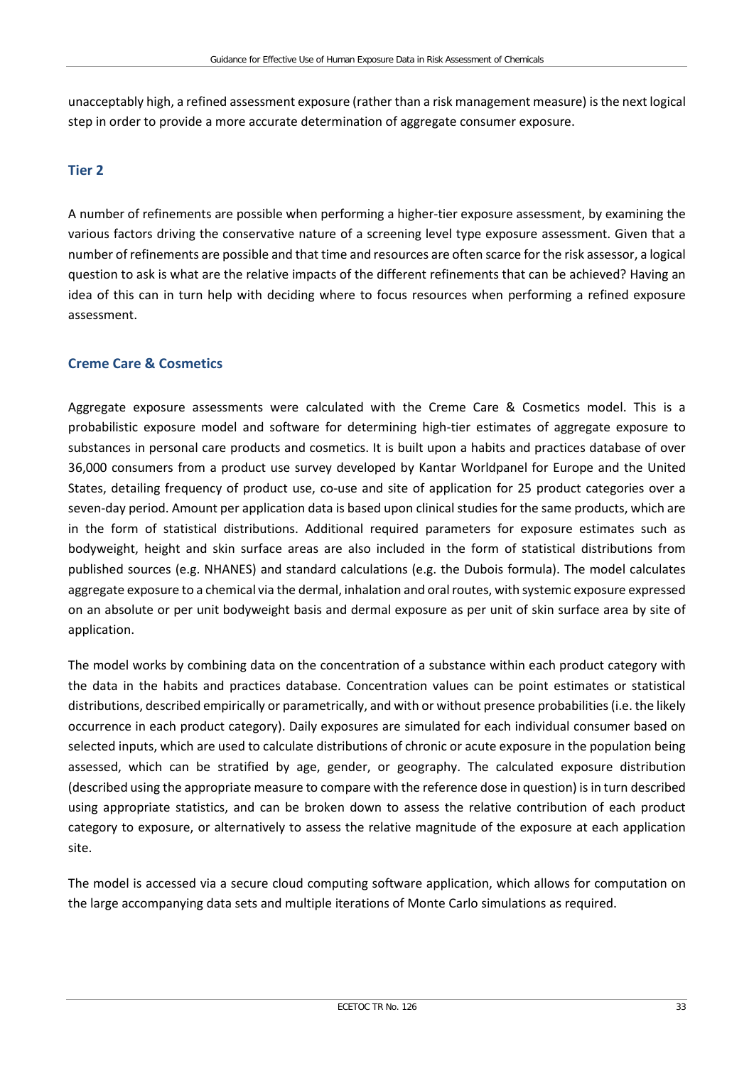unacceptably high, a refined assessment exposure (rather than a risk management measure) is the next logical step in order to provide a more accurate determination of aggregate consumer exposure.

### Tier 2

A number of refinements are possible when performing a higher-tier exposure assessment, by examining the various factors driving the conservative nature of a screening level type exposure assessment. Given that a number of refinements are possible and that time and resources are often scarce for the risk assessor, a logical question to ask is what are the relative impacts of the different refinements that can be achieved? Having an idea of this can in turn help with deciding where to focus resources when performing a refined exposure assessment.

### Creme Care & Cosmetics

Aggregate exposure assessments were calculated with the Creme Care & Cosmetics model. This is a probabilistic exposure model and software for determining high-tier estimates of aggregate exposure to substances in personal care products and cosmetics. It is built upon a habits and practices database of over 36,000 consumers from a product use survey developed by Kantar Worldpanel for Europe and the United States, detailing frequency of product use, co-use and site of application for 25 product categories over a seven-day period. Amount per application data is based upon clinical studies for the same products, which are in the form of statistical distributions. Additional required parameters for exposure estimates such as bodyweight, height and skin surface areas are also included in the form of statistical distributions from published sources (e.g. NHANES) and standard calculations (e.g. the Dubois formula). The model calculates aggregate exposure to a chemical via the dermal, inhalation and oral routes, with systemic exposure expressed on an absolute or per unit bodyweight basis and dermal exposure as per unit of skin surface area by site of application.

The model works by combining data on the concentration of a substance within each product category with the data in the habits and practices database. Concentration values can be point estimates or statistical distributions, described empirically or parametrically, and with or without presence probabilities (i.e. the likely occurrence in each product category). Daily exposures are simulated for each individual consumer based on selected inputs, which are used to calculate distributions of chronic or acute exposure in the population being assessed, which can be stratified by age, gender, or geography. The calculated exposure distribution (described using the appropriate measure to compare with the reference dose in question) is in turn described using appropriate statistics, and can be broken down to assess the relative contribution of each product category to exposure, or alternatively to assess the relative magnitude of the exposure at each application site.

The model is accessed via a secure cloud computing software application, which allows for computation on the large accompanying data sets and multiple iterations of Monte Carlo simulations as required.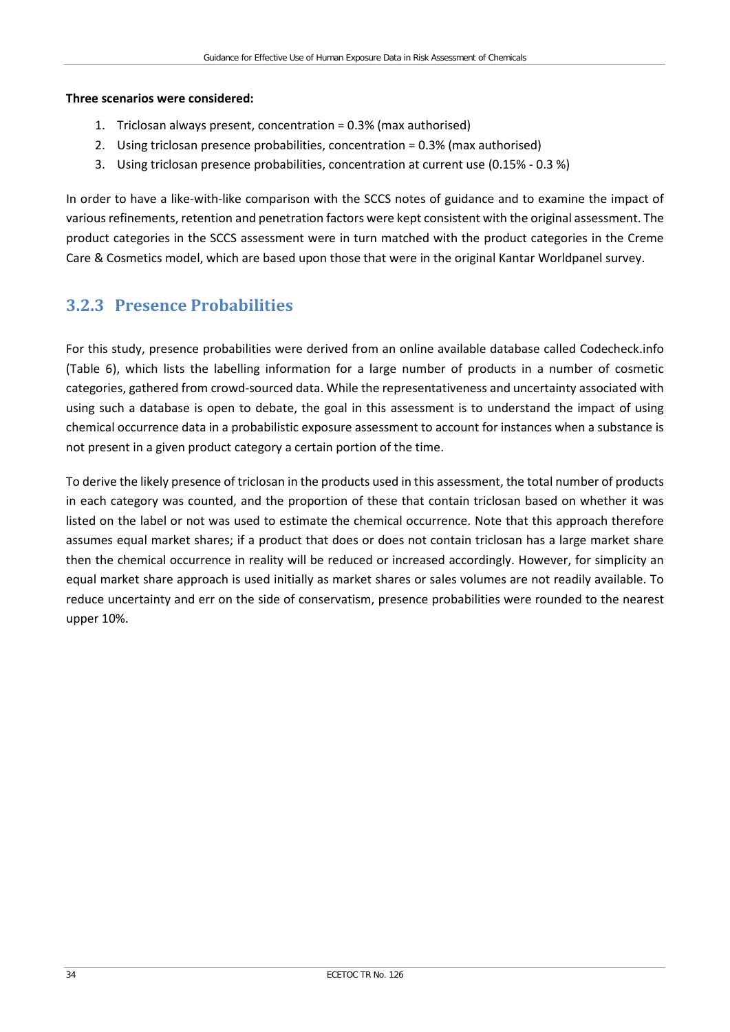**Three scenarios were considered:**

1. Triclosan always present, concentration = 0.3% (max authorised)
2. Using triclosan presence probabilities, concentration = 0.3% (max authorised)
3. Using triclosan presence probabilities, concentration at current use (0.15% - 0.3 %)

In order to have a like-with-like comparison with the SCCS notes of guidance and to examine the impact of various refinements, retention and penetration factors were kept consistent with the original assessment. The product categories in the SCCS assessment were in turn matched with the product categories in the Creme Care & Cosmetics model, which are based upon those that were in the original Kantar Worldpanel survey.

### 3.2.3 Presence Probabilities

For this study, presence probabilities were derived from an online available database called Codecheck.info (Table 6), which lists the labelling information for a large number of products in a number of cosmetic categories, gathered from crowd-sourced data. While the representativeness and uncertainty associated with using such a database is open to debate, the goal in this assessment is to understand the impact of using chemical occurrence data in a probabilistic exposure assessment to account for instances when a substance is not present in a given product category a certain portion of the time.

To derive the likely presence of triclosan in the products used in this assessment, the total number of products in each category was counted, and the proportion of these that contain triclosan based on whether it was listed on the label or not was used to estimate the chemical occurrence. Note that this approach therefore assumes equal market shares; if a product that does or does not contain triclosan has a large market share then the chemical occurrence in reality will be reduced or increased accordingly. However, for simplicity an equal market share approach is used initially as market shares or sales volumes are not readily available. To reduce uncertainty and err on the side of conservatism, presence probabilities were rounded to the nearest upper 10%.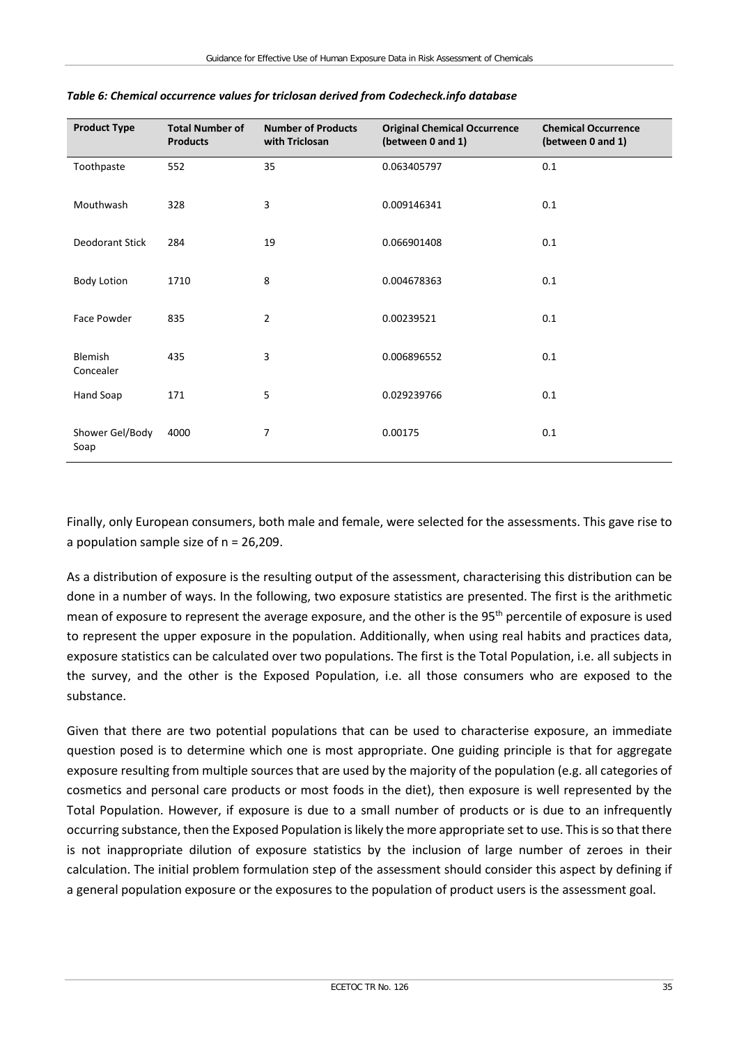*Table 6: Chemical occurrence values for triclosan derived from Codecheck.info database*

| Product Type | Total Number of Products | Number of Products with Triclosan | Original Chemical Occurrence (between 0 and 1) | Chemical Occurrence (between 0 and 1) |
|---|---|---|---|---|
| Toothpaste | 552 | 35 | 0.063405797 | 0.1 |
| Mouthwash | 328 | 3 | 0.009146341 | 0.1 |
| Deodorant Stick | 284 | 19 | 0.066901408 | 0.1 |
| Body Lotion | 1710 | 8 | 0.004678363 | 0.1 |
| Face Powder | 835 | 2 | 0.00239521 | 0.1 |
| Blemish Concealer | 435 | 3 | 0.006896552 | 0.1 |
| Hand Soap | 171 | 5 | 0.029239766 | 0.1 |
| Shower Gel/Body Soap | 4000 | 7 | 0.00175 | 0.1 |

Finally, only European consumers, both male and female, were selected for the assessments. This gave rise to a population sample size of n = 26,209.

As a distribution of exposure is the resulting output of the assessment, characterising this distribution can be done in a number of ways. In the following, two exposure statistics are presented. The first is the arithmetic mean of exposure to represent the average exposure, and the other is the 95$^{th}$ percentile of exposure is used to represent the upper exposure in the population. Additionally, when using real habits and practices data, exposure statistics can be calculated over two populations. The first is the Total Population, i.e. all subjects in the survey, and the other is the Exposed Population, i.e. all those consumers who are exposed to the substance.

Given that there are two potential populations that can be used to characterise exposure, an immediate question posed is to determine which one is most appropriate. One guiding principle is that for aggregate exposure resulting from multiple sources that are used by the majority of the population (e.g. all categories of cosmetics and personal care products or most foods in the diet), then exposure is well represented by the Total Population. However, if exposure is due to a small number of products or is due to an infrequently occurring substance, then the Exposed Population is likely the more appropriate set to use. This is so that there is not inappropriate dilution of exposure statistics by the inclusion of large number of zeroes in their calculation. The initial problem formulation step of the assessment should consider this aspect by defining if a general population exposure or the exposures to the population of product users is the assessment goal.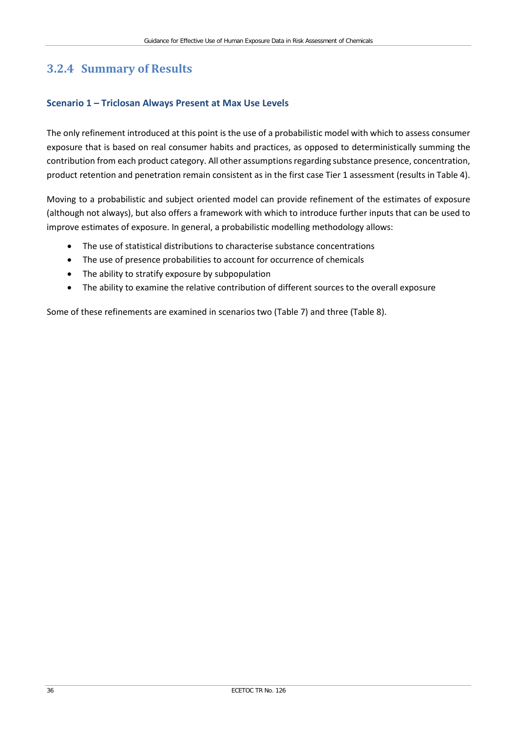### 3.2.4 Summary of Results

#### Scenario 1 – Triclosan Always Present at Max Use Levels

The only refinement introduced at this point is the use of a probabilistic model with which to assess consumer exposure that is based on real consumer habits and practices, as opposed to deterministically summing the contribution from each product category. All other assumptions regarding substance presence, concentration, product retention and penetration remain consistent as in the first case Tier 1 assessment (results in Table 4).

Moving to a probabilistic and subject oriented model can provide refinement of the estimates of exposure (although not always), but also offers a framework with which to introduce further inputs that can be used to improve estimates of exposure. In general, a probabilistic modelling methodology allows:

- The use of statistical distributions to characterise substance concentrations
- The use of presence probabilities to account for occurrence of chemicals
- The ability to stratify exposure by subpopulation
- The ability to examine the relative contribution of different sources to the overall exposure

Some of these refinements are examined in scenarios two (Table 7) and three (Table 8).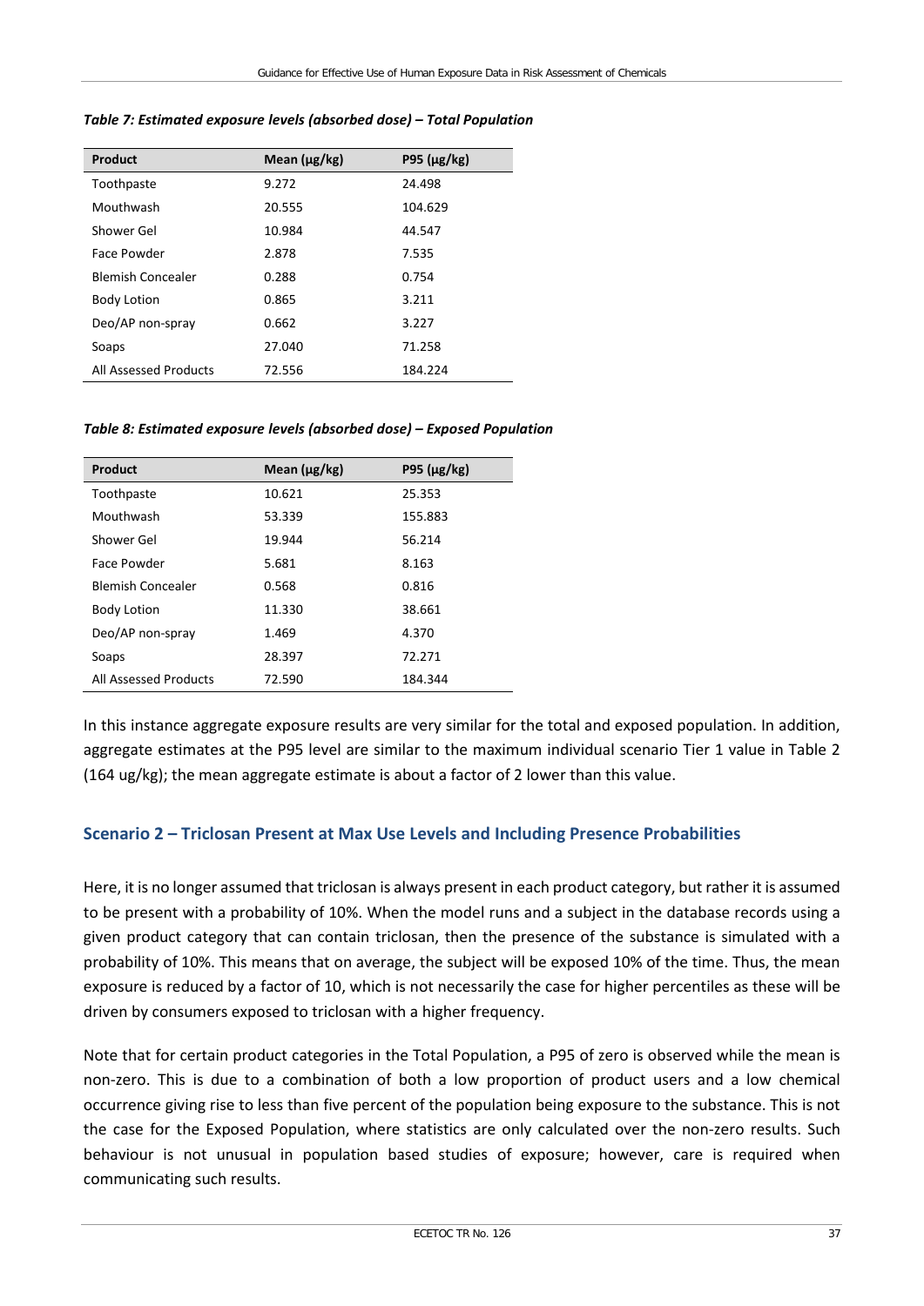*Table 7: Estimated exposure levels (absorbed dose) – Total Population*

| Product | Mean (µg/kg) | P95 (µg/kg) |
|---|---|---|
| Toothpaste | 9.272 | 24.498 |
| Mouthwash | 20.555 | 104.629 |
| Shower Gel | 10.984 | 44.547 |
| Face Powder | 2.878 | 7.535 |
| Blemish Concealer | 0.288 | 0.754 |
| Body Lotion | 0.865 | 3.211 |
| Deo/AP non-spray | 0.662 | 3.227 |
| Soaps | 27.040 | 71.258 |
| All Assessed Products | 72.556 | 184.224 |

*Table 8: Estimated exposure levels (absorbed dose) – Exposed Population*

| Product | Mean (µg/kg) | P95 (µg/kg) |
|---|---|---|
| Toothpaste | 10.621 | 25.353 |
| Mouthwash | 53.339 | 155.883 |
| Shower Gel | 19.944 | 56.214 |
| Face Powder | 5.681 | 8.163 |
| Blemish Concealer | 0.568 | 0.816 |
| Body Lotion | 11.330 | 38.661 |
| Deo/AP non-spray | 1.469 | 4.370 |
| Soaps | 28.397 | 72.271 |
| All Assessed Products | 72.590 | 184.344 |

In this instance aggregate exposure results are very similar for the total and exposed population. In addition, aggregate estimates at the P95 level are similar to the maximum individual scenario Tier 1 value in Table 2 (164 ug/kg); the mean aggregate estimate is about a factor of 2 lower than this value.

### Scenario 2 – Triclosan Present at Max Use Levels and Including Presence Probabilities

Here, it is no longer assumed that triclosan is always present in each product category, but rather it is assumed to be present with a probability of 10%. When the model runs and a subject in the database records using a given product category that can contain triclosan, then the presence of the substance is simulated with a probability of 10%. This means that on average, the subject will be exposed 10% of the time. Thus, the mean exposure is reduced by a factor of 10, which is not necessarily the case for higher percentiles as these will be driven by consumers exposed to triclosan with a higher frequency.

Note that for certain product categories in the Total Population, a P95 of zero is observed while the mean is non-zero. This is due to a combination of both a low proportion of product users and a low chemical occurrence giving rise to less than five percent of the population being exposure to the substance. This is not the case for the Exposed Population, where statistics are only calculated over the non-zero results. Such behaviour is not unusual in population based studies of exposure; however, care is required when communicating such results.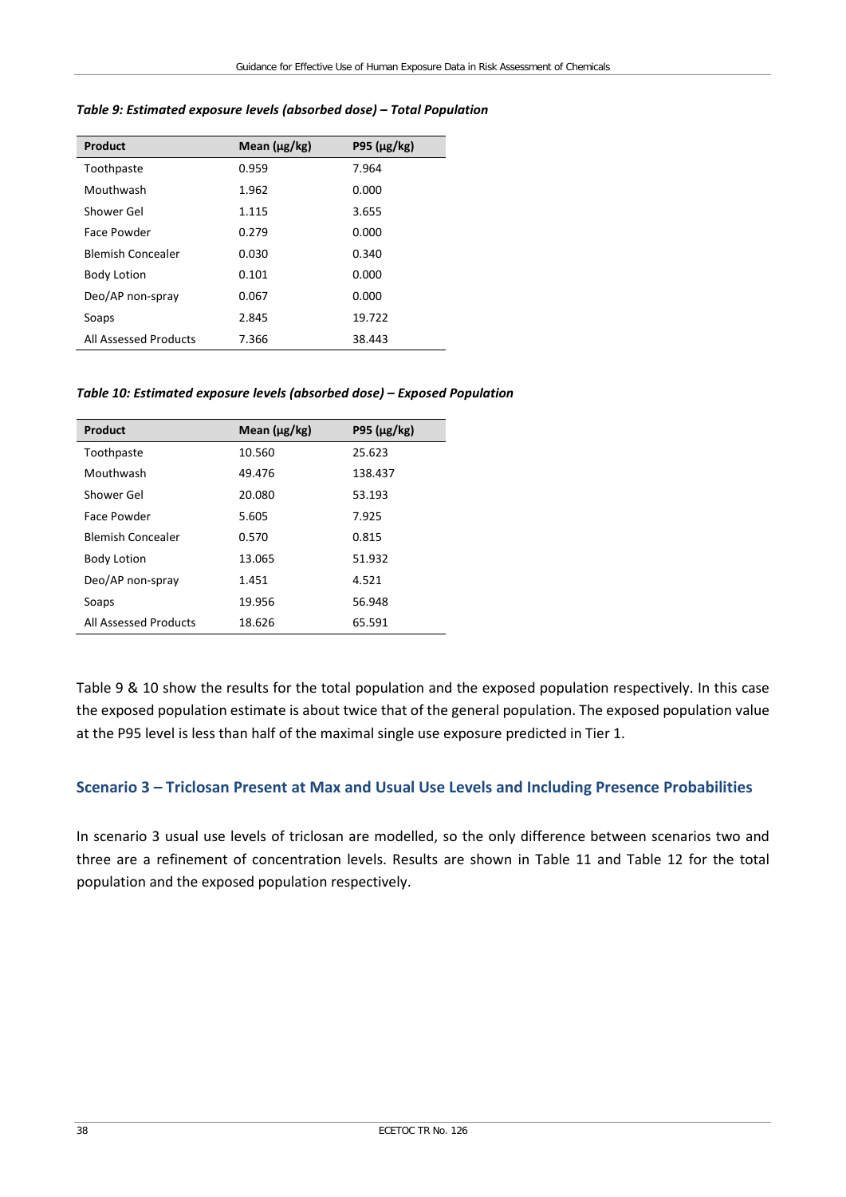*Table 9: Estimated exposure levels (absorbed dose) – Total Population*

| Product | Mean (µg/kg) | P95 (µg/kg) |
|---|---|---|
| Toothpaste | 0.959 | 7.964 |
| Mouthwash | 1.962 | 0.000 |
| Shower Gel | 1.115 | 3.655 |
| Face Powder | 0.279 | 0.000 |
| Blemish Concealer | 0.030 | 0.340 |
| Body Lotion | 0.101 | 0.000 |
| Deo/AP non-spray | 0.067 | 0.000 |
| Soaps | 2.845 | 19.722 |
| All Assessed Products | 7.366 | 38.443 |

*Table 10: Estimated exposure levels (absorbed dose) – Exposed Population*

| Product | Mean (µg/kg) | P95 (µg/kg) |
|---|---|---|
| Toothpaste | 10.560 | 25.623 |
| Mouthwash | 49.476 | 138.437 |
| Shower Gel | 20.080 | 53.193 |
| Face Powder | 5.605 | 7.925 |
| Blemish Concealer | 0.570 | 0.815 |
| Body Lotion | 13.065 | 51.932 |
| Deo/AP non-spray | 1.451 | 4.521 |
| Soaps | 19.956 | 56.948 |
| All Assessed Products | 18.626 | 65.591 |

Table 9 & 10 show the results for the total population and the exposed population respectively. In this case the exposed population estimate is about twice that of the general population. The exposed population value at the P95 level is less than half of the maximal single use exposure predicted in Tier 1.

## Scenario 3 – Triclosan Present at Max and Usual Use Levels and Including Presence Probabilities

In scenario 3 usual use levels of triclosan are modelled, so the only difference between scenarios two and three are a refinement of concentration levels. Results are shown in Table 11 and Table 12 for the total population and the exposed population respectively.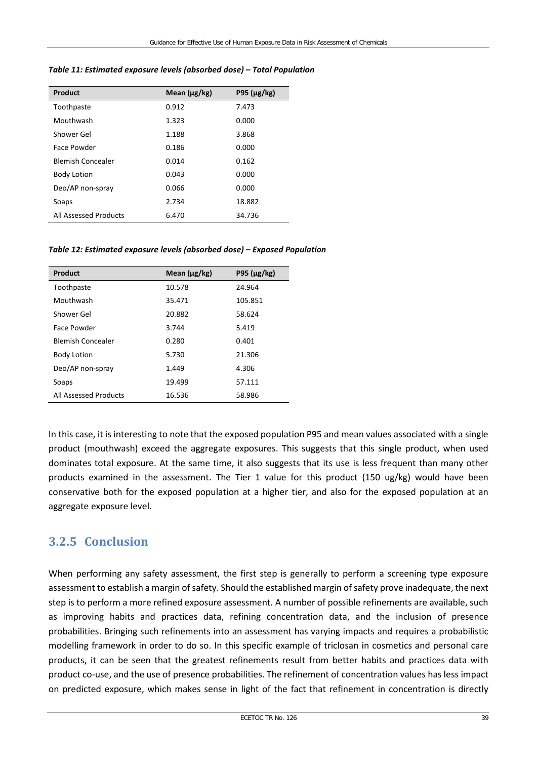*Table 11: Estimated exposure levels (absorbed dose) – Total Population*

| Product | Mean (µg/kg) | P95 (µg/kg) |
|---|---|---|
| Toothpaste | 0.912 | 7.473 |
| Mouthwash | 1.323 | 0.000 |
| Shower Gel | 1.188 | 3.868 |
| Face Powder | 0.186 | 0.000 |
| Blemish Concealer | 0.014 | 0.162 |
| Body Lotion | 0.043 | 0.000 |
| Deo/AP non-spray | 0.066 | 0.000 |
| Soaps | 2.734 | 18.882 |
| All Assessed Products | 6.470 | 34.736 |

*Table 12: Estimated exposure levels (absorbed dose) – Exposed Population*

| Product | Mean (µg/kg) | P95 (µg/kg) |
|---|---|---|
| Toothpaste | 10.578 | 24.964 |
| Mouthwash | 35.471 | 105.851 |
| Shower Gel | 20.882 | 58.624 |
| Face Powder | 3.744 | 5.419 |
| Blemish Concealer | 0.280 | 0.401 |
| Body Lotion | 5.730 | 21.306 |
| Deo/AP non-spray | 1.449 | 4.306 |
| Soaps | 19.499 | 57.111 |
| All Assessed Products | 16.536 | 58.986 |

In this case, it is interesting to note that the exposed population P95 and mean values associated with a single product (mouthwash) exceed the aggregate exposures. This suggests that this single product, when used dominates total exposure. At the same time, it also suggests that its use is less frequent than many other products examined in the assessment. The Tier 1 value for this product (150 ug/kg) would have been conservative both for the exposed population at a higher tier, and also for the exposed population at an aggregate exposure level.

### 3.2.5 Conclusion

When performing any safety assessment, the first step is generally to perform a screening type exposure assessment to establish a margin of safety. Should the established margin of safety prove inadequate, the next step is to perform a more refined exposure assessment. A number of possible refinements are available, such as improving habits and practices data, refining concentration data, and the inclusion of presence probabilities. Bringing such refinements into an assessment has varying impacts and requires a probabilistic modelling framework in order to do so. In this specific example of triclosan in cosmetics and personal care products, it can be seen that the greatest refinements result from better habits and practices data with product co-use, and the use of presence probabilities. The refinement of concentration values has less impact on predicted exposure, which makes sense in light of the fact that refinement in concentration is directly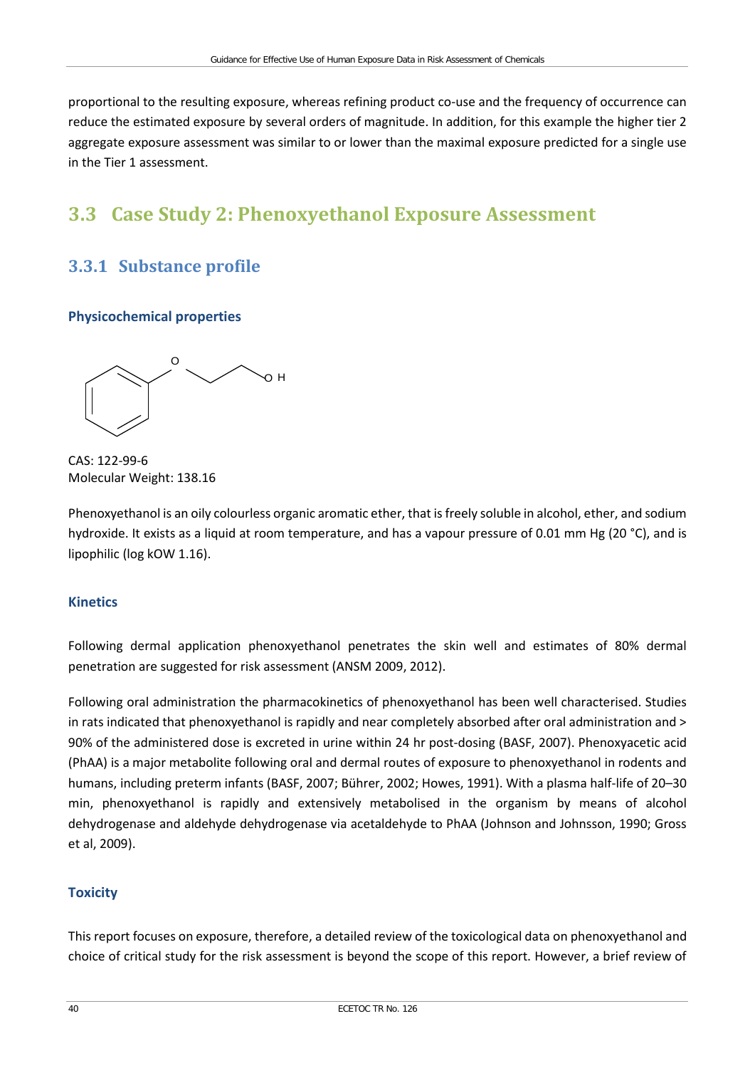proportional to the resulting exposure, whereas refining product co-use and the frequency of occurrence can reduce the estimated exposure by several orders of magnitude. In addition, for this example the higher tier 2 aggregate exposure assessment was similar to or lower than the maximal exposure predicted for a single use in the Tier 1 assessment.

## 3.3 Case Study 2: Phenoxyethanol Exposure Assessment

### 3.3.1 Substance profile

#### Physicochemical properties

CAS: 122-99-6
Molecular Weight: 138.16

Phenoxyethanol is an oily colourless organic aromatic ether, that is freely soluble in alcohol, ether, and sodium hydroxide. It exists as a liquid at room temperature, and has a vapour pressure of 0.01 mm Hg (20 °C), and is lipophilic (log kOW 1.16).

#### Kinetics

Following dermal application phenoxyethanol penetrates the skin well and estimates of 80% dermal penetration are suggested for risk assessment (ANSM 2009, 2012).

Following oral administration the pharmacokinetics of phenoxyethanol has been well characterised. Studies in rats indicated that phenoxyethanol is rapidly and near completely absorbed after oral administration and > 90% of the administered dose is excreted in urine within 24 hr post-dosing (BASF, 2007). Phenoxyacetic acid (PhAA) is a major metabolite following oral and dermal routes of exposure to phenoxyethanol in rodents and humans, including preterm infants (BASF, 2007; Bührer, 2002; Howes, 1991). With a plasma half-life of 20–30 min, phenoxyethanol is rapidly and extensively metabolised in the organism by means of alcohol dehydrogenase and aldehyde dehydrogenase via acetaldehyde to PhAA (Johnson and Johnsson, 1990; Gross et al, 2009).

#### Toxicity

This report focuses on exposure, therefore, a detailed review of the toxicological data on phenoxyethanol and choice of critical study for the risk assessment is beyond the scope of this report. However, a brief review of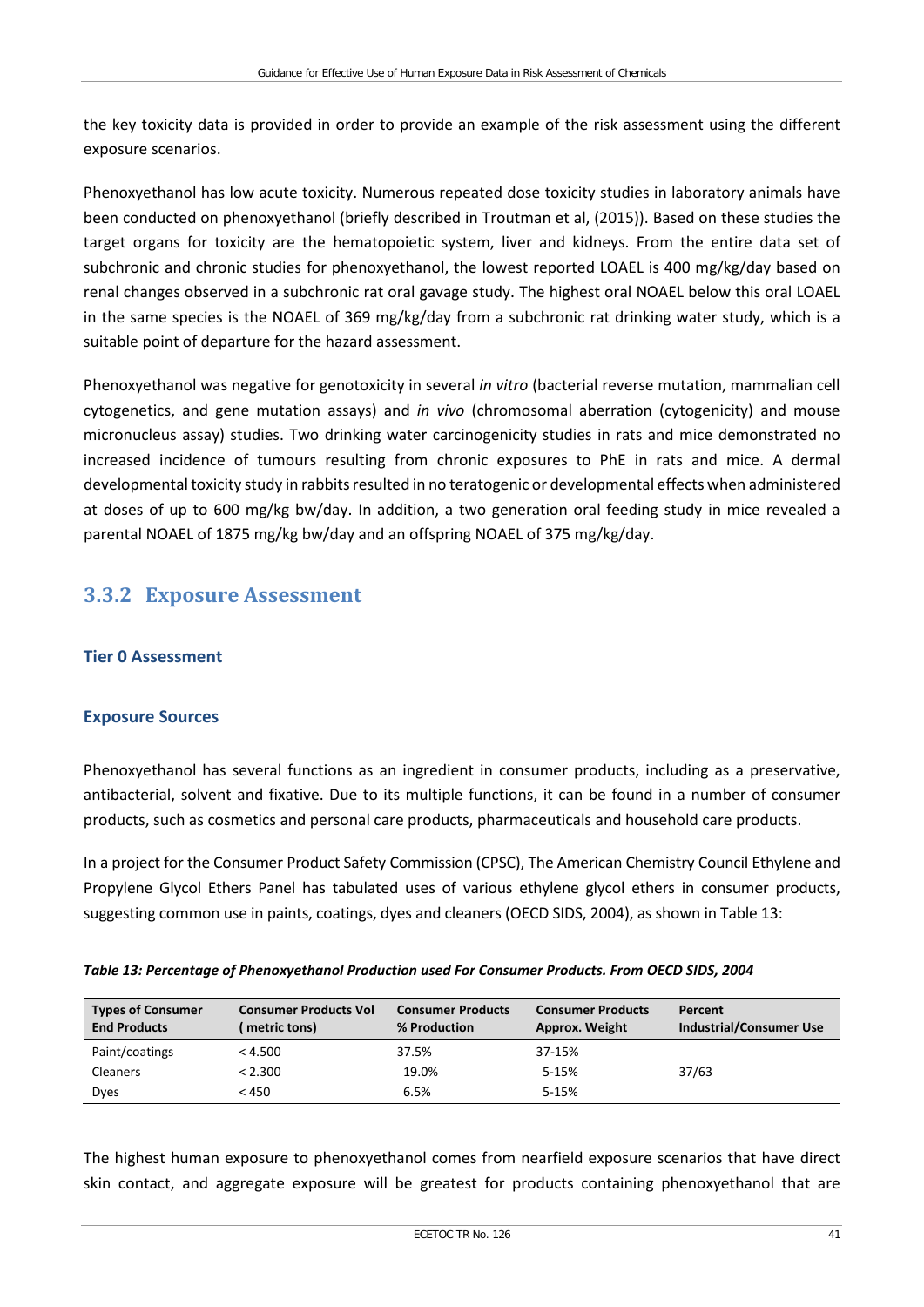the key toxicity data is provided in order to provide an example of the risk assessment using the different exposure scenarios.

Phenoxyethanol has low acute toxicity. Numerous repeated dose toxicity studies in laboratory animals have been conducted on phenoxyethanol (briefly described in Troutman et al, (2015)). Based on these studies the target organs for toxicity are the hematopoietic system, liver and kidneys. From the entire data set of subchronic and chronic studies for phenoxyethanol, the lowest reported LOAEL is 400 mg/kg/day based on renal changes observed in a subchronic rat oral gavage study. The highest oral NOAEL below this oral LOAEL in the same species is the NOAEL of 369 mg/kg/day from a subchronic rat drinking water study, which is a suitable point of departure for the hazard assessment.

Phenoxyethanol was negative for genotoxicity in several *in vitro* (bacterial reverse mutation, mammalian cell cytogenetics, and gene mutation assays) and *in vivo* (chromosomal aberration (cytogenicity) and mouse micronucleus assay) studies. Two drinking water carcinogenicity studies in rats and mice demonstrated no increased incidence of tumours resulting from chronic exposures to PhE in rats and mice. A dermal developmental toxicity study in rabbits resulted in no teratogenic or developmental effects when administered at doses of up to 600 mg/kg bw/day. In addition, a two generation oral feeding study in mice revealed a parental NOAEL of 1875 mg/kg bw/day and an offspring NOAEL of 375 mg/kg/day.

## 3.3.2 Exposure Assessment

### Tier 0 Assessment

### Exposure Sources

Phenoxyethanol has several functions as an ingredient in consumer products, including as a preservative, antibacterial, solvent and fixative. Due to its multiple functions, it can be found in a number of consumer products, such as cosmetics and personal care products, pharmaceuticals and household care products.

In a project for the Consumer Product Safety Commission (CPSC), The American Chemistry Council Ethylene and Propylene Glycol Ethers Panel has tabulated uses of various ethylene glycol ethers in consumer products, suggesting common use in paints, coatings, dyes and cleaners (OECD SIDS, 2004), as shown in Table 13:

***Table 13: Percentage of Phenoxyethanol Production used For Consumer Products. From OECD SIDS, 2004***

| Types of Consumer End Products | Consumer Products Vol ( metric tons) | Consumer Products % Production | Consumer Products Approx. Weight | Percent Industrial/Consumer Use |
|---|---|---|---|---|
| Paint/coatings | < 4.500 | 37.5% | 37-15% | |
| Cleaners | < 2.300 | 19.0% | 5-15% | 37/63 |
| Dyes | < 450 | 6.5% | 5-15% | |

The highest human exposure to phenoxyethanol comes from nearfield exposure scenarios that have direct skin contact, and aggregate exposure will be greatest for products containing phenoxyethanol that are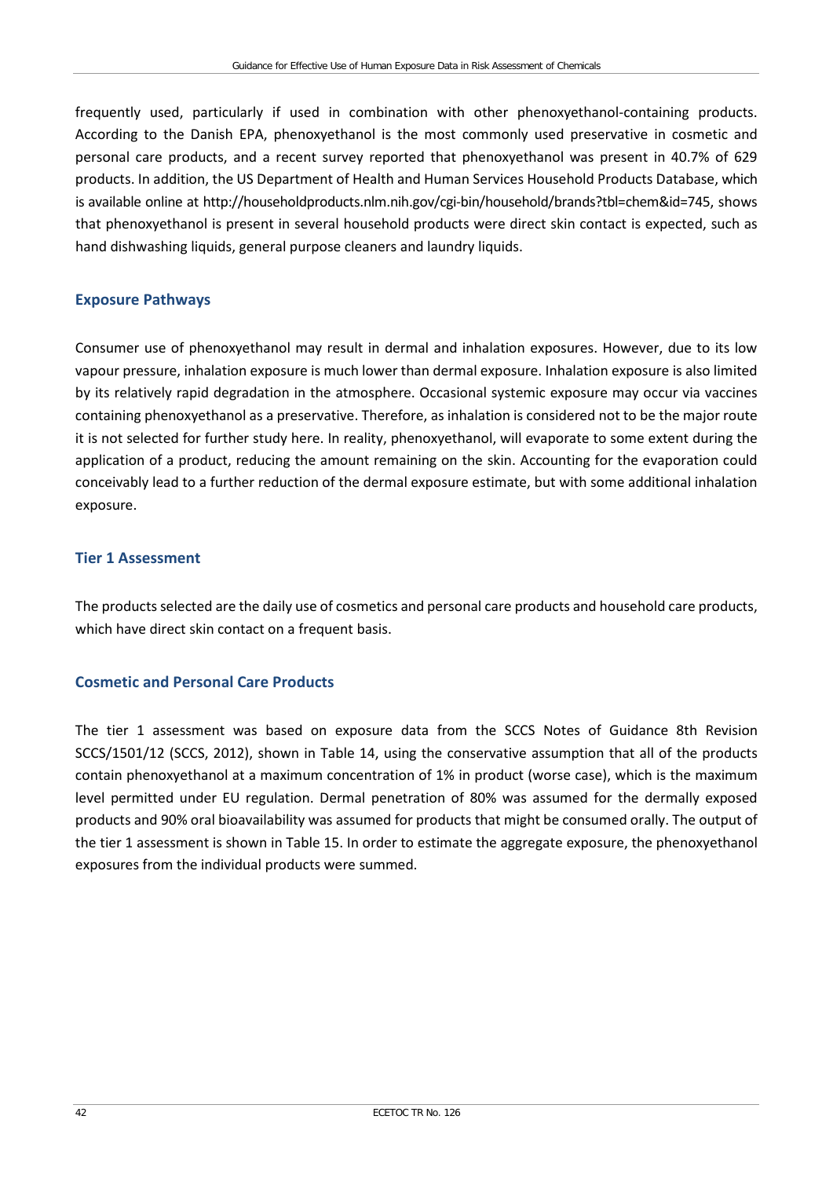frequently used, particularly if used in combination with other phenoxyethanol-containing products. According to the Danish EPA, phenoxyethanol is the most commonly used preservative in cosmetic and personal care products, and a recent survey reported that phenoxyethanol was present in 40.7% of 629 products. In addition, the US Department of Health and Human Services Household Products Database, which is available online at http://householdproducts.nlm.nih.gov/cgi-bin/household/brands?tbl=chem&id=745, shows that phenoxyethanol is present in several household products were direct skin contact is expected, such as hand dishwashing liquids, general purpose cleaners and laundry liquids.

### Exposure Pathways

Consumer use of phenoxyethanol may result in dermal and inhalation exposures. However, due to its low vapour pressure, inhalation exposure is much lower than dermal exposure. Inhalation exposure is also limited by its relatively rapid degradation in the atmosphere. Occasional systemic exposure may occur via vaccines containing phenoxyethanol as a preservative. Therefore, as inhalation is considered not to be the major route it is not selected for further study here. In reality, phenoxyethanol, will evaporate to some extent during the application of a product, reducing the amount remaining on the skin. Accounting for the evaporation could conceivably lead to a further reduction of the dermal exposure estimate, but with some additional inhalation exposure.

### Tier 1 Assessment

The products selected are the daily use of cosmetics and personal care products and household care products, which have direct skin contact on a frequent basis.

### Cosmetic and Personal Care Products

The tier 1 assessment was based on exposure data from the SCCS Notes of Guidance 8th Revision SCCS/1501/12 (SCCS, 2012), shown in Table 14, using the conservative assumption that all of the products contain phenoxyethanol at a maximum concentration of 1% in product (worse case), which is the maximum level permitted under EU regulation. Dermal penetration of 80% was assumed for the dermally exposed products and 90% oral bioavailability was assumed for products that might be consumed orally. The output of the tier 1 assessment is shown in Table 15. In order to estimate the aggregate exposure, the phenoxyethanol exposures from the individual products were summed.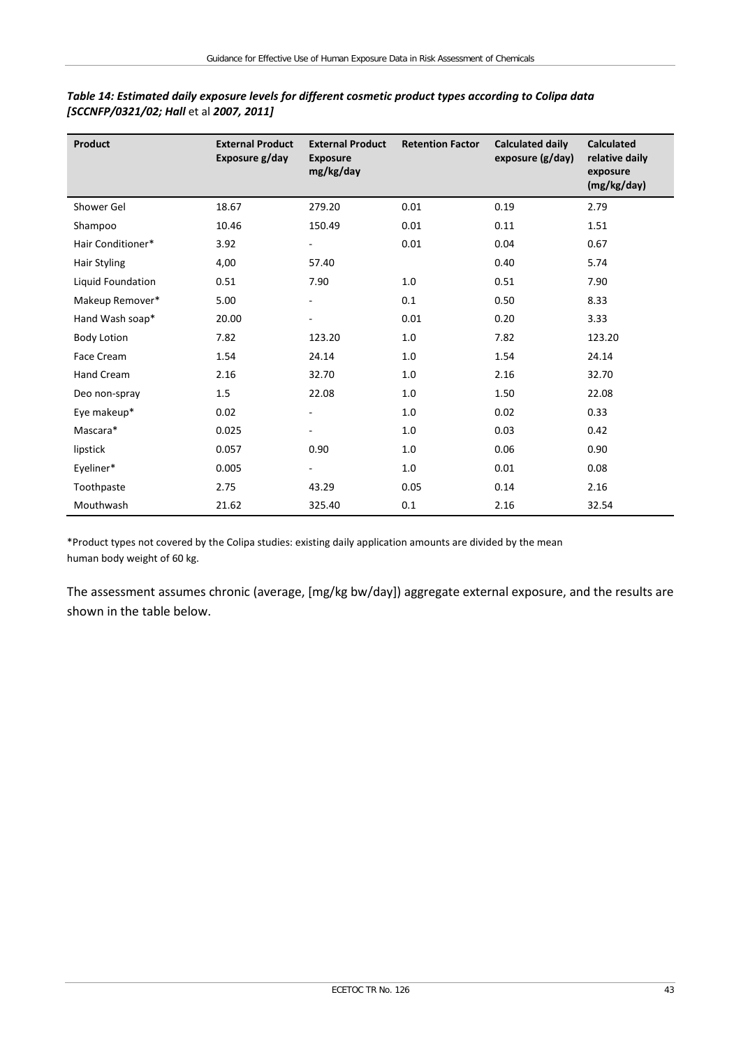*Table 14: Estimated daily exposure levels for different cosmetic product types according to Colipa data [SCCNFP/0321/02; Hall* et al *2007, 2011]*

| Product | External Product Exposure g/day | External Product Exposure mg/kg/day | Retention Factor | Calculated daily exposure (g/day) | Calculated relative daily exposure (mg/kg/day) |
|---|---|---|---|---|---|
| Shower Gel | 18.67 | 279.20 | 0.01 | 0.19 | 2.79 |
| Shampoo | 10.46 | 150.49 | 0.01 | 0.11 | 1.51 |
| Hair Conditioner* | 3.92 | - | 0.01 | 0.04 | 0.67 |
| Hair Styling | 4,00 | 57.40 | | 0.40 | 5.74 |
| Liquid Foundation | 0.51 | 7.90 | 1.0 | 0.51 | 7.90 |
| Makeup Remover* | 5.00 | - | 0.1 | 0.50 | 8.33 |
| Hand Wash soap* | 20.00 | - | 0.01 | 0.20 | 3.33 |
| Body Lotion | 7.82 | 123.20 | 1.0 | 7.82 | 123.20 |
| Face Cream | 1.54 | 24.14 | 1.0 | 1.54 | 24.14 |
| Hand Cream | 2.16 | 32.70 | 1.0 | 2.16 | 32.70 |
| Deo non-spray | 1.5 | 22.08 | 1.0 | 1.50 | 22.08 |
| Eye makeup* | 0.02 | - | 1.0 | 0.02 | 0.33 |
| Mascara* | 0.025 | - | 1.0 | 0.03 | 0.42 |
| lipstick | 0.057 | 0.90 | 1.0 | 0.06 | 0.90 |
| Eyeliner* | 0.005 | - | 1.0 | 0.01 | 0.08 |
| Toothpaste | 2.75 | 43.29 | 0.05 | 0.14 | 2.16 |
| Mouthwash | 21.62 | 325.40 | 0.1 | 2.16 | 32.54 |

*Product types not covered by the Colipa studies: existing daily application amounts are divided by the mean human body weight of 60 kg.

The assessment assumes chronic (average, [mg/kg bw/day]) aggregate external exposure, and the results are shown in the table below.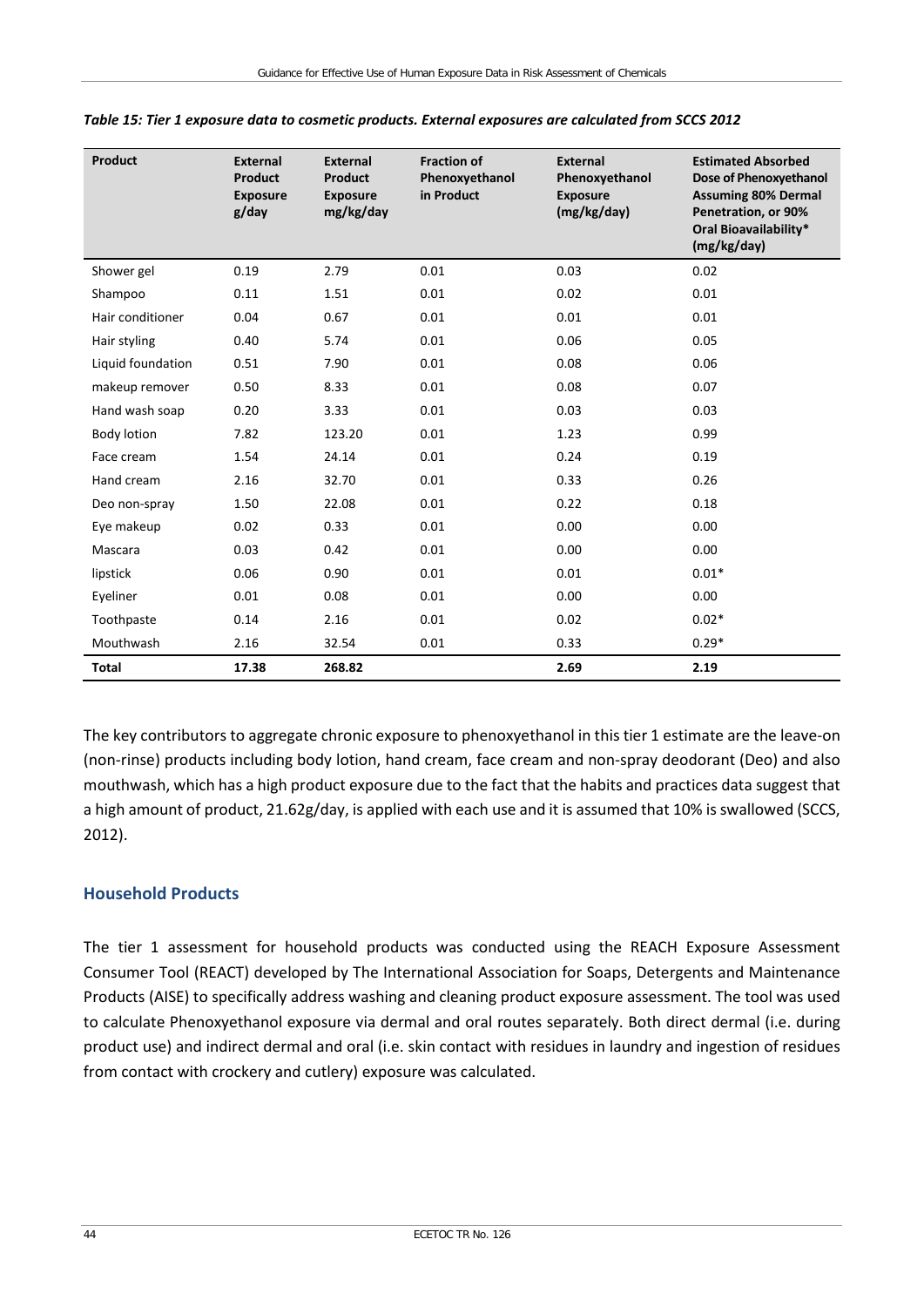*Table 15: Tier 1 exposure data to cosmetic products. External exposures are calculated from SCCS 2012*

| Product | External Product Exposure g/day | External Product Exposure mg/kg/day | Fraction of Phenoxyethanol in Product | External Phenoxyethanol Exposure (mg/kg/day) | Estimated Absorbed Dose of Phenoxyethanol Assuming 80% Dermal Penetration, or 90% Oral Bioavailability* (mg/kg/day) |
|---|---|---|---|---|---|
| Shower gel | 0.19 | 2.79 | 0.01 | 0.03 | 0.02 |
| Shampoo | 0.11 | 1.51 | 0.01 | 0.02 | 0.01 |
| Hair conditioner | 0.04 | 0.67 | 0.01 | 0.01 | 0.01 |
| Hair styling | 0.40 | 5.74 | 0.01 | 0.06 | 0.05 |
| Liquid foundation | 0.51 | 7.90 | 0.01 | 0.08 | 0.06 |
| makeup remover | 0.50 | 8.33 | 0.01 | 0.08 | 0.07 |
| Hand wash soap | 0.20 | 3.33 | 0.01 | 0.03 | 0.03 |
| Body lotion | 7.82 | 123.20 | 0.01 | 1.23 | 0.99 |
| Face cream | 1.54 | 24.14 | 0.01 | 0.24 | 0.19 |
| Hand cream | 2.16 | 32.70 | 0.01 | 0.33 | 0.26 |
| Deo non-spray | 1.50 | 22.08 | 0.01 | 0.22 | 0.18 |
| Eye makeup | 0.02 | 0.33 | 0.01 | 0.00 | 0.00 |
| Mascara | 0.03 | 0.42 | 0.01 | 0.00 | 0.00 |
| lipstick | 0.06 | 0.90 | 0.01 | 0.01 | 0.01* |
| Eyeliner | 0.01 | 0.08 | 0.01 | 0.00 | 0.00 |
| Toothpaste | 0.14 | 2.16 | 0.01 | 0.02 | 0.02* |
| Mouthwash | 2.16 | 32.54 | 0.01 | 0.33 | 0.29* |
| **Total** | **17.38** | **268.82** | | **2.69** | **2.19** |

The key contributors to aggregate chronic exposure to phenoxyethanol in this tier 1 estimate are the leave-on (non-rinse) products including body lotion, hand cream, face cream and non-spray deodorant (Deo) and also mouthwash, which has a high product exposure due to the fact that the habits and practices data suggest that a high amount of product, 21.62g/day, is applied with each use and it is assumed that 10% is swallowed (SCCS, 2012).

## Household Products

The tier 1 assessment for household products was conducted using the REACH Exposure Assessment Consumer Tool (REACT) developed by The International Association for Soaps, Detergents and Maintenance Products (AISE) to specifically address washing and cleaning product exposure assessment. The tool was used to calculate Phenoxyethanol exposure via dermal and oral routes separately. Both direct dermal (i.e. during product use) and indirect dermal and oral (i.e. skin contact with residues in laundry and ingestion of residues from contact with crockery and cutlery) exposure was calculated.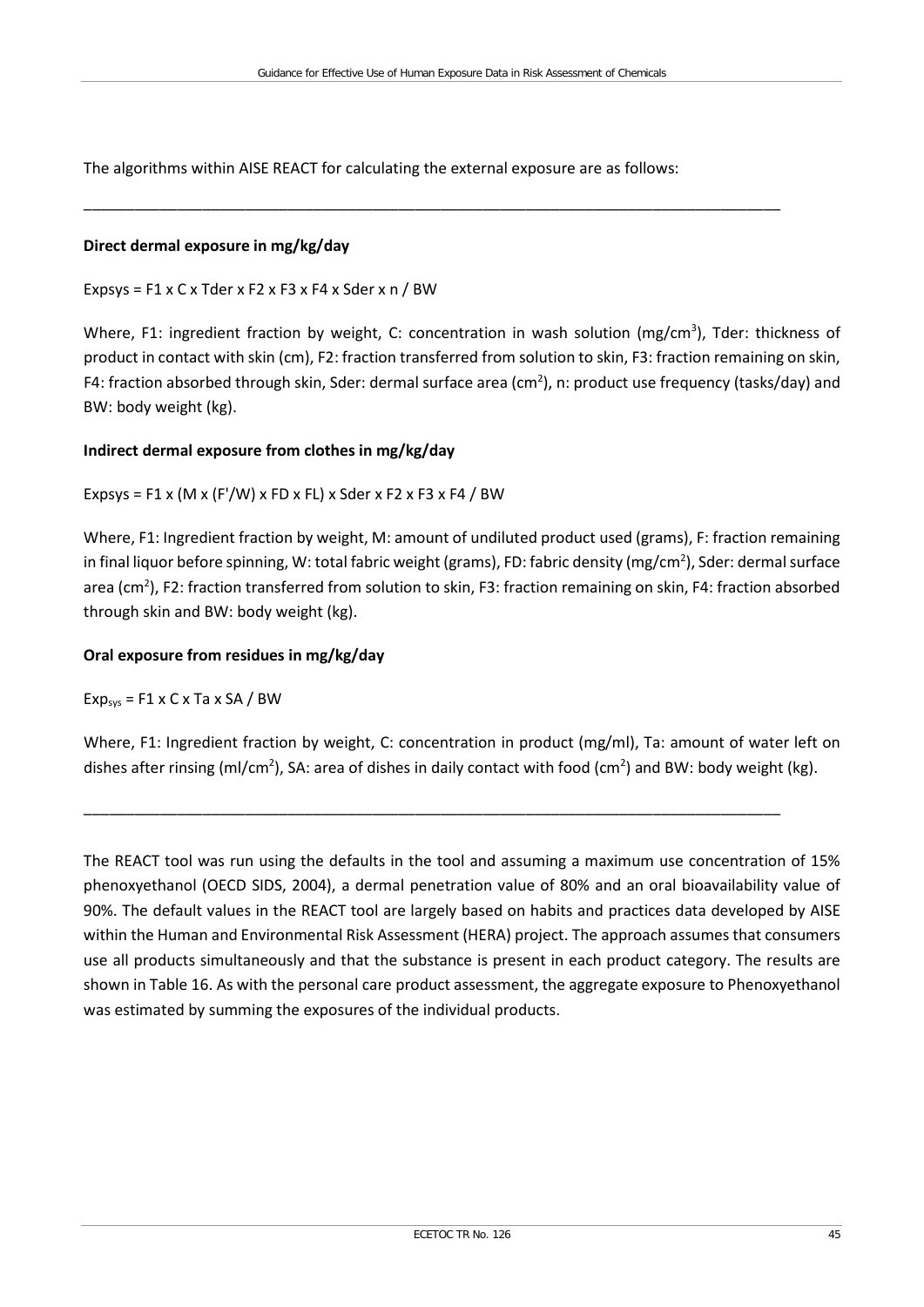The algorithms within AISE REACT for calculating the external exposure are as follows:

---

**Direct dermal exposure in mg/kg/day**

Expsys = F1 x C x Tder x F2 x F3 x F4 x Sder x n / BW

Where, F1: ingredient fraction by weight, C: concentration in wash solution (mg/cm$^3$), Tder: thickness of product in contact with skin (cm), F2: fraction transferred from solution to skin, F3: fraction remaining on skin, F4: fraction absorbed through skin, Sder: dermal surface area (cm$^2$), n: product use frequency (tasks/day) and BW: body weight (kg).

**Indirect dermal exposure from clothes in mg/kg/day**

Expsys = F1 x (M x (F'/W) x FD x FL) x Sder x F2 x F3 x F4 / BW

Where, F1: Ingredient fraction by weight, M: amount of undiluted product used (grams), F: fraction remaining in final liquor before spinning, W: total fabric weight (grams), FD: fabric density (mg/cm$^2$), Sder: dermal surface area (cm$^2$), F2: fraction transferred from solution to skin, F3: fraction remaining on skin, F4: fraction absorbed through skin and BW: body weight (kg).

**Oral exposure from residues in mg/kg/day**

$Exp_{sys}$ = F1 x C x Ta x SA / BW

Where, F1: Ingredient fraction by weight, C: concentration in product (mg/ml), Ta: amount of water left on dishes after rinsing (ml/cm$^2$), SA: area of dishes in daily contact with food (cm$^2$) and BW: body weight (kg).

---

The REACT tool was run using the defaults in the tool and assuming a maximum use concentration of 15% phenoxyethanol (OECD SIDS, 2004), a dermal penetration value of 80% and an oral bioavailability value of 90%. The default values in the REACT tool are largely based on habits and practices data developed by AISE within the Human and Environmental Risk Assessment (HERA) project. The approach assumes that consumers use all products simultaneously and that the substance is present in each product category. The results are shown in Table 16. As with the personal care product assessment, the aggregate exposure to Phenoxyethanol was estimated by summing the exposures of the individual products.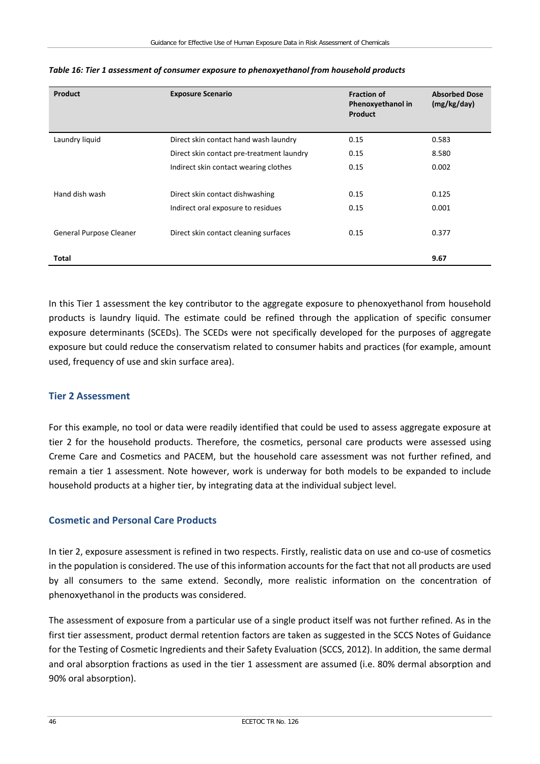*Table 16: Tier 1 assessment of consumer exposure to phenoxyethanol from household products*

| Product | Exposure Scenario | Fraction of Phenoxyethanol in Product | Absorbed Dose (mg/kg/day) |
|---|---|---|---|
| Laundry liquid | Direct skin contact hand wash laundry | 0.15 | 0.583 |
| | Direct skin contact pre-treatment laundry | 0.15 | 8.580 |
| | Indirect skin contact wearing clothes | 0.15 | 0.002 |
| Hand dish wash | Direct skin contact dishwashing | 0.15 | 0.125 |
| | Indirect oral exposure to residues | 0.15 | 0.001 |
| General Purpose Cleaner | Direct skin contact cleaning surfaces | 0.15 | 0.377 |
| **Total** | | | **9.67** |

In this Tier 1 assessment the key contributor to the aggregate exposure to phenoxyethanol from household products is laundry liquid. The estimate could be refined through the application of specific consumer exposure determinants (SCEDs). The SCEDs were not specifically developed for the purposes of aggregate exposure but could reduce the conservatism related to consumer habits and practices (for example, amount used, frequency of use and skin surface area).

## Tier 2 Assessment

For this example, no tool or data were readily identified that could be used to assess aggregate exposure at tier 2 for the household products. Therefore, the cosmetics, personal care products were assessed using Creme Care and Cosmetics and PACEM, but the household care assessment was not further refined, and remain a tier 1 assessment. Note however, work is underway for both models to be expanded to include household products at a higher tier, by integrating data at the individual subject level.

## Cosmetic and Personal Care Products

In tier 2, exposure assessment is refined in two respects. Firstly, realistic data on use and co-use of cosmetics in the population is considered. The use of this information accounts for the fact that not all products are used by all consumers to the same extend. Secondly, more realistic information on the concentration of phenoxyethanol in the products was considered.

The assessment of exposure from a particular use of a single product itself was not further refined. As in the first tier assessment, product dermal retention factors are taken as suggested in the SCCS Notes of Guidance for the Testing of Cosmetic Ingredients and their Safety Evaluation (SCCS, 2012). In addition, the same dermal and oral absorption fractions as used in the tier 1 assessment are assumed (i.e. 80% dermal absorption and 90% oral absorption).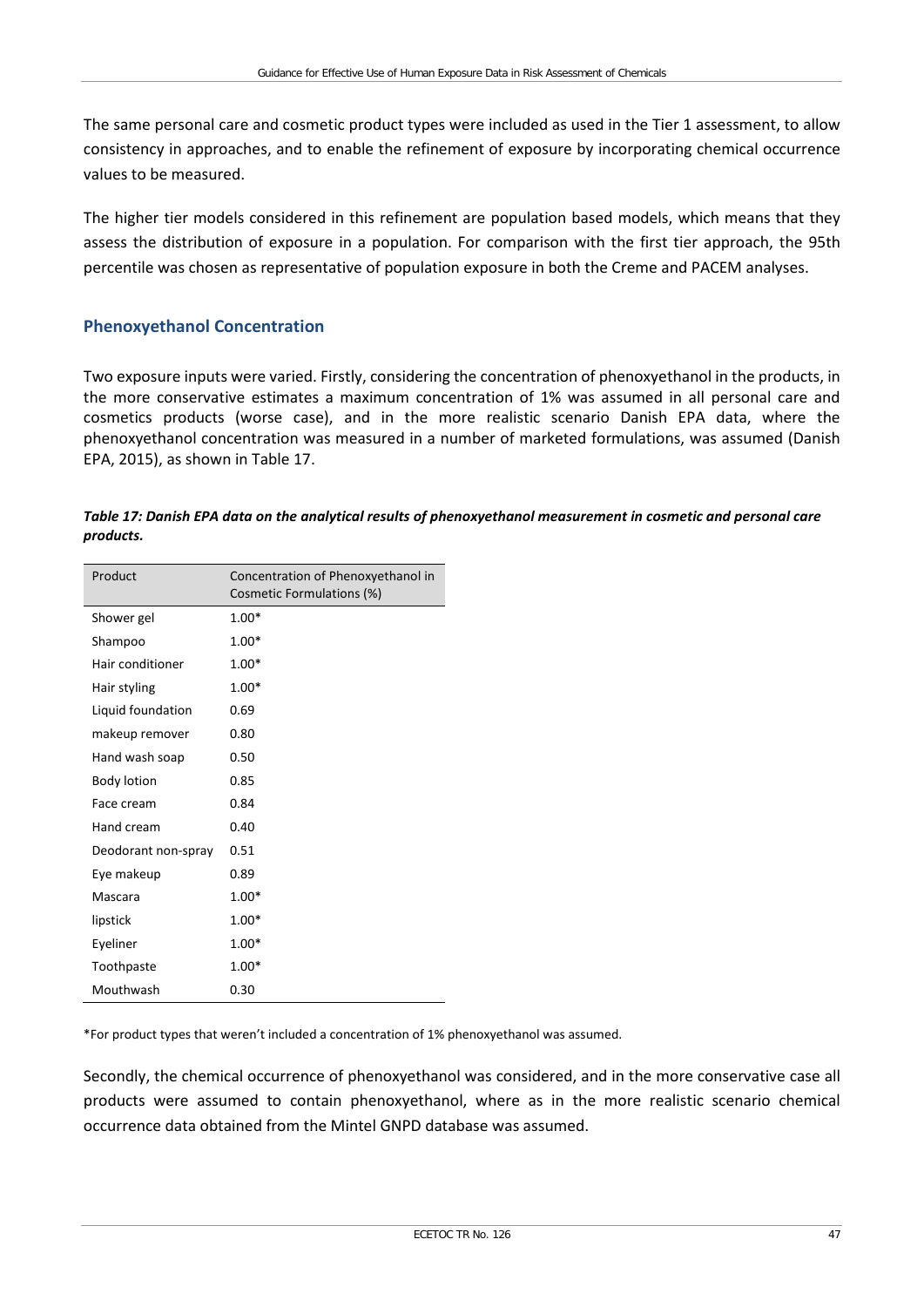The same personal care and cosmetic product types were included as used in the Tier 1 assessment, to allow consistency in approaches, and to enable the refinement of exposure by incorporating chemical occurrence values to be measured.

The higher tier models considered in this refinement are population based models, which means that they assess the distribution of exposure in a population. For comparison with the first tier approach, the 95th percentile was chosen as representative of population exposure in both the Creme and PACEM analyses.

### Phenoxyethanol Concentration

Two exposure inputs were varied. Firstly, considering the concentration of phenoxyethanol in the products, in the more conservative estimates a maximum concentration of 1% was assumed in all personal care and cosmetics products (worse case), and in the more realistic scenario Danish EPA data, where the phenoxyethanol concentration was measured in a number of marketed formulations, was assumed (Danish EPA, 2015), as shown in Table 17.

***Table 17: Danish EPA data on the analytical results of phenoxyethanol measurement in cosmetic and personal care products.***

| Product | Concentration of Phenoxyethanol in Cosmetic Formulations (%) |
|---|---|
| Shower gel | 1.00* |
| Shampoo | 1.00* |
| Hair conditioner | 1.00* |
| Hair styling | 1.00* |
| Liquid foundation | 0.69 |
| makeup remover | 0.80 |
| Hand wash soap | 0.50 |
| Body lotion | 0.85 |
| Face cream | 0.84 |
| Hand cream | 0.40 |
| Deodorant non-spray | 0.51 |
| Eye makeup | 0.89 |
| Mascara | 1.00* |
| lipstick | 1.00* |
| Eyeliner | 1.00* |
| Toothpaste | 1.00* |
| Mouthwash | 0.30 |

*For product types that weren't included a concentration of 1% phenoxyethanol was assumed.

Secondly, the chemical occurrence of phenoxyethanol was considered, and in the more conservative case all products were assumed to contain phenoxyethanol, where as in the more realistic scenario chemical occurrence data obtained from the Mintel GNPD database was assumed.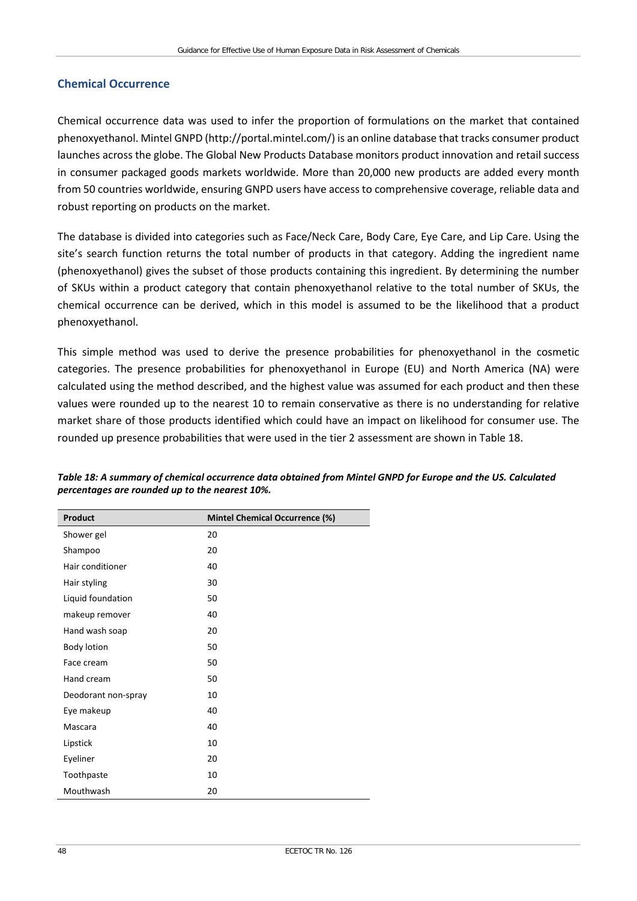## Chemical Occurrence

Chemical occurrence data was used to infer the proportion of formulations on the market that contained phenoxyethanol. Mintel GNPD (http://portal.mintel.com/) is an online database that tracks consumer product launches across the globe. The Global New Products Database monitors product innovation and retail success in consumer packaged goods markets worldwide. More than 20,000 new products are added every month from 50 countries worldwide, ensuring GNPD users have access to comprehensive coverage, reliable data and robust reporting on products on the market.

The database is divided into categories such as Face/Neck Care, Body Care, Eye Care, and Lip Care. Using the site's search function returns the total number of products in that category. Adding the ingredient name (phenoxyethanol) gives the subset of those products containing this ingredient. By determining the number of SKUs within a product category that contain phenoxyethanol relative to the total number of SKUs, the chemical occurrence can be derived, which in this model is assumed to be the likelihood that a product phenoxyethanol.

This simple method was used to derive the presence probabilities for phenoxyethanol in the cosmetic categories. The presence probabilities for phenoxyethanol in Europe (EU) and North America (NA) were calculated using the method described, and the highest value was assumed for each product and then these values were rounded up to the nearest 10 to remain conservative as there is no understanding for relative market share of those products identified which could have an impact on likelihood for consumer use. The rounded up presence probabilities that were used in the tier 2 assessment are shown in Table 18.

***Table 18: A summary of chemical occurrence data obtained from Mintel GNPD for Europe and the US. Calculated percentages are rounded up to the nearest 10%.***

| Product | Mintel Chemical Occurrence (%) |
|---|---|
| Shower gel | 20 |
| Shampoo | 20 |
| Hair conditioner | 40 |
| Hair styling | 30 |
| Liquid foundation | 50 |
| makeup remover | 40 |
| Hand wash soap | 20 |
| Body lotion | 50 |
| Face cream | 50 |
| Hand cream | 50 |
| Deodorant non-spray | 10 |
| Eye makeup | 40 |
| Mascara | 40 |
| Lipstick | 10 |
| Eyeliner | 20 |
| Toothpaste | 10 |
| Mouthwash | 20 |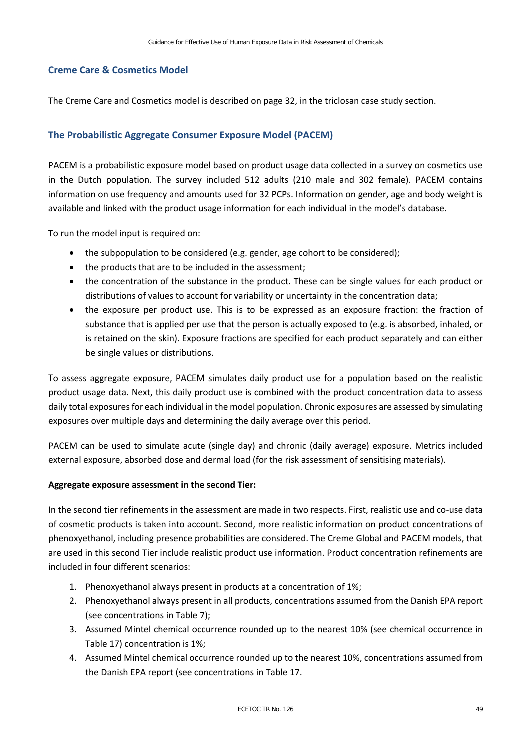## Creme Care & Cosmetics Model

The Creme Care and Cosmetics model is described on page 32, in the triclosan case study section.

## The Probabilistic Aggregate Consumer Exposure Model (PACEM)

PACEM is a probabilistic exposure model based on product usage data collected in a survey on cosmetics use in the Dutch population. The survey included 512 adults (210 male and 302 female). PACEM contains information on use frequency and amounts used for 32 PCPs. Information on gender, age and body weight is available and linked with the product usage information for each individual in the model's database.

To run the model input is required on:

- the subpopulation to be considered (e.g. gender, age cohort to be considered);
- the products that are to be included in the assessment;
- the concentration of the substance in the product. These can be single values for each product or distributions of values to account for variability or uncertainty in the concentration data;
- the exposure per product use. This is to be expressed as an exposure fraction: the fraction of substance that is applied per use that the person is actually exposed to (e.g. is absorbed, inhaled, or is retained on the skin). Exposure fractions are specified for each product separately and can either be single values or distributions.

To assess aggregate exposure, PACEM simulates daily product use for a population based on the realistic product usage data. Next, this daily product use is combined with the product concentration data to assess daily total exposures for each individual in the model population. Chronic exposures are assessed by simulating exposures over multiple days and determining the daily average over this period.

PACEM can be used to simulate acute (single day) and chronic (daily average) exposure. Metrics included external exposure, absorbed dose and dermal load (for the risk assessment of sensitising materials).

**Aggregate exposure assessment in the second Tier:**

In the second tier refinements in the assessment are made in two respects. First, realistic use and co-use data of cosmetic products is taken into account. Second, more realistic information on product concentrations of phenoxyethanol, including presence probabilities are considered. The Creme Global and PACEM models, that are used in this second Tier include realistic product use information. Product concentration refinements are included in four different scenarios:

1. Phenoxyethanol always present in products at a concentration of 1%;
2. Phenoxyethanol always present in all products, concentrations assumed from the Danish EPA report (see concentrations in Table 7);
3. Assumed Mintel chemical occurrence rounded up to the nearest 10% (see chemical occurrence in Table 17) concentration is 1%;
4. Assumed Mintel chemical occurrence rounded up to the nearest 10%, concentrations assumed from the Danish EPA report (see concentrations in Table 17.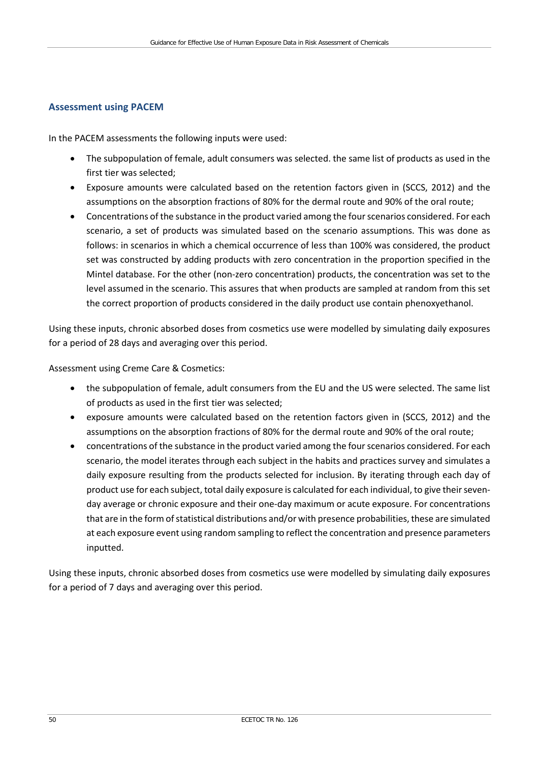### Assessment using PACEM

In the PACEM assessments the following inputs were used:

- The subpopulation of female, adult consumers was selected. the same list of products as used in the first tier was selected;
- Exposure amounts were calculated based on the retention factors given in (SCCS, 2012) and the assumptions on the absorption fractions of 80% for the dermal route and 90% of the oral route;
- Concentrations of the substance in the product varied among the four scenarios considered. For each scenario, a set of products was simulated based on the scenario assumptions. This was done as follows: in scenarios in which a chemical occurrence of less than 100% was considered, the product set was constructed by adding products with zero concentration in the proportion specified in the Mintel database. For the other (non-zero concentration) products, the concentration was set to the level assumed in the scenario. This assures that when products are sampled at random from this set the correct proportion of products considered in the daily product use contain phenoxyethanol.

Using these inputs, chronic absorbed doses from cosmetics use were modelled by simulating daily exposures for a period of 28 days and averaging over this period.

Assessment using Creme Care & Cosmetics:

- the subpopulation of female, adult consumers from the EU and the US were selected. The same list of products as used in the first tier was selected;
- exposure amounts were calculated based on the retention factors given in (SCCS, 2012) and the assumptions on the absorption fractions of 80% for the dermal route and 90% of the oral route;
- concentrations of the substance in the product varied among the four scenarios considered. For each scenario, the model iterates through each subject in the habits and practices survey and simulates a daily exposure resulting from the products selected for inclusion. By iterating through each day of product use for each subject, total daily exposure is calculated for each individual, to give their seven-day average or chronic exposure and their one-day maximum or acute exposure. For concentrations that are in the form of statistical distributions and/or with presence probabilities, these are simulated at each exposure event using random sampling to reflect the concentration and presence parameters inputted.

Using these inputs, chronic absorbed doses from cosmetics use were modelled by simulating daily exposures for a period of 7 days and averaging over this period.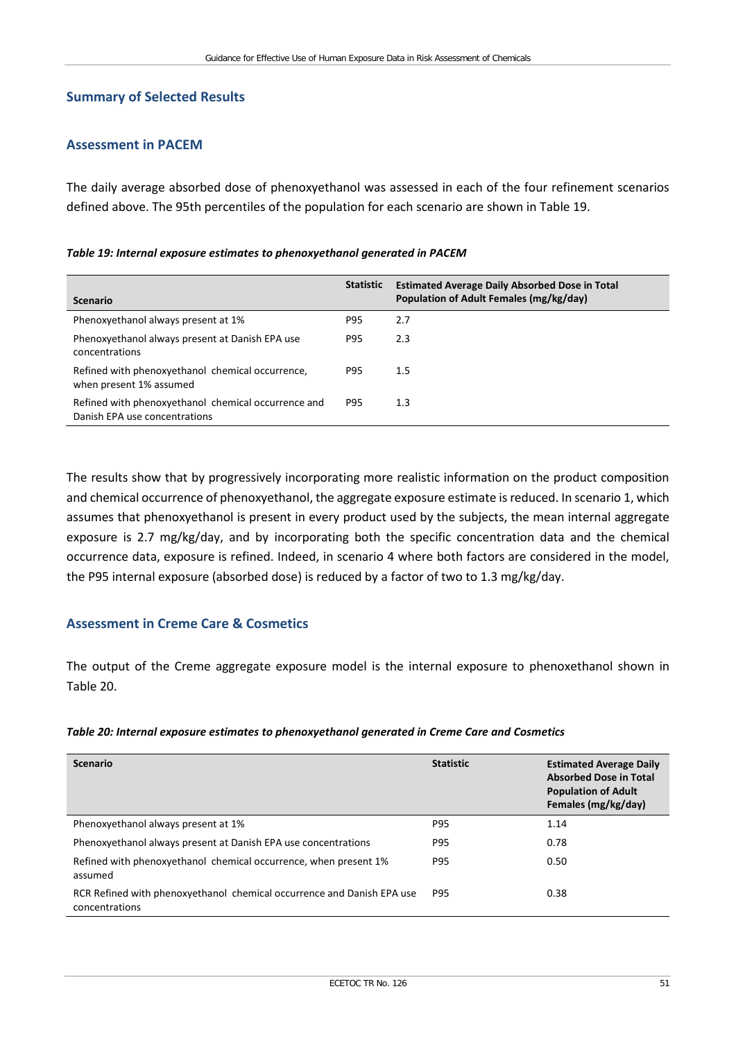## Summary of Selected Results

### Assessment in PACEM

The daily average absorbed dose of phenoxyethanol was assessed in each of the four refinement scenarios defined above. The 95th percentiles of the population for each scenario are shown in Table 19.

*Table 19: Internal exposure estimates to phenoxyethanol generated in PACEM*

| Scenario | Statistic | Estimated Average Daily Absorbed Dose in Total Population of Adult Females (mg/kg/day) |
|---|---|---|
| Phenoxyethanol always present at 1% | P95 | 2.7 |
| Phenoxyethanol always present at Danish EPA use concentrations | P95 | 2.3 |
| Refined with phenoxyethanol chemical occurrence, when present 1% assumed | P95 | 1.5 |
| Refined with phenoxyethanol chemical occurrence and Danish EPA use concentrations | P95 | 1.3 |

The results show that by progressively incorporating more realistic information on the product composition and chemical occurrence of phenoxyethanol, the aggregate exposure estimate is reduced. In scenario 1, which assumes that phenoxyethanol is present in every product used by the subjects, the mean internal aggregate exposure is 2.7 mg/kg/day, and by incorporating both the specific concentration data and the chemical occurrence data, exposure is refined. Indeed, in scenario 4 where both factors are considered in the model, the P95 internal exposure (absorbed dose) is reduced by a factor of two to 1.3 mg/kg/day.

### Assessment in Creme Care & Cosmetics

The output of the Creme aggregate exposure model is the internal exposure to phenoxethanol shown in Table 20.

*Table 20: Internal exposure estimates to phenoxyethanol generated in Creme Care and Cosmetics*

| Scenario | Statistic | Estimated Average Daily Absorbed Dose in Total Population of Adult Females (mg/kg/day) |
|---|---|---|
| Phenoxyethanol always present at 1% | P95 | 1.14 |
| Phenoxyethanol always present at Danish EPA use concentrations | P95 | 0.78 |
| Refined with phenoxyethanol chemical occurrence, when present 1% assumed | P95 | 0.50 |
| RCR Refined with phenoxyethanol chemical occurrence and Danish EPA use concentrations | P95 | 0.38 |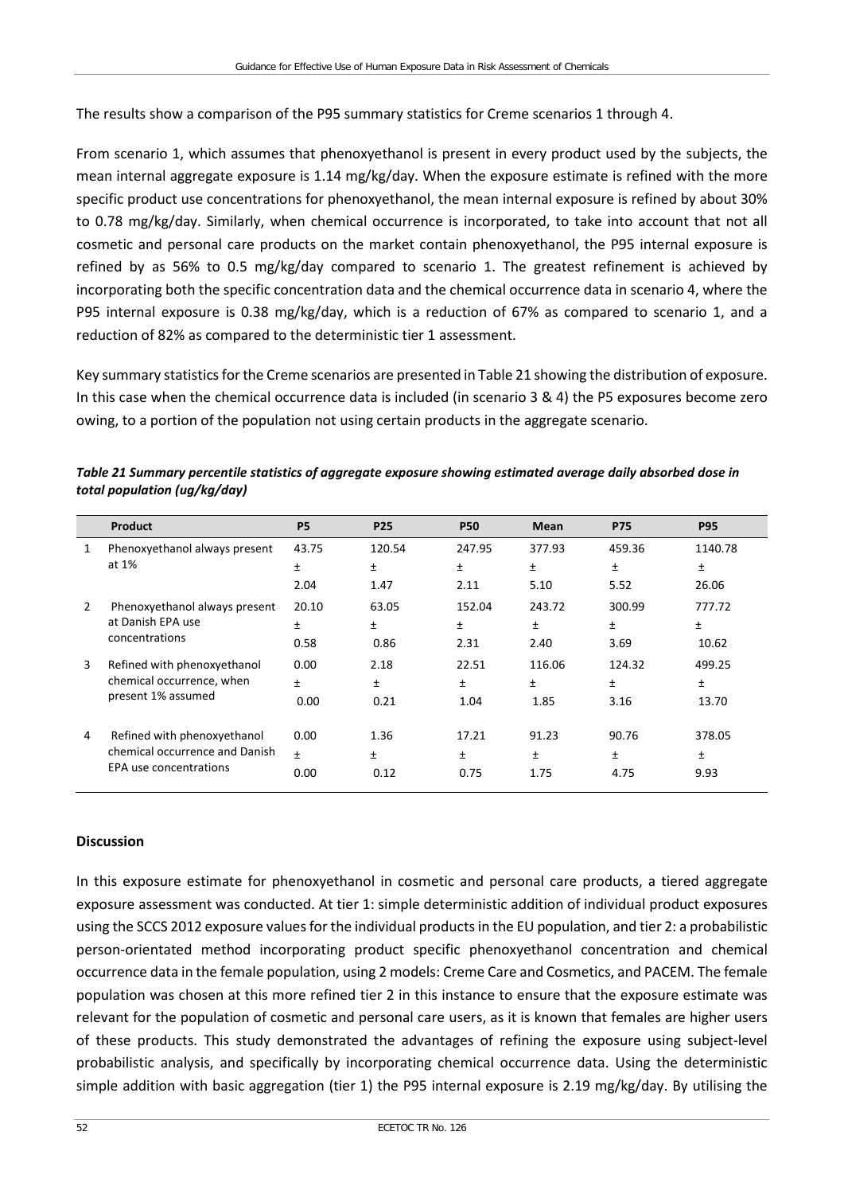The results show a comparison of the P95 summary statistics for Creme scenarios 1 through 4.

From scenario 1, which assumes that phenoxyethanol is present in every product used by the subjects, the mean internal aggregate exposure is 1.14 mg/kg/day. When the exposure estimate is refined with the more specific product use concentrations for phenoxyethanol, the mean internal exposure is refined by about 30% to 0.78 mg/kg/day. Similarly, when chemical occurrence is incorporated, to take into account that not all cosmetic and personal care products on the market contain phenoxyethanol, the P95 internal exposure is refined by as 56% to 0.5 mg/kg/day compared to scenario 1. The greatest refinement is achieved by incorporating both the specific concentration data and the chemical occurrence data in scenario 4, where the P95 internal exposure is 0.38 mg/kg/day, which is a reduction of 67% as compared to scenario 1, and a reduction of 82% as compared to the deterministic tier 1 assessment.

Key summary statistics for the Creme scenarios are presented in Table 21 showing the distribution of exposure. In this case when the chemical occurrence data is included (in scenario 3 & 4) the P5 exposures become zero owing, to a portion of the population not using certain products in the aggregate scenario.

***Table 21 Summary percentile statistics of aggregate exposure showing estimated average daily absorbed dose in total population (ug/kg/day)***

| | Product | P5 | P25 | P50 | Mean | P75 | P95 |
|---|---|---|---|---|---|---|---|
| 1 | Phenoxyethanol always present at 1% | 43.75 ± 2.04 | 120.54 ± 1.47 | 247.95 ± 2.11 | 377.93 ± 5.10 | 459.36 ± 5.52 | 1140.78 ± 26.06 |
| 2 | Phenoxyethanol always present at Danish EPA use concentrations | 20.10 ± 0.58 | 63.05 ± 0.86 | 152.04 ± 2.31 | 243.72 ± 2.40 | 300.99 ± 3.69 | 777.72 ± 10.62 |
| 3 | Refined with phenoxyethanol chemical occurrence, when present 1% assumed | 0.00 ± 0.00 | 2.18 ± 0.21 | 22.51 ± 1.04 | 116.06 ± 1.85 | 124.32 ± 3.16 | 499.25 ± 13.70 |
| 4 | Refined with phenoxyethanol chemical occurrence and Danish EPA use concentrations | 0.00 ± 0.00 | 1.36 ± 0.12 | 17.21 ± 0.75 | 91.23 ± 1.75 | 90.76 ± 4.75 | 378.05 ± 9.93 |

**Discussion**

In this exposure estimate for phenoxyethanol in cosmetic and personal care products, a tiered aggregate exposure assessment was conducted. At tier 1: simple deterministic addition of individual product exposures using the SCCS 2012 exposure values for the individual products in the EU population, and tier 2: a probabilistic person-orientated method incorporating product specific phenoxyethanol concentration and chemical occurrence data in the female population, using 2 models: Creme Care and Cosmetics, and PACEM. The female population was chosen at this more refined tier 2 in this instance to ensure that the exposure estimate was relevant for the population of cosmetic and personal care users, as it is known that females are higher users of these products. This study demonstrated the advantages of refining the exposure using subject-level probabilistic analysis, and specifically by incorporating chemical occurrence data. Using the deterministic simple addition with basic aggregation (tier 1) the P95 internal exposure is 2.19 mg/kg/day. By utilising the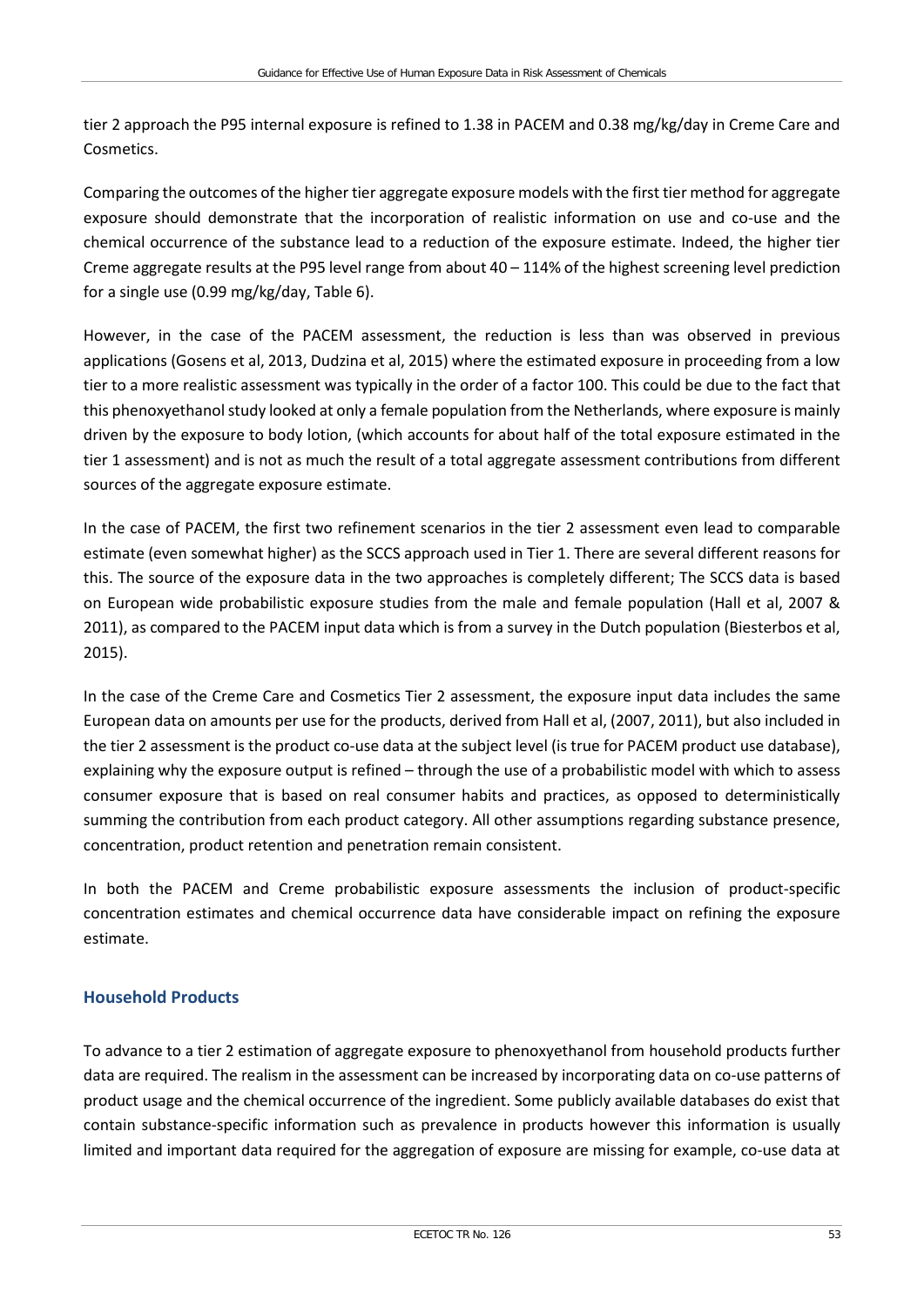tier 2 approach the P95 internal exposure is refined to 1.38 in PACEM and 0.38 mg/kg/day in Creme Care and Cosmetics.

Comparing the outcomes of the higher tier aggregate exposure models with the first tier method for aggregate exposure should demonstrate that the incorporation of realistic information on use and co-use and the chemical occurrence of the substance lead to a reduction of the exposure estimate. Indeed, the higher tier Creme aggregate results at the P95 level range from about 40 – 114% of the highest screening level prediction for a single use (0.99 mg/kg/day, Table 6).

However, in the case of the PACEM assessment, the reduction is less than was observed in previous applications (Gosens et al, 2013, Dudzina et al, 2015) where the estimated exposure in proceeding from a low tier to a more realistic assessment was typically in the order of a factor 100. This could be due to the fact that this phenoxyethanol study looked at only a female population from the Netherlands, where exposure is mainly driven by the exposure to body lotion, (which accounts for about half of the total exposure estimated in the tier 1 assessment) and is not as much the result of a total aggregate assessment contributions from different sources of the aggregate exposure estimate.

In the case of PACEM, the first two refinement scenarios in the tier 2 assessment even lead to comparable estimate (even somewhat higher) as the SCCS approach used in Tier 1. There are several different reasons for this. The source of the exposure data in the two approaches is completely different; The SCCS data is based on European wide probabilistic exposure studies from the male and female population (Hall et al, 2007 & 2011), as compared to the PACEM input data which is from a survey in the Dutch population (Biesterbos et al, 2015).

In the case of the Creme Care and Cosmetics Tier 2 assessment, the exposure input data includes the same European data on amounts per use for the products, derived from Hall et al, (2007, 2011), but also included in the tier 2 assessment is the product co-use data at the subject level (is true for PACEM product use database), explaining why the exposure output is refined – through the use of a probabilistic model with which to assess consumer exposure that is based on real consumer habits and practices, as opposed to deterministically summing the contribution from each product category. All other assumptions regarding substance presence, concentration, product retention and penetration remain consistent.

In both the PACEM and Creme probabilistic exposure assessments the inclusion of product-specific concentration estimates and chemical occurrence data have considerable impact on refining the exposure estimate.

### Household Products

To advance to a tier 2 estimation of aggregate exposure to phenoxyethanol from household products further data are required. The realism in the assessment can be increased by incorporating data on co-use patterns of product usage and the chemical occurrence of the ingredient. Some publicly available databases do exist that contain substance-specific information such as prevalence in products however this information is usually limited and important data required for the aggregation of exposure are missing for example, co-use data at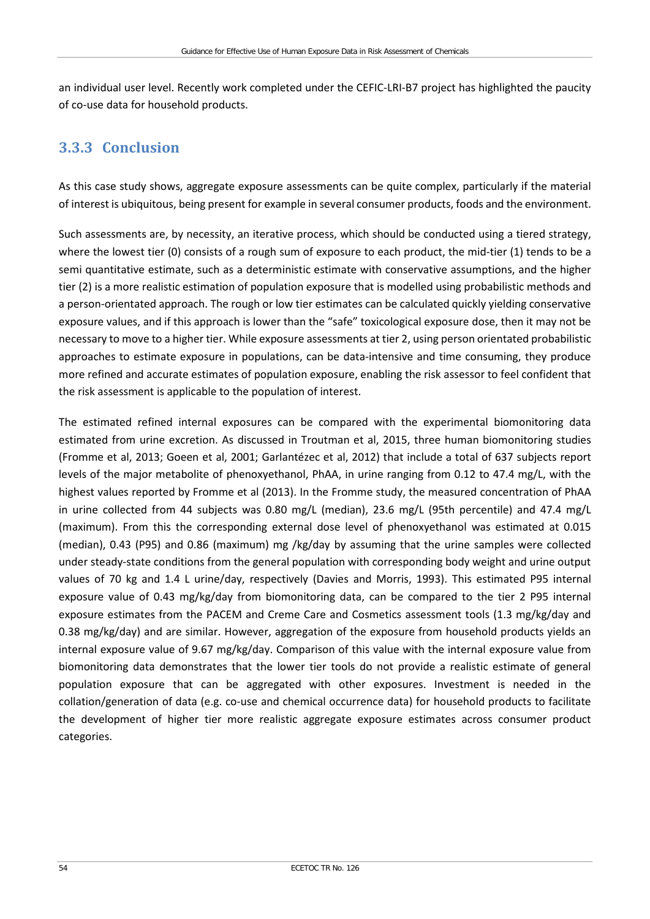an individual user level. Recently work completed under the CEFIC-LRI-B7 project has highlighted the paucity of co-use data for household products.

### 3.3.3 Conclusion

As this case study shows, aggregate exposure assessments can be quite complex, particularly if the material of interest is ubiquitous, being present for example in several consumer products, foods and the environment.

Such assessments are, by necessity, an iterative process, which should be conducted using a tiered strategy, where the lowest tier (0) consists of a rough sum of exposure to each product, the mid-tier (1) tends to be a semi quantitative estimate, such as a deterministic estimate with conservative assumptions, and the higher tier (2) is a more realistic estimation of population exposure that is modelled using probabilistic methods and a person-orientated approach. The rough or low tier estimates can be calculated quickly yielding conservative exposure values, and if this approach is lower than the "safe" toxicological exposure dose, then it may not be necessary to move to a higher tier. While exposure assessments at tier 2, using person orientated probabilistic approaches to estimate exposure in populations, can be data-intensive and time consuming, they produce more refined and accurate estimates of population exposure, enabling the risk assessor to feel confident that the risk assessment is applicable to the population of interest.

The estimated refined internal exposures can be compared with the experimental biomonitoring data estimated from urine excretion. As discussed in Troutman et al, 2015, three human biomonitoring studies (Fromme et al, 2013; Goeen et al, 2001; Garlantézec et al, 2012) that include a total of 637 subjects report levels of the major metabolite of phenoxyethanol, PhAA, in urine ranging from 0.12 to 47.4 mg/L, with the highest values reported by Fromme et al (2013). In the Fromme study, the measured concentration of PhAA in urine collected from 44 subjects was 0.80 mg/L (median), 23.6 mg/L (95th percentile) and 47.4 mg/L (maximum). From this the corresponding external dose level of phenoxyethanol was estimated at 0.015 (median), 0.43 (P95) and 0.86 (maximum) mg /kg/day by assuming that the urine samples were collected under steady-state conditions from the general population with corresponding body weight and urine output values of 70 kg and 1.4 L urine/day, respectively (Davies and Morris, 1993). This estimated P95 internal exposure value of 0.43 mg/kg/day from biomonitoring data, can be compared to the tier 2 P95 internal exposure estimates from the PACEM and Creme Care and Cosmetics assessment tools (1.3 mg/kg/day and 0.38 mg/kg/day) and are similar. However, aggregation of the exposure from household products yields an internal exposure value of 9.67 mg/kg/day. Comparison of this value with the internal exposure value from biomonitoring data demonstrates that the lower tier tools do not provide a realistic estimate of general population exposure that can be aggregated with other exposures. Investment is needed in the collation/generation of data (e.g. co-use and chemical occurrence data) for household products to facilitate the development of higher tier more realistic aggregate exposure estimates across consumer product categories.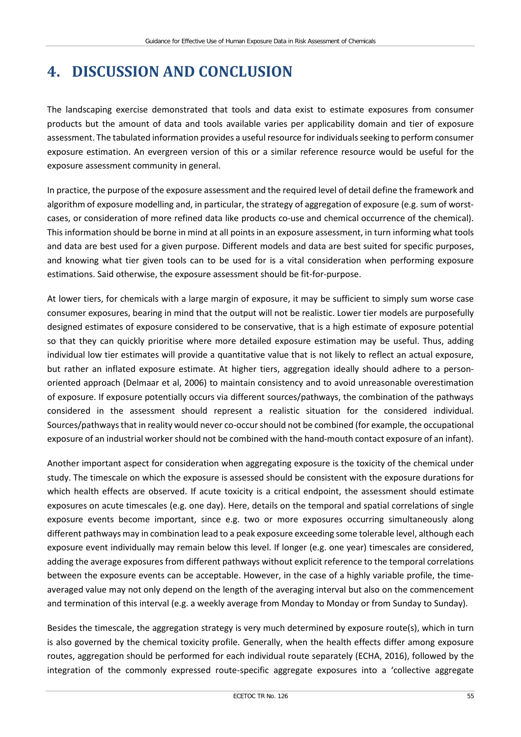# 4. DISCUSSION AND CONCLUSION

The landscaping exercise demonstrated that tools and data exist to estimate exposures from consumer products but the amount of data and tools available varies per applicability domain and tier of exposure assessment. The tabulated information provides a useful resource for individuals seeking to perform consumer exposure estimation. An evergreen version of this or a similar reference resource would be useful for the exposure assessment community in general.

In practice, the purpose of the exposure assessment and the required level of detail define the framework and algorithm of exposure modelling and, in particular, the strategy of aggregation of exposure (e.g. sum of worst-cases, or consideration of more refined data like products co-use and chemical occurrence of the chemical). This information should be borne in mind at all points in an exposure assessment, in turn informing what tools and data are best used for a given purpose. Different models and data are best suited for specific purposes, and knowing what tier given tools can to be used for is a vital consideration when performing exposure estimations. Said otherwise, the exposure assessment should be fit-for-purpose.

At lower tiers, for chemicals with a large margin of exposure, it may be sufficient to simply sum worse case consumer exposures, bearing in mind that the output will not be realistic. Lower tier models are purposefully designed estimates of exposure considered to be conservative, that is a high estimate of exposure potential so that they can quickly prioritise where more detailed exposure estimation may be useful. Thus, adding individual low tier estimates will provide a quantitative value that is not likely to reflect an actual exposure, but rather an inflated exposure estimate. At higher tiers, aggregation ideally should adhere to a person-oriented approach (Delmaar et al, 2006) to maintain consistency and to avoid unreasonable overestimation of exposure. If exposure potentially occurs via different sources/pathways, the combination of the pathways considered in the assessment should represent a realistic situation for the considered individual. Sources/pathways that in reality would never co-occur should not be combined (for example, the occupational exposure of an industrial worker should not be combined with the hand-mouth contact exposure of an infant).

Another important aspect for consideration when aggregating exposure is the toxicity of the chemical under study. The timescale on which the exposure is assessed should be consistent with the exposure durations for which health effects are observed. If acute toxicity is a critical endpoint, the assessment should estimate exposures on acute timescales (e.g. one day). Here, details on the temporal and spatial correlations of single exposure events become important, since e.g. two or more exposures occurring simultaneously along different pathways may in combination lead to a peak exposure exceeding some tolerable level, although each exposure event individually may remain below this level. If longer (e.g. one year) timescales are considered, adding the average exposures from different pathways without explicit reference to the temporal correlations between the exposure events can be acceptable. However, in the case of a highly variable profile, the time-averaged value may not only depend on the length of the averaging interval but also on the commencement and termination of this interval (e.g. a weekly average from Monday to Monday or from Sunday to Sunday).

Besides the timescale, the aggregation strategy is very much determined by exposure route(s), which in turn is also governed by the chemical toxicity profile. Generally, when the health effects differ among exposure routes, aggregation should be performed for each individual route separately (ECHA, 2016), followed by the integration of the commonly expressed route-specific aggregate exposures into a 'collective aggregate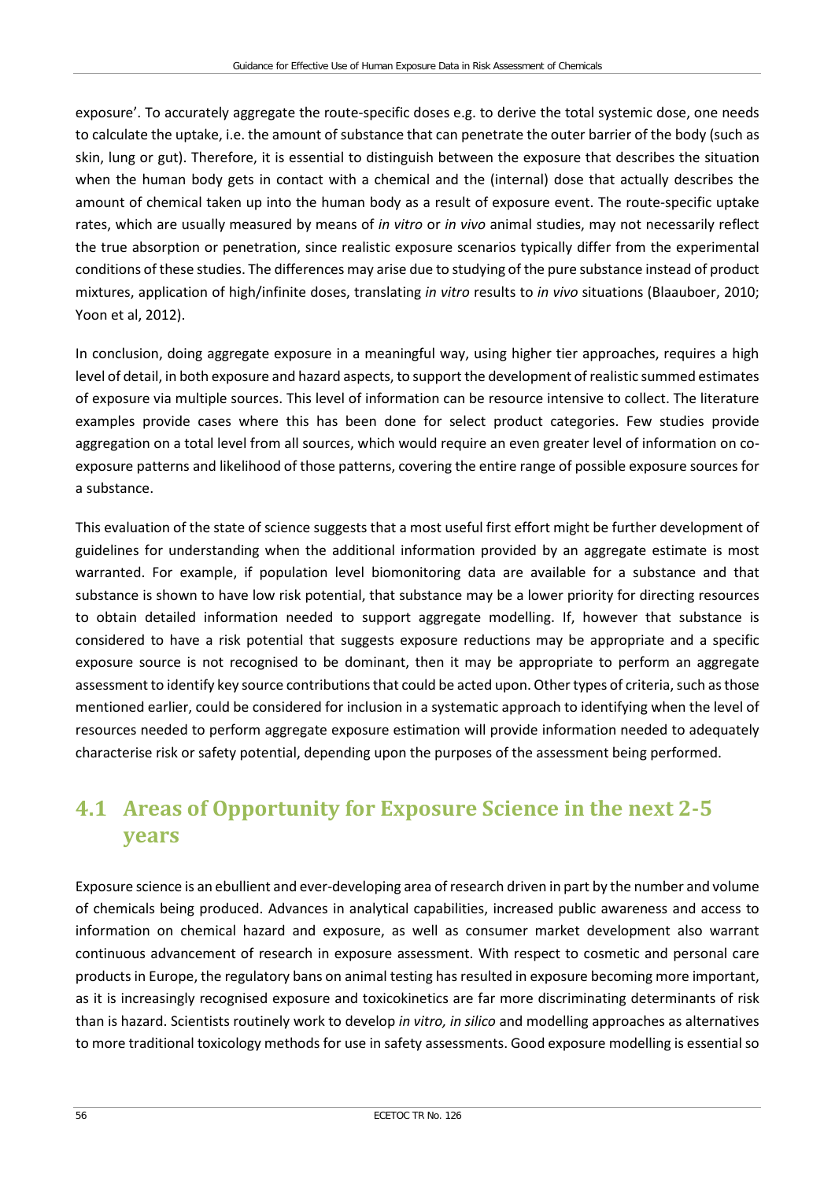exposure'. To accurately aggregate the route-specific doses e.g. to derive the total systemic dose, one needs to calculate the uptake, i.e. the amount of substance that can penetrate the outer barrier of the body (such as skin, lung or gut). Therefore, it is essential to distinguish between the exposure that describes the situation when the human body gets in contact with a chemical and the (internal) dose that actually describes the amount of chemical taken up into the human body as a result of exposure event. The route-specific uptake rates, which are usually measured by means of *in vitro* or *in vivo* animal studies, may not necessarily reflect the true absorption or penetration, since realistic exposure scenarios typically differ from the experimental conditions of these studies. The differences may arise due to studying of the pure substance instead of product mixtures, application of high/infinite doses, translating *in vitro* results to *in vivo* situations (Blaauboer, 2010; Yoon et al, 2012).

In conclusion, doing aggregate exposure in a meaningful way, using higher tier approaches, requires a high level of detail, in both exposure and hazard aspects, to support the development of realistic summed estimates of exposure via multiple sources. This level of information can be resource intensive to collect. The literature examples provide cases where this has been done for select product categories. Few studies provide aggregation on a total level from all sources, which would require an even greater level of information on co-exposure patterns and likelihood of those patterns, covering the entire range of possible exposure sources for a substance.

This evaluation of the state of science suggests that a most useful first effort might be further development of guidelines for understanding when the additional information provided by an aggregate estimate is most warranted. For example, if population level biomonitoring data are available for a substance and that substance is shown to have low risk potential, that substance may be a lower priority for directing resources to obtain detailed information needed to support aggregate modelling. If, however that substance is considered to have a risk potential that suggests exposure reductions may be appropriate and a specific exposure source is not recognised to be dominant, then it may be appropriate to perform an aggregate assessment to identify key source contributions that could be acted upon. Other types of criteria, such as those mentioned earlier, could be considered for inclusion in a systematic approach to identifying when the level of resources needed to perform aggregate exposure estimation will provide information needed to adequately characterise risk or safety potential, depending upon the purposes of the assessment being performed.

## 4.1 Areas of Opportunity for Exposure Science in the next 2-5 years

Exposure science is an ebullient and ever-developing area of research driven in part by the number and volume of chemicals being produced. Advances in analytical capabilities, increased public awareness and access to information on chemical hazard and exposure, as well as consumer market development also warrant continuous advancement of research in exposure assessment. With respect to cosmetic and personal care products in Europe, the regulatory bans on animal testing has resulted in exposure becoming more important, as it is increasingly recognised exposure and toxicokinetics are far more discriminating determinants of risk than is hazard. Scientists routinely work to develop *in vitro, in silico* and modelling approaches as alternatives to more traditional toxicology methods for use in safety assessments. Good exposure modelling is essential so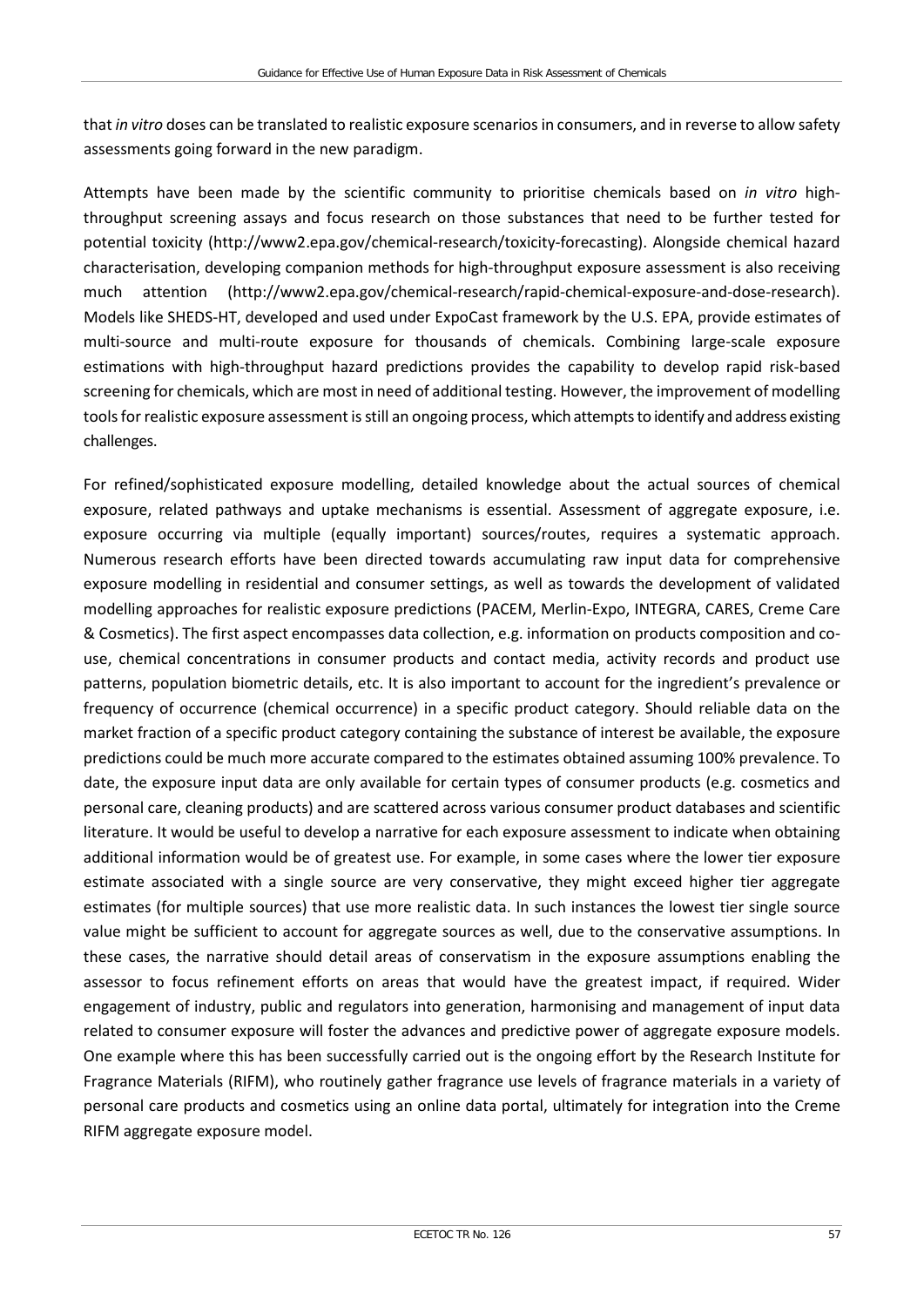that *in vitro* doses can be translated to realistic exposure scenarios in consumers, and in reverse to allow safety assessments going forward in the new paradigm.

Attempts have been made by the scientific community to prioritise chemicals based on *in vitro* high-throughput screening assays and focus research on those substances that need to be further tested for potential toxicity (http://www2.epa.gov/chemical-research/toxicity-forecasting). Alongside chemical hazard characterisation, developing companion methods for high-throughput exposure assessment is also receiving much attention (http://www2.epa.gov/chemical-research/rapid-chemical-exposure-and-dose-research). Models like SHEDS-HT, developed and used under ExpoCast framework by the U.S. EPA, provide estimates of multi-source and multi-route exposure for thousands of chemicals. Combining large-scale exposure estimations with high-throughput hazard predictions provides the capability to develop rapid risk-based screening for chemicals, which are most in need of additional testing. However, the improvement of modelling tools for realistic exposure assessment is still an ongoing process, which attempts to identify and address existing challenges.

For refined/sophisticated exposure modelling, detailed knowledge about the actual sources of chemical exposure, related pathways and uptake mechanisms is essential. Assessment of aggregate exposure, i.e. exposure occurring via multiple (equally important) sources/routes, requires a systematic approach. Numerous research efforts have been directed towards accumulating raw input data for comprehensive exposure modelling in residential and consumer settings, as well as towards the development of validated modelling approaches for realistic exposure predictions (PACEM, Merlin-Expo, INTEGRA, CARES, Creme Care & Cosmetics). The first aspect encompasses data collection, e.g. information on products composition and co-use, chemical concentrations in consumer products and contact media, activity records and product use patterns, population biometric details, etc. It is also important to account for the ingredient's prevalence or frequency of occurrence (chemical occurrence) in a specific product category. Should reliable data on the market fraction of a specific product category containing the substance of interest be available, the exposure predictions could be much more accurate compared to the estimates obtained assuming 100% prevalence. To date, the exposure input data are only available for certain types of consumer products (e.g. cosmetics and personal care, cleaning products) and are scattered across various consumer product databases and scientific literature. It would be useful to develop a narrative for each exposure assessment to indicate when obtaining additional information would be of greatest use. For example, in some cases where the lower tier exposure estimate associated with a single source are very conservative, they might exceed higher tier aggregate estimates (for multiple sources) that use more realistic data. In such instances the lowest tier single source value might be sufficient to account for aggregate sources as well, due to the conservative assumptions. In these cases, the narrative should detail areas of conservatism in the exposure assumptions enabling the assessor to focus refinement efforts on areas that would have the greatest impact, if required. Wider engagement of industry, public and regulators into generation, harmonising and management of input data related to consumer exposure will foster the advances and predictive power of aggregate exposure models. One example where this has been successfully carried out is the ongoing effort by the Research Institute for Fragrance Materials (RIFM), who routinely gather fragrance use levels of fragrance materials in a variety of personal care products and cosmetics using an online data portal, ultimately for integration into the Creme RIFM aggregate exposure model.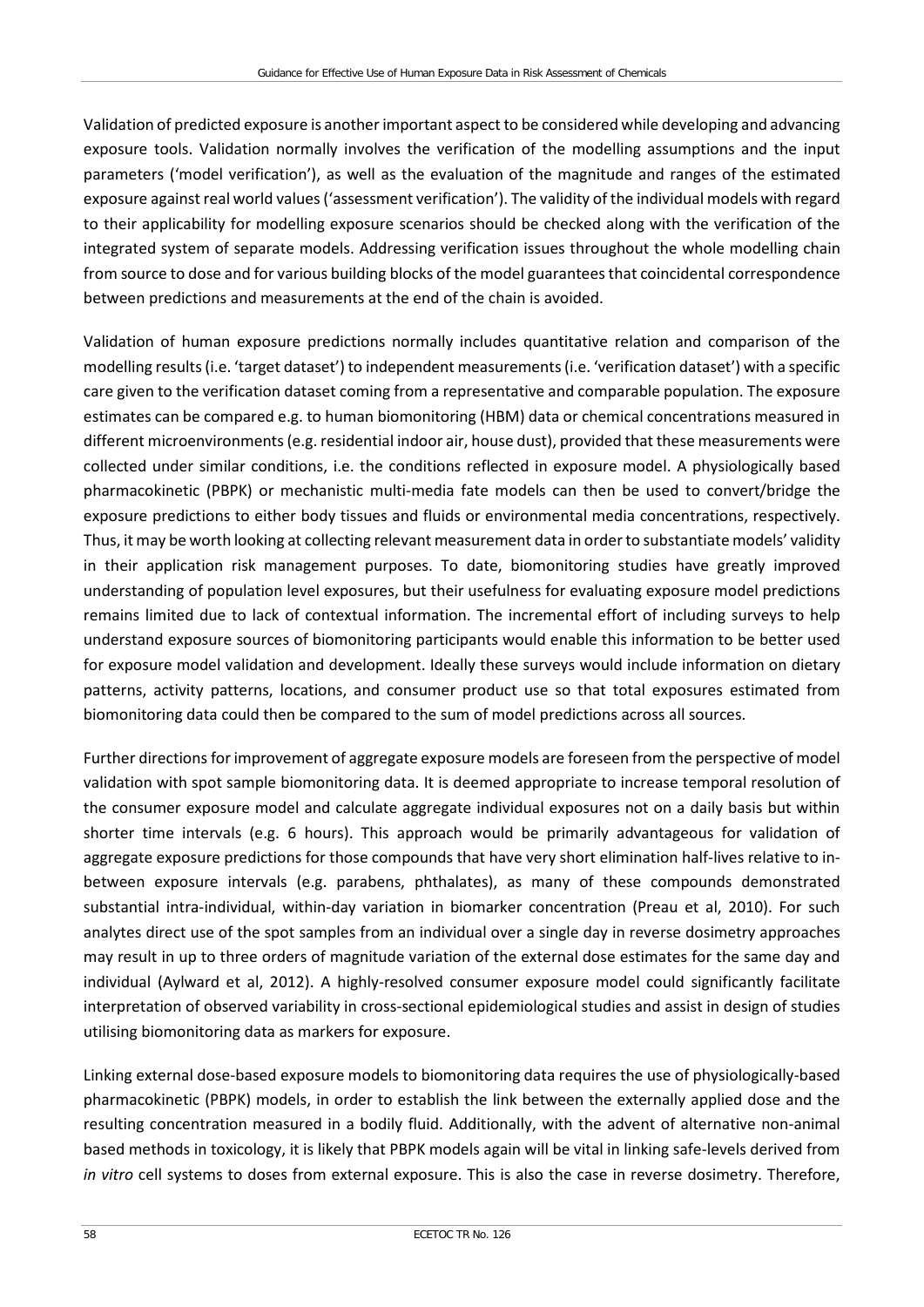Validation of predicted exposure is another important aspect to be considered while developing and advancing exposure tools. Validation normally involves the verification of the modelling assumptions and the input parameters ('model verification'), as well as the evaluation of the magnitude and ranges of the estimated exposure against real world values ('assessment verification'). The validity of the individual models with regard to their applicability for modelling exposure scenarios should be checked along with the verification of the integrated system of separate models. Addressing verification issues throughout the whole modelling chain from source to dose and for various building blocks of the model guarantees that coincidental correspondence between predictions and measurements at the end of the chain is avoided.

Validation of human exposure predictions normally includes quantitative relation and comparison of the modelling results (i.e. 'target dataset') to independent measurements (i.e. 'verification dataset') with a specific care given to the verification dataset coming from a representative and comparable population. The exposure estimates can be compared e.g. to human biomonitoring (HBM) data or chemical concentrations measured in different microenvironments (e.g. residential indoor air, house dust), provided that these measurements were collected under similar conditions, i.e. the conditions reflected in exposure model. A physiologically based pharmacokinetic (PBPK) or mechanistic multi-media fate models can then be used to convert/bridge the exposure predictions to either body tissues and fluids or environmental media concentrations, respectively. Thus, it may be worth looking at collecting relevant measurement data in order to substantiate models' validity in their application risk management purposes. To date, biomonitoring studies have greatly improved understanding of population level exposures, but their usefulness for evaluating exposure model predictions remains limited due to lack of contextual information. The incremental effort of including surveys to help understand exposure sources of biomonitoring participants would enable this information to be better used for exposure model validation and development. Ideally these surveys would include information on dietary patterns, activity patterns, locations, and consumer product use so that total exposures estimated from biomonitoring data could then be compared to the sum of model predictions across all sources.

Further directions for improvement of aggregate exposure models are foreseen from the perspective of model validation with spot sample biomonitoring data. It is deemed appropriate to increase temporal resolution of the consumer exposure model and calculate aggregate individual exposures not on a daily basis but within shorter time intervals (e.g. 6 hours). This approach would be primarily advantageous for validation of aggregate exposure predictions for those compounds that have very short elimination half-lives relative to in-between exposure intervals (e.g. parabens, phthalates), as many of these compounds demonstrated substantial intra-individual, within-day variation in biomarker concentration (Preau et al, 2010). For such analytes direct use of the spot samples from an individual over a single day in reverse dosimetry approaches may result in up to three orders of magnitude variation of the external dose estimates for the same day and individual (Aylward et al, 2012). A highly-resolved consumer exposure model could significantly facilitate interpretation of observed variability in cross-sectional epidemiological studies and assist in design of studies utilising biomonitoring data as markers for exposure.

Linking external dose-based exposure models to biomonitoring data requires the use of physiologically-based pharmacokinetic (PBPK) models, in order to establish the link between the externally applied dose and the resulting concentration measured in a bodily fluid. Additionally, with the advent of alternative non-animal based methods in toxicology, it is likely that PBPK models again will be vital in linking safe-levels derived from *in vitro* cell systems to doses from external exposure. This is also the case in reverse dosimetry. Therefore,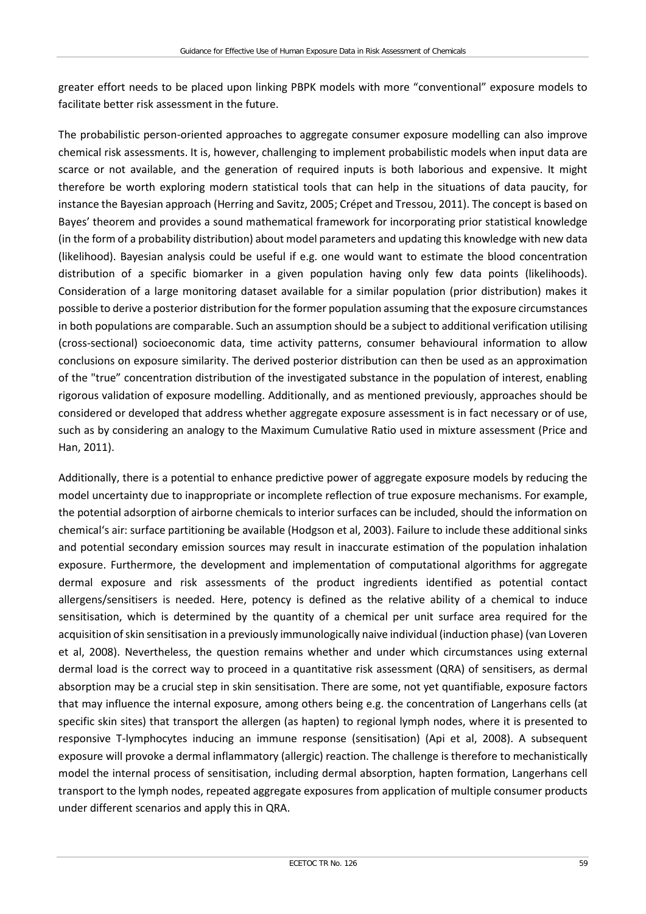greater effort needs to be placed upon linking PBPK models with more "conventional" exposure models to facilitate better risk assessment in the future.

The probabilistic person-oriented approaches to aggregate consumer exposure modelling can also improve chemical risk assessments. It is, however, challenging to implement probabilistic models when input data are scarce or not available, and the generation of required inputs is both laborious and expensive. It might therefore be worth exploring modern statistical tools that can help in the situations of data paucity, for instance the Bayesian approach (Herring and Savitz, 2005; Crépet and Tressou, 2011). The concept is based on Bayes' theorem and provides a sound mathematical framework for incorporating prior statistical knowledge (in the form of a probability distribution) about model parameters and updating this knowledge with new data (likelihood). Bayesian analysis could be useful if e.g. one would want to estimate the blood concentration distribution of a specific biomarker in a given population having only few data points (likelihoods). Consideration of a large monitoring dataset available for a similar population (prior distribution) makes it possible to derive a posterior distribution for the former population assuming that the exposure circumstances in both populations are comparable. Such an assumption should be a subject to additional verification utilising (cross-sectional) socioeconomic data, time activity patterns, consumer behavioural information to allow conclusions on exposure similarity. The derived posterior distribution can then be used as an approximation of the "true" concentration distribution of the investigated substance in the population of interest, enabling rigorous validation of exposure modelling. Additionally, and as mentioned previously, approaches should be considered or developed that address whether aggregate exposure assessment is in fact necessary or of use, such as by considering an analogy to the Maximum Cumulative Ratio used in mixture assessment (Price and Han, 2011).

Additionally, there is a potential to enhance predictive power of aggregate exposure models by reducing the model uncertainty due to inappropriate or incomplete reflection of true exposure mechanisms. For example, the potential adsorption of airborne chemicals to interior surfaces can be included, should the information on chemical's air: surface partitioning be available (Hodgson et al, 2003). Failure to include these additional sinks and potential secondary emission sources may result in inaccurate estimation of the population inhalation exposure. Furthermore, the development and implementation of computational algorithms for aggregate dermal exposure and risk assessments of the product ingredients identified as potential contact allergens/sensitisers is needed. Here, potency is defined as the relative ability of a chemical to induce sensitisation, which is determined by the quantity of a chemical per unit surface area required for the acquisition of skin sensitisation in a previously immunologically naive individual (induction phase) (van Loveren et al, 2008). Nevertheless, the question remains whether and under which circumstances using external dermal load is the correct way to proceed in a quantitative risk assessment (QRA) of sensitisers, as dermal absorption may be a crucial step in skin sensitisation. There are some, not yet quantifiable, exposure factors that may influence the internal exposure, among others being e.g. the concentration of Langerhans cells (at specific skin sites) that transport the allergen (as hapten) to regional lymph nodes, where it is presented to responsive T-lymphocytes inducing an immune response (sensitisation) (Api et al, 2008). A subsequent exposure will provoke a dermal inflammatory (allergic) reaction. The challenge is therefore to mechanistically model the internal process of sensitisation, including dermal absorption, hapten formation, Langerhans cell transport to the lymph nodes, repeated aggregate exposures from application of multiple consumer products under different scenarios and apply this in QRA.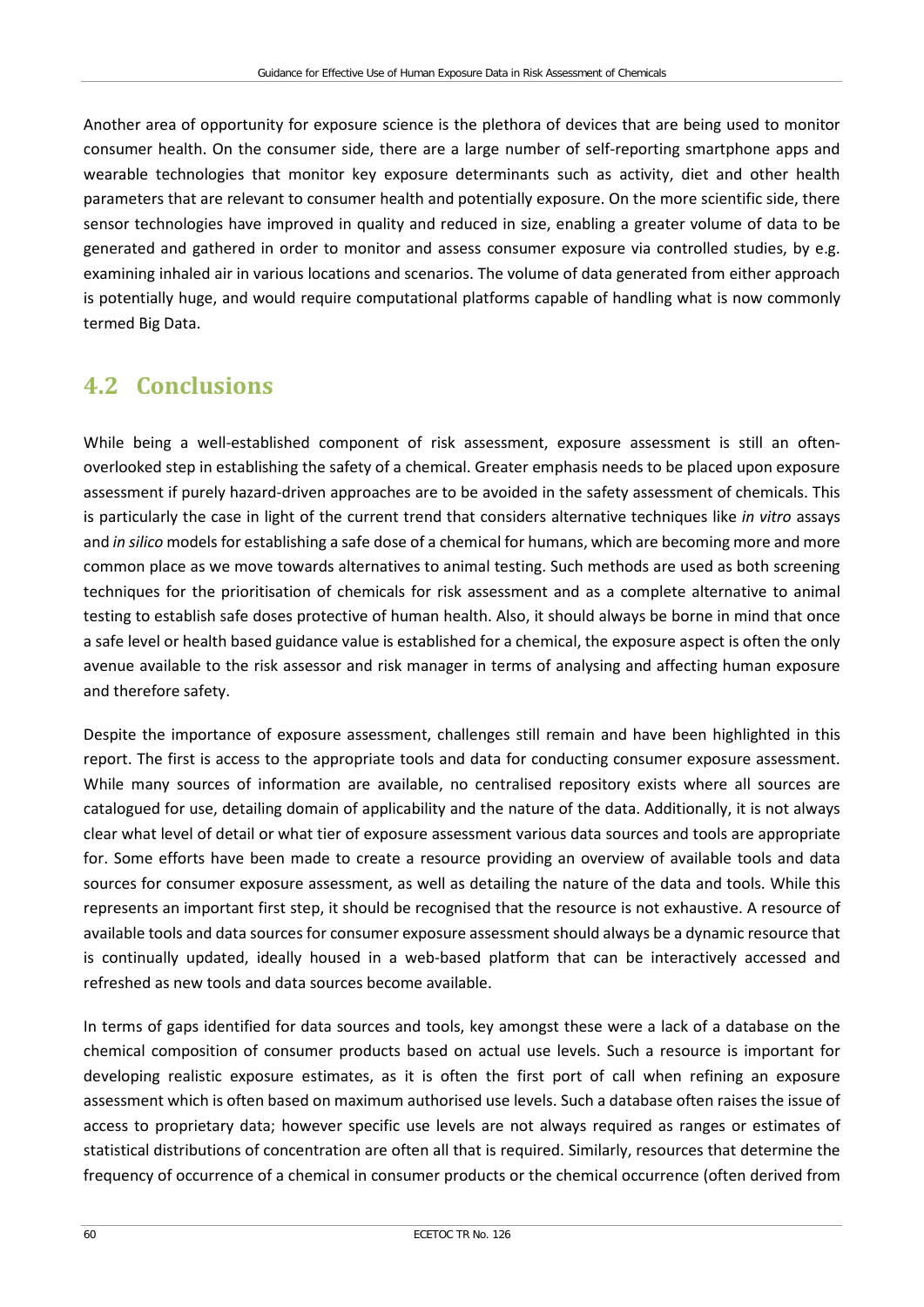Another area of opportunity for exposure science is the plethora of devices that are being used to monitor consumer health. On the consumer side, there are a large number of self-reporting smartphone apps and wearable technologies that monitor key exposure determinants such as activity, diet and other health parameters that are relevant to consumer health and potentially exposure. On the more scientific side, there sensor technologies have improved in quality and reduced in size, enabling a greater volume of data to be generated and gathered in order to monitor and assess consumer exposure via controlled studies, by e.g. examining inhaled air in various locations and scenarios. The volume of data generated from either approach is potentially huge, and would require computational platforms capable of handling what is now commonly termed Big Data.

## 4.2 Conclusions

While being a well-established component of risk assessment, exposure assessment is still an often-overlooked step in establishing the safety of a chemical. Greater emphasis needs to be placed upon exposure assessment if purely hazard-driven approaches are to be avoided in the safety assessment of chemicals. This is particularly the case in light of the current trend that considers alternative techniques like *in vitro* assays and *in silico* models for establishing a safe dose of a chemical for humans, which are becoming more and more common place as we move towards alternatives to animal testing. Such methods are used as both screening techniques for the prioritisation of chemicals for risk assessment and as a complete alternative to animal testing to establish safe doses protective of human health. Also, it should always be borne in mind that once a safe level or health based guidance value is established for a chemical, the exposure aspect is often the only avenue available to the risk assessor and risk manager in terms of analysing and affecting human exposure and therefore safety.

Despite the importance of exposure assessment, challenges still remain and have been highlighted in this report. The first is access to the appropriate tools and data for conducting consumer exposure assessment. While many sources of information are available, no centralised repository exists where all sources are catalogued for use, detailing domain of applicability and the nature of the data. Additionally, it is not always clear what level of detail or what tier of exposure assessment various data sources and tools are appropriate for. Some efforts have been made to create a resource providing an overview of available tools and data sources for consumer exposure assessment, as well as detailing the nature of the data and tools. While this represents an important first step, it should be recognised that the resource is not exhaustive. A resource of available tools and data sources for consumer exposure assessment should always be a dynamic resource that is continually updated, ideally housed in a web-based platform that can be interactively accessed and refreshed as new tools and data sources become available.

In terms of gaps identified for data sources and tools, key amongst these were a lack of a database on the chemical composition of consumer products based on actual use levels. Such a resource is important for developing realistic exposure estimates, as it is often the first port of call when refining an exposure assessment which is often based on maximum authorised use levels. Such a database often raises the issue of access to proprietary data; however specific use levels are not always required as ranges or estimates of statistical distributions of concentration are often all that is required. Similarly, resources that determine the frequency of occurrence of a chemical in consumer products or the chemical occurrence (often derived from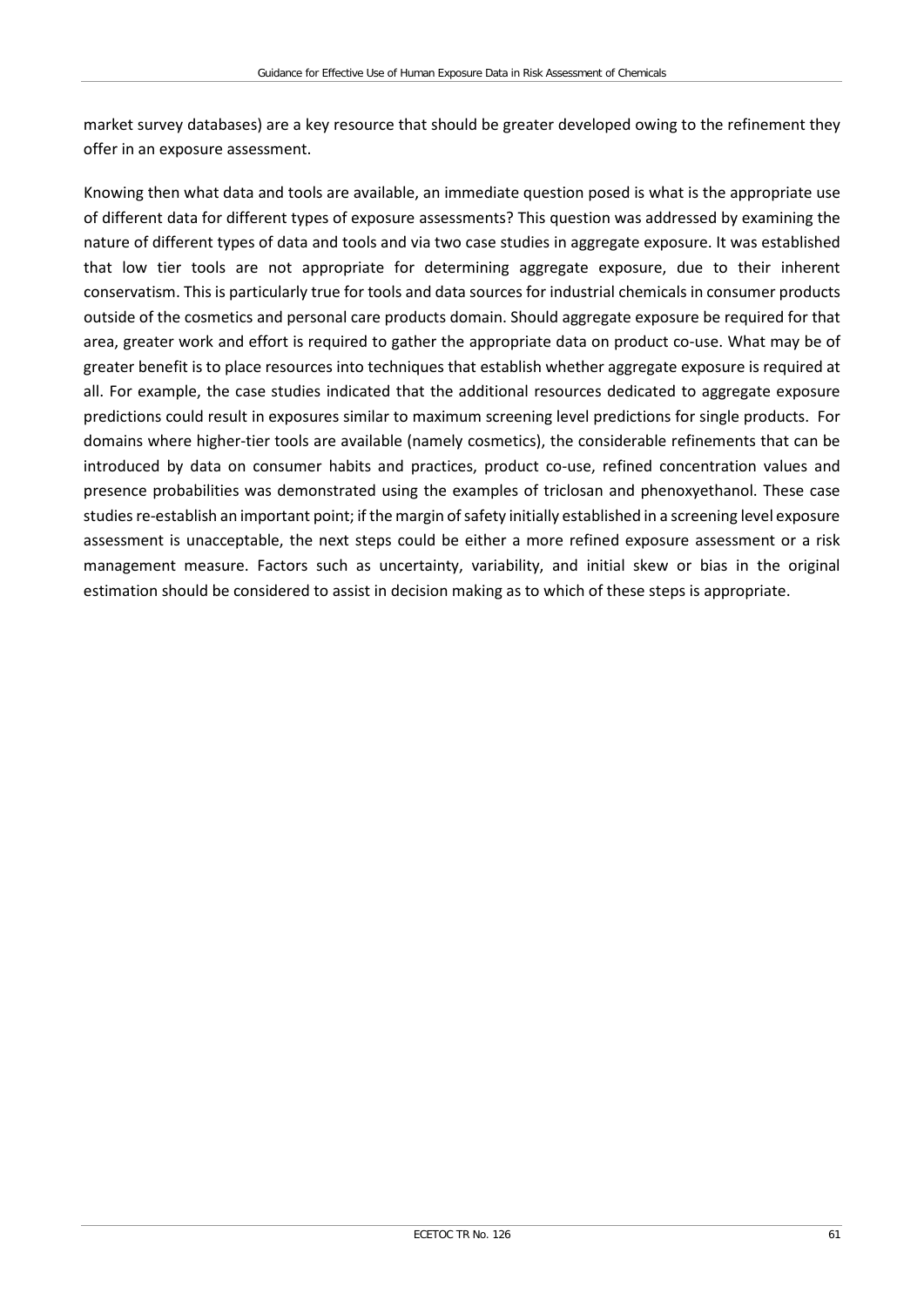market survey databases) are a key resource that should be greater developed owing to the refinement they offer in an exposure assessment.

Knowing then what data and tools are available, an immediate question posed is what is the appropriate use of different data for different types of exposure assessments? This question was addressed by examining the nature of different types of data and tools and via two case studies in aggregate exposure. It was established that low tier tools are not appropriate for determining aggregate exposure, due to their inherent conservatism. This is particularly true for tools and data sources for industrial chemicals in consumer products outside of the cosmetics and personal care products domain. Should aggregate exposure be required for that area, greater work and effort is required to gather the appropriate data on product co-use. What may be of greater benefit is to place resources into techniques that establish whether aggregate exposure is required at all. For example, the case studies indicated that the additional resources dedicated to aggregate exposure predictions could result in exposures similar to maximum screening level predictions for single products. For domains where higher-tier tools are available (namely cosmetics), the considerable refinements that can be introduced by data on consumer habits and practices, product co-use, refined concentration values and presence probabilities was demonstrated using the examples of triclosan and phenoxyethanol. These case studies re-establish an important point; if the margin of safety initially established in a screening level exposure assessment is unacceptable, the next steps could be either a more refined exposure assessment or a risk management measure. Factors such as uncertainty, variability, and initial skew or bias in the original estimation should be considered to assist in decision making as to which of these steps is appropriate.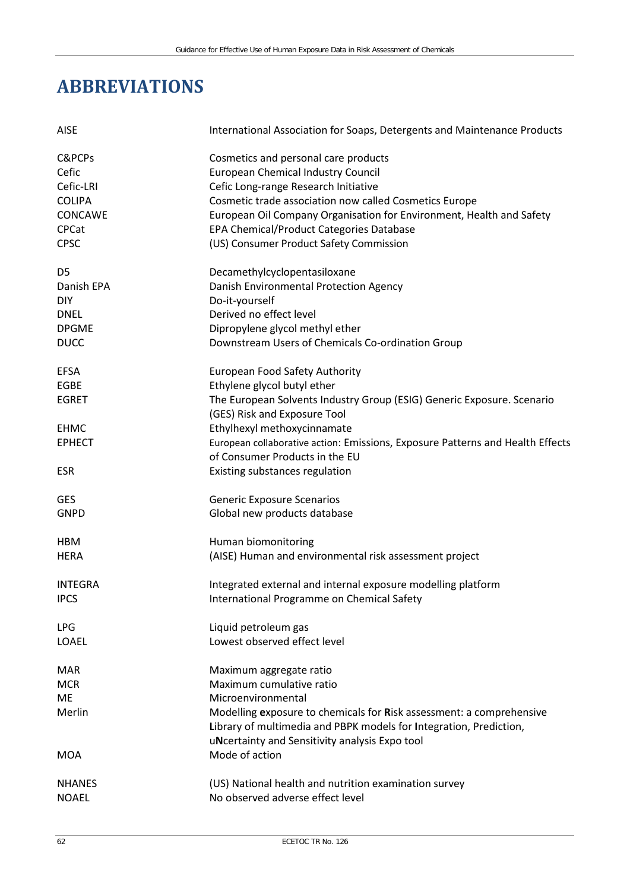# ABBREVIATIONS

| | |
|---|---|
| AISE | International Association for Soaps, Detergents and Maintenance Products |
| C&PCPs | Cosmetics and personal care products |
| Cefic | European Chemical Industry Council |
| Cefic-LRI | Cefic Long-range Research Initiative |
| COLIPA | Cosmetic trade association now called Cosmetics Europe |
| CONCAWE | European Oil Company Organisation for Environment, Health and Safety |
| CPCat | EPA Chemical/Product Categories Database |
| CPSC | (US) Consumer Product Safety Commission |
| D5 | Decamethylcyclopentasiloxane |
| Danish EPA | Danish Environmental Protection Agency |
| DIY | Do-it-yourself |
| DNEL | Derived no effect level |
| DPGME | Dipropylene glycol methyl ether |
| DUCC | Downstream Users of Chemicals Co-ordination Group |
| EFSA | European Food Safety Authority |
| EGBE | Ethylene glycol butyl ether |
| EGRET | The European Solvents Industry Group (ESIG) Generic Exposure. Scenario (GES) Risk and Exposure Tool |
| EHMC | Ethylhexyl methoxycinnamate |
| EPHECT | European collaborative action: Emissions, Exposure Patterns and Health Effects of Consumer Products in the EU |
| ESR | Existing substances regulation |
| GES | Generic Exposure Scenarios |
| GNPD | Global new products database |
| HBM | Human biomonitoring |
| HERA | (AISE) Human and environmental risk assessment project |
| INTEGRA | Integrated external and internal exposure modelling platform |
| IPCS | International Programme on Chemical Safety |
| LPG | Liquid petroleum gas |
| LOAEL | Lowest observed effect level |
| MAR | Maximum aggregate ratio |
| MCR | Maximum cumulative ratio |
| ME | Microenvironmental |
| Merlin | Modelling **e**xposure to chemicals for **R**isk assessment: a comprehensive **L**ibrary of multimedia and PBPK models for **I**ntegration, Prediction, u**N**certainty and Sensitivity analysis Expo tool |
| MOA | Mode of action |
| NHANES | (US) National health and nutrition examination survey |
| NOAEL | No observed adverse effect level |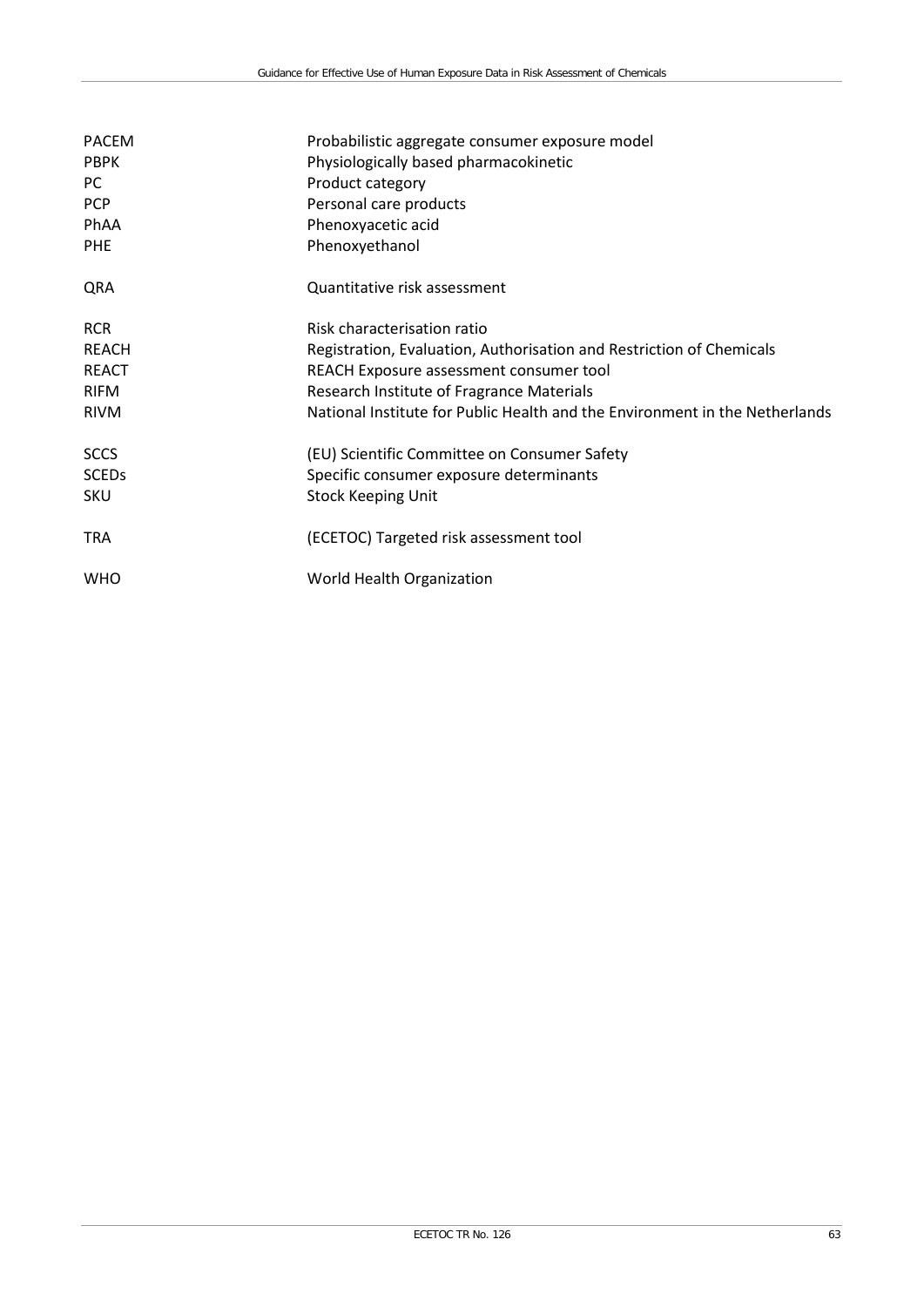| | |
|---|---|
| PACEM | Probabilistic aggregate consumer exposure model |
| PBPK | Physiologically based pharmacokinetic |
| PC | Product category |
| PCP | Personal care products |
| PhAA | Phenoxyacetic acid |
| PHE | Phenoxyethanol |
| QRA | Quantitative risk assessment |
| RCR | Risk characterisation ratio |
| REACH | Registration, Evaluation, Authorisation and Restriction of Chemicals |
| REACT | REACH Exposure assessment consumer tool |
| RIFM | Research Institute of Fragrance Materials |
| RIVM | National Institute for Public Health and the Environment in the Netherlands |
| SCCS | (EU) Scientific Committee on Consumer Safety |
| SCEDs | Specific consumer exposure determinants |
| SKU | Stock Keeping Unit |
| TRA | (ECETOC) Targeted risk assessment tool |
| WHO | World Health Organization |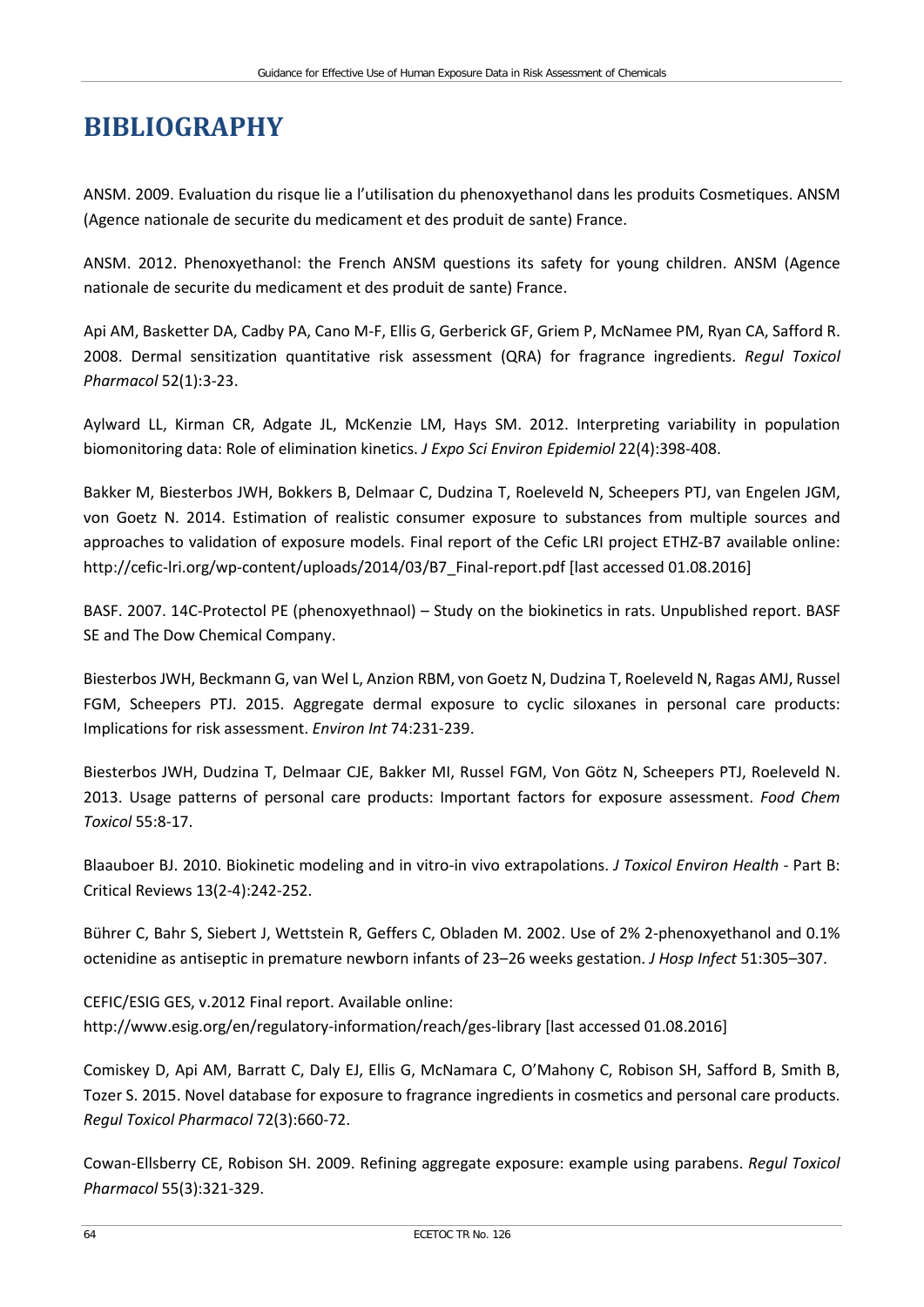# BIBLIOGRAPHY

ANSM. 2009. Evaluation du risque lie a l'utilisation du phenoxyethanol dans les produits Cosmetiques. ANSM (Agence nationale de securite du medicament et des produit de sante) France.

ANSM. 2012. Phenoxyethanol: the French ANSM questions its safety for young children. ANSM (Agence nationale de securite du medicament et des produit de sante) France.

Api AM, Basketter DA, Cadby PA, Cano M-F, Ellis G, Gerberick GF, Griem P, McNamee PM, Ryan CA, Safford R. 2008. Dermal sensitization quantitative risk assessment (QRA) for fragrance ingredients. *Regul Toxicol Pharmacol* 52(1):3-23.

Aylward LL, Kirman CR, Adgate JL, McKenzie LM, Hays SM. 2012. Interpreting variability in population biomonitoring data: Role of elimination kinetics. *J Expo Sci Environ Epidemiol* 22(4):398-408.

Bakker M, Biesterbos JWH, Bokkers B, Delmaar C, Dudzina T, Roeleveld N, Scheepers PTJ, van Engelen JGM, von Goetz N. 2014. Estimation of realistic consumer exposure to substances from multiple sources and approaches to validation of exposure models. Final report of the Cefic LRI project ETHZ-B7 available online: http://cefic-lri.org/wp-content/uploads/2014/03/B7_Final-report.pdf [last accessed 01.08.2016]

BASF. 2007. 14C-Protectol PE (phenoxyethnaol) – Study on the biokinetics in rats. Unpublished report. BASF SE and The Dow Chemical Company.

Biesterbos JWH, Beckmann G, van Wel L, Anzion RBM, von Goetz N, Dudzina T, Roeleveld N, Ragas AMJ, Russel FGM, Scheepers PTJ. 2015. Aggregate dermal exposure to cyclic siloxanes in personal care products: Implications for risk assessment. *Environ Int* 74:231-239.

Biesterbos JWH, Dudzina T, Delmaar CJE, Bakker MI, Russel FGM, Von Götz N, Scheepers PTJ, Roeleveld N. 2013. Usage patterns of personal care products: Important factors for exposure assessment. *Food Chem Toxicol* 55:8-17.

Blaauboer BJ. 2010. Biokinetic modeling and in vitro-in vivo extrapolations. *J Toxicol Environ Health* - Part B: Critical Reviews 13(2-4):242-252.

Bührer C, Bahr S, Siebert J, Wettstein R, Geffers C, Obladen M. 2002. Use of 2% 2-phenoxyethanol and 0.1% octenidine as antiseptic in premature newborn infants of 23–26 weeks gestation. *J Hosp Infect* 51:305–307.

CEFIC/ESIG GES, v.2012 Final report. Available online:
http://www.esig.org/en/regulatory-information/reach/ges-library [last accessed 01.08.2016]

Comiskey D, Api AM, Barratt C, Daly EJ, Ellis G, McNamara C, O'Mahony C, Robison SH, Safford B, Smith B, Tozer S. 2015. Novel database for exposure to fragrance ingredients in cosmetics and personal care products. *Regul Toxicol Pharmacol* 72(3):660-72.

Cowan-Ellsberry CE, Robison SH. 2009. Refining aggregate exposure: example using parabens. *Regul Toxicol Pharmacol* 55(3):321-329.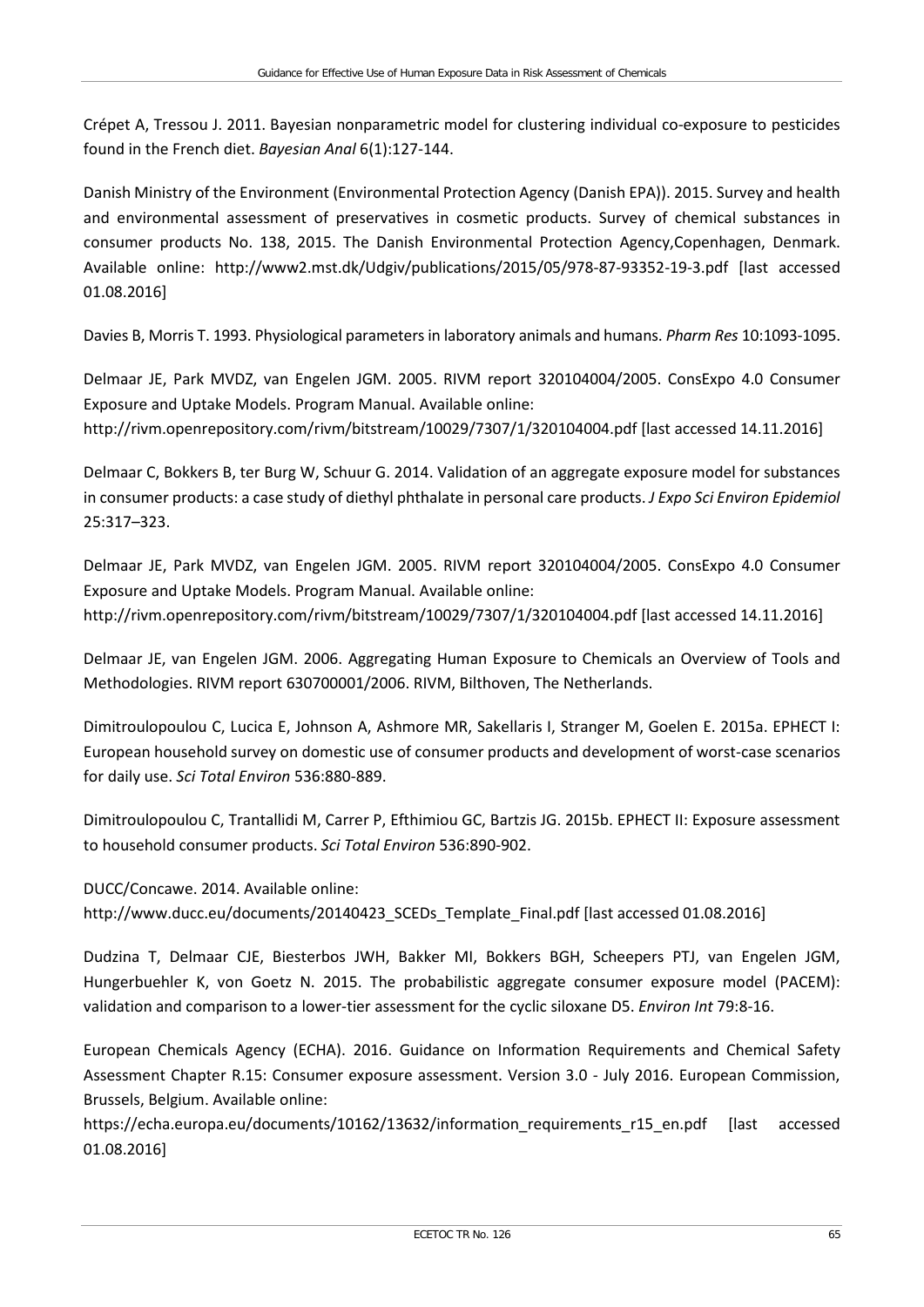Crépet A, Tressou J. 2011. Bayesian nonparametric model for clustering individual co-exposure to pesticides found in the French diet. *Bayesian Anal* 6(1):127-144.

Danish Ministry of the Environment (Environmental Protection Agency (Danish EPA)). 2015. Survey and health and environmental assessment of preservatives in cosmetic products. Survey of chemical substances in consumer products No. 138, 2015. The Danish Environmental Protection Agency,Copenhagen, Denmark. Available online: http://www2.mst.dk/Udgiv/publications/2015/05/978-87-93352-19-3.pdf [last accessed 01.08.2016]

Davies B, Morris T. 1993. Physiological parameters in laboratory animals and humans. *Pharm Res* 10:1093-1095.

Delmaar JE, Park MVDZ, van Engelen JGM. 2005. RIVM report 320104004/2005. ConsExpo 4.0 Consumer Exposure and Uptake Models. Program Manual. Available online: http://rivm.openrepository.com/rivm/bitstream/10029/7307/1/320104004.pdf [last accessed 14.11.2016]

Delmaar C, Bokkers B, ter Burg W, Schuur G. 2014. Validation of an aggregate exposure model for substances in consumer products: a case study of diethyl phthalate in personal care products. *J Expo Sci Environ Epidemiol* 25:317–323.

Delmaar JE, Park MVDZ, van Engelen JGM. 2005. RIVM report 320104004/2005. ConsExpo 4.0 Consumer Exposure and Uptake Models. Program Manual. Available online: http://rivm.openrepository.com/rivm/bitstream/10029/7307/1/320104004.pdf [last accessed 14.11.2016]

Delmaar JE, van Engelen JGM. 2006. Aggregating Human Exposure to Chemicals an Overview of Tools and Methodologies. RIVM report 630700001/2006. RIVM, Bilthoven, The Netherlands.

Dimitroulopoulou C, Lucica E, Johnson A, Ashmore MR, Sakellaris I, Stranger M, Goelen E. 2015a. EPHECT I: European household survey on domestic use of consumer products and development of worst-case scenarios for daily use. *Sci Total Environ* 536:880-889.

Dimitroulopoulou C, Trantallidi M, Carrer P, Efthimiou GC, Bartzis JG. 2015b. EPHECT II: Exposure assessment to household consumer products. *Sci Total Environ* 536:890-902.

DUCC/Concawe. 2014. Available online: http://www.ducc.eu/documents/20140423_SCEDs_Template_Final.pdf [last accessed 01.08.2016]

Dudzina T, Delmaar CJE, Biesterbos JWH, Bakker MI, Bokkers BGH, Scheepers PTJ, van Engelen JGM, Hungerbuehler K, von Goetz N. 2015. The probabilistic aggregate consumer exposure model (PACEM): validation and comparison to a lower-tier assessment for the cyclic siloxane D5. *Environ Int* 79:8-16.

European Chemicals Agency (ECHA). 2016. Guidance on Information Requirements and Chemical Safety Assessment Chapter R.15: Consumer exposure assessment. Version 3.0 - July 2016. European Commission, Brussels, Belgium. Available online: https://echa.europa.eu/documents/10162/13632/information_requirements_r15_en.pdf [last accessed 01.08.2016]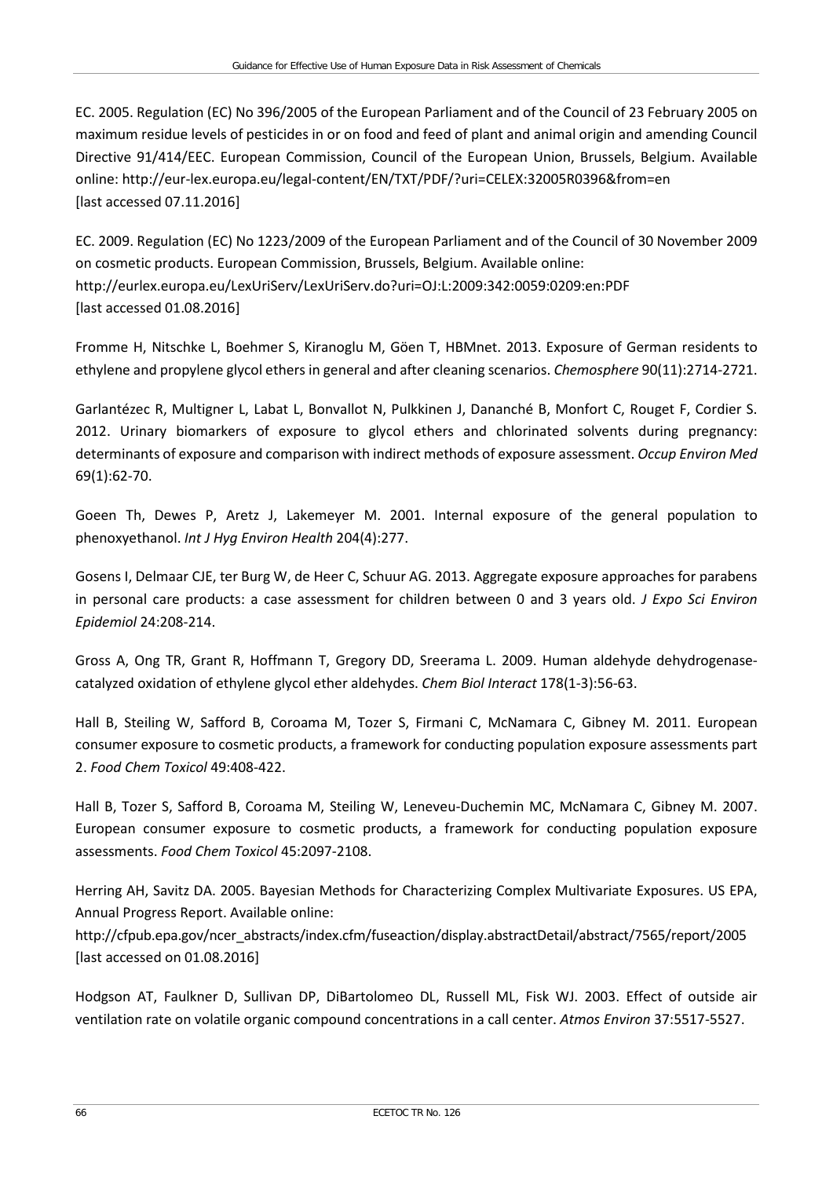EC. 2005. Regulation (EC) No 396/2005 of the European Parliament and of the Council of 23 February 2005 on maximum residue levels of pesticides in or on food and feed of plant and animal origin and amending Council Directive 91/414/EEC. European Commission, Council of the European Union, Brussels, Belgium. Available online: http://eur-lex.europa.eu/legal-content/EN/TXT/PDF/?uri=CELEX:32005R0396&from=en [last accessed 07.11.2016]

EC. 2009. Regulation (EC) No 1223/2009 of the European Parliament and of the Council of 30 November 2009 on cosmetic products. European Commission, Brussels, Belgium. Available online: http://eurlex.europa.eu/LexUriServ/LexUriServ.do?uri=OJ:L:2009:342:0059:0209:en:PDF [last accessed 01.08.2016]

Fromme H, Nitschke L, Boehmer S, Kiranoglu M, Göen T, HBMnet. 2013. Exposure of German residents to ethylene and propylene glycol ethers in general and after cleaning scenarios. *Chemosphere* 90(11):2714-2721.

Garlantézec R, Multigner L, Labat L, Bonvallot N, Pulkkinen J, Dananché B, Monfort C, Rouget F, Cordier S. 2012. Urinary biomarkers of exposure to glycol ethers and chlorinated solvents during pregnancy: determinants of exposure and comparison with indirect methods of exposure assessment. *Occup Environ Med* 69(1):62-70.

Goeen Th, Dewes P, Aretz J, Lakemeyer M. 2001. Internal exposure of the general population to phenoxyethanol. *Int J Hyg Environ Health* 204(4):277.

Gosens I, Delmaar CJE, ter Burg W, de Heer C, Schuur AG. 2013. Aggregate exposure approaches for parabens in personal care products: a case assessment for children between 0 and 3 years old. *J Expo Sci Environ Epidemiol* 24:208-214.

Gross A, Ong TR, Grant R, Hoffmann T, Gregory DD, Sreerama L. 2009. Human aldehyde dehydrogenase-catalyzed oxidation of ethylene glycol ether aldehydes. *Chem Biol Interact* 178(1-3):56-63.

Hall B, Steiling W, Safford B, Coroama M, Tozer S, Firmani C, McNamara C, Gibney M. 2011. European consumer exposure to cosmetic products, a framework for conducting population exposure assessments part 2. *Food Chem Toxicol* 49:408-422.

Hall B, Tozer S, Safford B, Coroama M, Steiling W, Leneveu-Duchemin MC, McNamara C, Gibney M. 2007. European consumer exposure to cosmetic products, a framework for conducting population exposure assessments. *Food Chem Toxicol* 45:2097-2108.

Herring AH, Savitz DA. 2005. Bayesian Methods for Characterizing Complex Multivariate Exposures. US EPA, Annual Progress Report. Available online: http://cfpub.epa.gov/ncer_abstracts/index.cfm/fuseaction/display.abstractDetail/abstract/7565/report/2005 [last accessed on 01.08.2016]

Hodgson AT, Faulkner D, Sullivan DP, DiBartolomeo DL, Russell ML, Fisk WJ. 2003. Effect of outside air ventilation rate on volatile organic compound concentrations in a call center. *Atmos Environ* 37:5517-5527.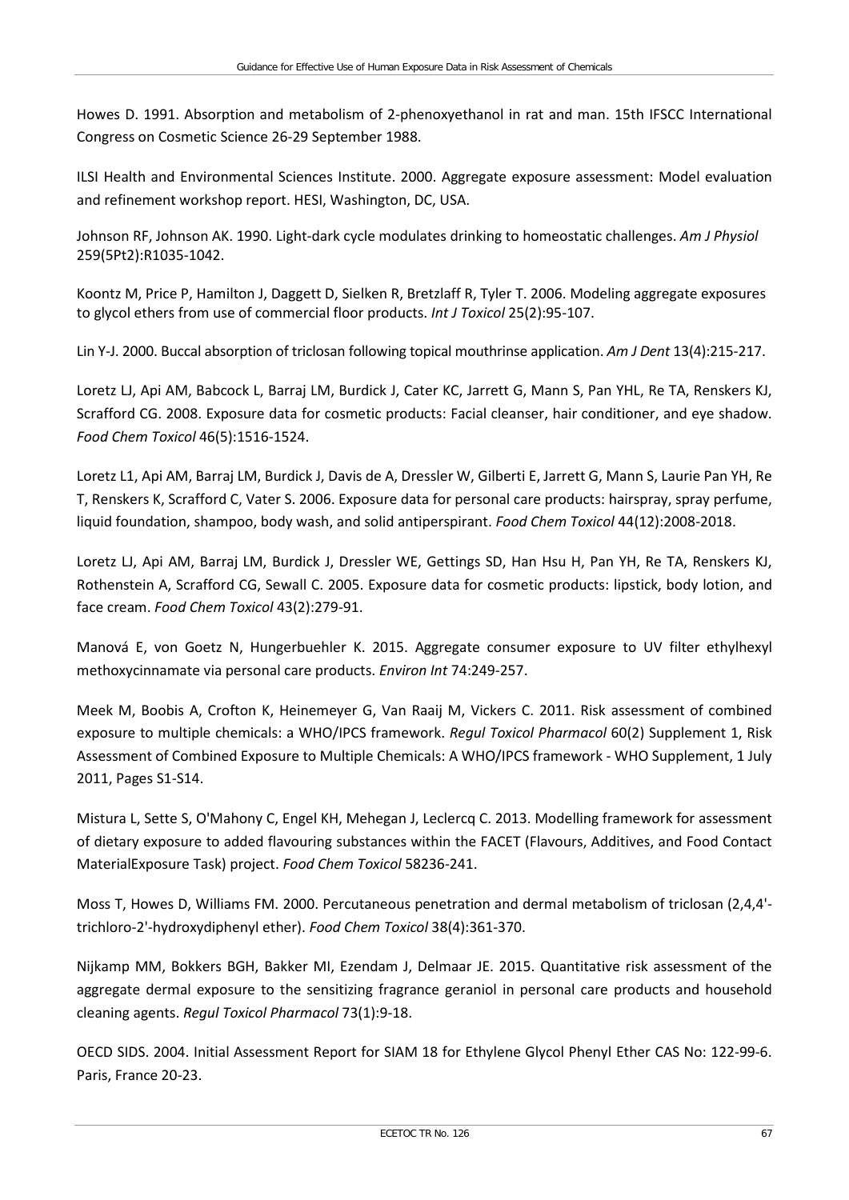Howes D. 1991. Absorption and metabolism of 2-phenoxyethanol in rat and man. 15th IFSCC International Congress on Cosmetic Science 26-29 September 1988.

ILSI Health and Environmental Sciences Institute. 2000. Aggregate exposure assessment: Model evaluation and refinement workshop report. HESI, Washington, DC, USA.

Johnson RF, Johnson AK. 1990. Light-dark cycle modulates drinking to homeostatic challenges. *Am J Physiol* 259(5Pt2):R1035-1042.

Koontz M, Price P, Hamilton J, Daggett D, Sielken R, Bretzlaff R, Tyler T. 2006. Modeling aggregate exposures to glycol ethers from use of commercial floor products. *Int J Toxicol* 25(2):95-107.

Lin Y-J. 2000. Buccal absorption of triclosan following topical mouthrinse application. *Am J Dent* 13(4):215-217.

Loretz LJ, Api AM, Babcock L, Barraj LM, Burdick J, Cater KC, Jarrett G, Mann S, Pan YHL, Re TA, Renskers KJ, Scrafford CG. 2008. Exposure data for cosmetic products: Facial cleanser, hair conditioner, and eye shadow. *Food Chem Toxicol* 46(5):1516-1524.

Loretz L1, Api AM, Barraj LM, Burdick J, Davis de A, Dressler W, Gilberti E, Jarrett G, Mann S, Laurie Pan YH, Re T, Renskers K, Scrafford C, Vater S. 2006. Exposure data for personal care products: hairspray, spray perfume, liquid foundation, shampoo, body wash, and solid antiperspirant. *Food Chem Toxicol* 44(12):2008-2018.

Loretz LJ, Api AM, Barraj LM, Burdick J, Dressler WE, Gettings SD, Han Hsu H, Pan YH, Re TA, Renskers KJ, Rothenstein A, Scrafford CG, Sewall C. 2005. Exposure data for cosmetic products: lipstick, body lotion, and face cream. *Food Chem Toxicol* 43(2):279-91.

Manová E, von Goetz N, Hungerbuehler K. 2015. Aggregate consumer exposure to UV filter ethylhexyl methoxycinnamate via personal care products. *Environ Int* 74:249-257.

Meek M, Boobis A, Crofton K, Heinemeyer G, Van Raaij M, Vickers C. 2011. Risk assessment of combined exposure to multiple chemicals: a WHO/IPCS framework. *Regul Toxicol Pharmacol* 60(2) Supplement 1, Risk Assessment of Combined Exposure to Multiple Chemicals: A WHO/IPCS framework - WHO Supplement, 1 July 2011, Pages S1-S14.

Mistura L, Sette S, O'Mahony C, Engel KH, Mehegan J, Leclercq C. 2013. Modelling framework for assessment of dietary exposure to added flavouring substances within the FACET (Flavours, Additives, and Food Contact MaterialExposure Task) project. *Food Chem Toxicol* 58236-241.

Moss T, Howes D, Williams FM. 2000. Percutaneous penetration and dermal metabolism of triclosan (2,4,4'-trichloro-2'-hydroxydiphenyl ether). *Food Chem Toxicol* 38(4):361-370.

Nijkamp MM, Bokkers BGH, Bakker MI, Ezendam J, Delmaar JE. 2015. Quantitative risk assessment of the aggregate dermal exposure to the sensitizing fragrance geraniol in personal care products and household cleaning agents. *Regul Toxicol Pharmacol* 73(1):9-18.

OECD SIDS. 2004. Initial Assessment Report for SIAM 18 for Ethylene Glycol Phenyl Ether CAS No: 122-99-6. Paris, France 20-23.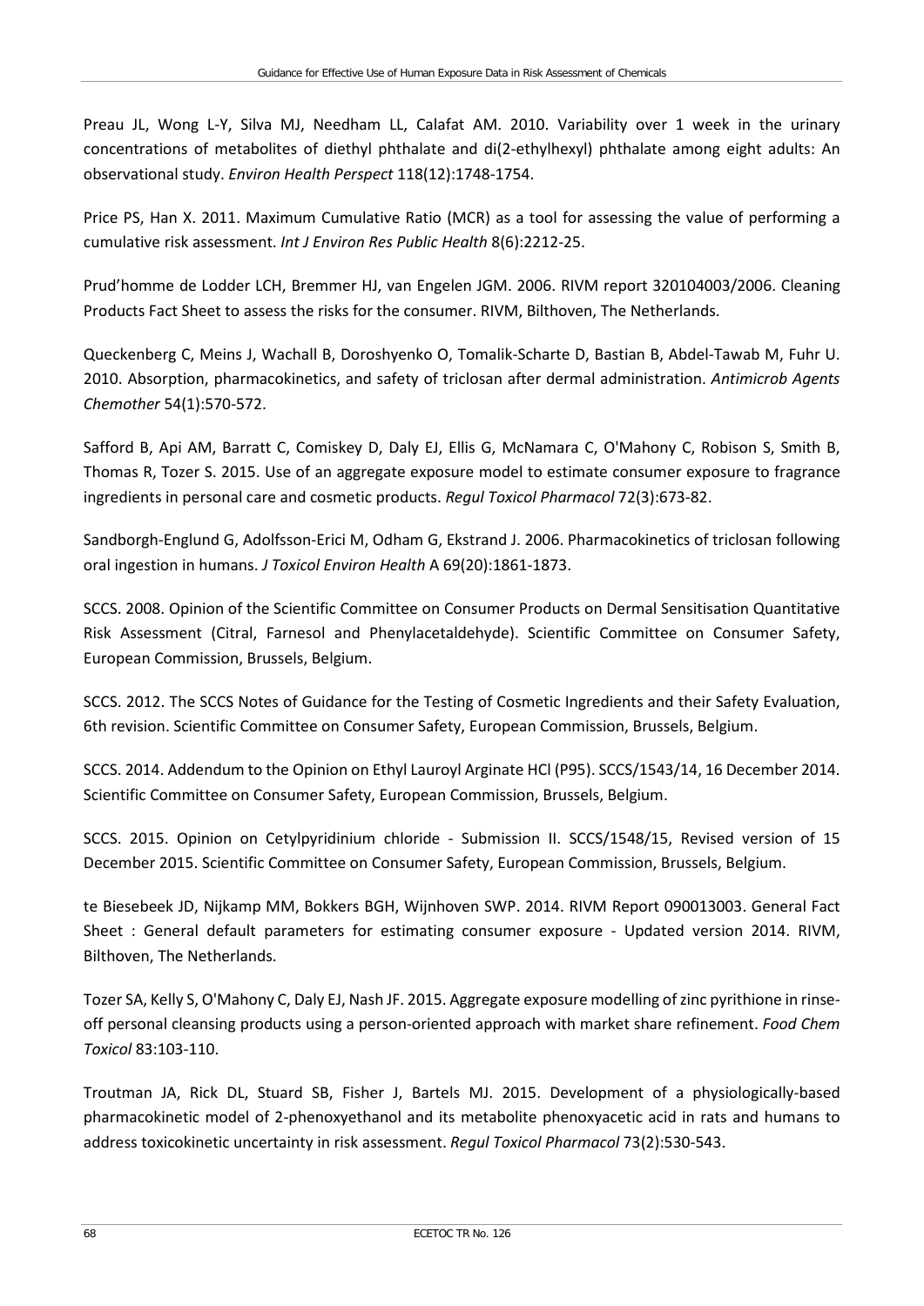Preau JL, Wong L-Y, Silva MJ, Needham LL, Calafat AM. 2010. Variability over 1 week in the urinary concentrations of metabolites of diethyl phthalate and di(2-ethylhexyl) phthalate among eight adults: An observational study. *Environ Health Perspect* 118(12):1748-1754.

Price PS, Han X. 2011. Maximum Cumulative Ratio (MCR) as a tool for assessing the value of performing a cumulative risk assessment. *Int J Environ Res Public Health* 8(6):2212-25.

Prud'homme de Lodder LCH, Bremmer HJ, van Engelen JGM. 2006. RIVM report 320104003/2006. Cleaning Products Fact Sheet to assess the risks for the consumer. RIVM, Bilthoven, The Netherlands.

Queckenberg C, Meins J, Wachall B, Doroshyenko O, Tomalik-Scharte D, Bastian B, Abdel-Tawab M, Fuhr U. 2010. Absorption, pharmacokinetics, and safety of triclosan after dermal administration. *Antimicrob Agents Chemother* 54(1):570-572.

Safford B, Api AM, Barratt C, Comiskey D, Daly EJ, Ellis G, McNamara C, O'Mahony C, Robison S, Smith B, Thomas R, Tozer S. 2015. Use of an aggregate exposure model to estimate consumer exposure to fragrance ingredients in personal care and cosmetic products. *Regul Toxicol Pharmacol* 72(3):673-82.

Sandborgh-Englund G, Adolfsson-Erici M, Odham G, Ekstrand J. 2006. Pharmacokinetics of triclosan following oral ingestion in humans. *J Toxicol Environ Health* A 69(20):1861-1873.

SCCS. 2008. Opinion of the Scientific Committee on Consumer Products on Dermal Sensitisation Quantitative Risk Assessment (Citral, Farnesol and Phenylacetaldehyde). Scientific Committee on Consumer Safety, European Commission, Brussels, Belgium.

SCCS. 2012. The SCCS Notes of Guidance for the Testing of Cosmetic Ingredients and their Safety Evaluation, 6th revision. Scientific Committee on Consumer Safety, European Commission, Brussels, Belgium.

SCCS. 2014. Addendum to the Opinion on Ethyl Lauroyl Arginate HCl (P95). SCCS/1543/14, 16 December 2014. Scientific Committee on Consumer Safety, European Commission, Brussels, Belgium.

SCCS. 2015. Opinion on Cetylpyridinium chloride - Submission II. SCCS/1548/15, Revised version of 15 December 2015. Scientific Committee on Consumer Safety, European Commission, Brussels, Belgium.

te Biesebeek JD, Nijkamp MM, Bokkers BGH, Wijnhoven SWP. 2014. RIVM Report 090013003. General Fact Sheet : General default parameters for estimating consumer exposure - Updated version 2014. RIVM, Bilthoven, The Netherlands.

Tozer SA, Kelly S, O'Mahony C, Daly EJ, Nash JF. 2015. Aggregate exposure modelling of zinc pyrithione in rinse-off personal cleansing products using a person-oriented approach with market share refinement. *Food Chem Toxicol* 83:103-110.

Troutman JA, Rick DL, Stuard SB, Fisher J, Bartels MJ. 2015. Development of a physiologically-based pharmacokinetic model of 2-phenoxyethanol and its metabolite phenoxyacetic acid in rats and humans to address toxicokinetic uncertainty in risk assessment. *Regul Toxicol Pharmacol* 73(2):530-543.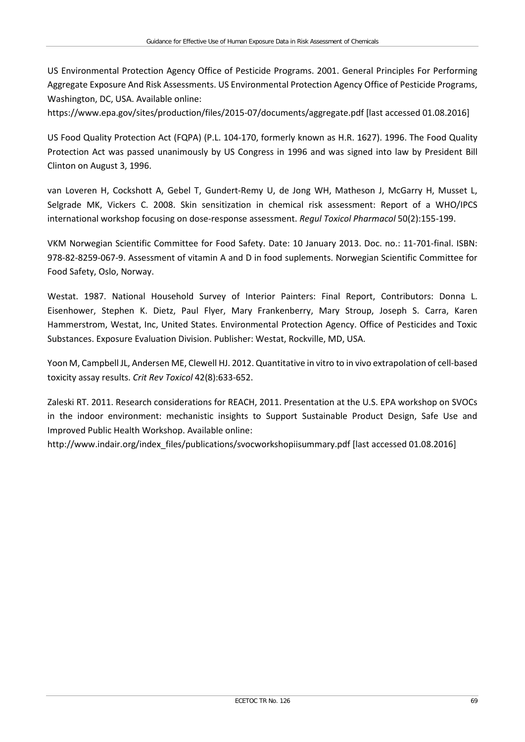US Environmental Protection Agency Office of Pesticide Programs. 2001. General Principles For Performing Aggregate Exposure And Risk Assessments. US Environmental Protection Agency Office of Pesticide Programs, Washington, DC, USA. Available online:
https://www.epa.gov/sites/production/files/2015-07/documents/aggregate.pdf [last accessed 01.08.2016]

US Food Quality Protection Act (FQPA) (P.L. 104-170, formerly known as H.R. 1627). 1996. The Food Quality Protection Act was passed unanimously by US Congress in 1996 and was signed into law by President Bill Clinton on August 3, 1996.

van Loveren H, Cockshott A, Gebel T, Gundert-Remy U, de Jong WH, Matheson J, McGarry H, Musset L, Selgrade MK, Vickers C. 2008. Skin sensitization in chemical risk assessment: Report of a WHO/IPCS international workshop focusing on dose-response assessment. *Regul Toxicol Pharmacol* 50(2):155-199.

VKM Norwegian Scientific Committee for Food Safety. Date: 10 January 2013. Doc. no.: 11-701-final. ISBN: 978-82-8259-067-9. Assessment of vitamin A and D in food suplements. Norwegian Scientific Committee for Food Safety, Oslo, Norway.

Westat. 1987. National Household Survey of Interior Painters: Final Report, Contributors: Donna L. Eisenhower, Stephen K. Dietz, Paul Flyer, Mary Frankenberry, Mary Stroup, Joseph S. Carra, Karen Hammerstrom, Westat, Inc, United States. Environmental Protection Agency. Office of Pesticides and Toxic Substances. Exposure Evaluation Division. Publisher: Westat, Rockville, MD, USA.

Yoon M, Campbell JL, Andersen ME, Clewell HJ. 2012. Quantitative in vitro to in vivo extrapolation of cell-based toxicity assay results. *Crit Rev Toxicol* 42(8):633-652.

Zaleski RT. 2011. Research considerations for REACH, 2011. Presentation at the U.S. EPA workshop on SVOCs in the indoor environment: mechanistic insights to Support Sustainable Product Design, Safe Use and Improved Public Health Workshop. Available online:
http://www.indair.org/index_files/publications/svocworkshopiisummary.pdf [last accessed 01.08.2016]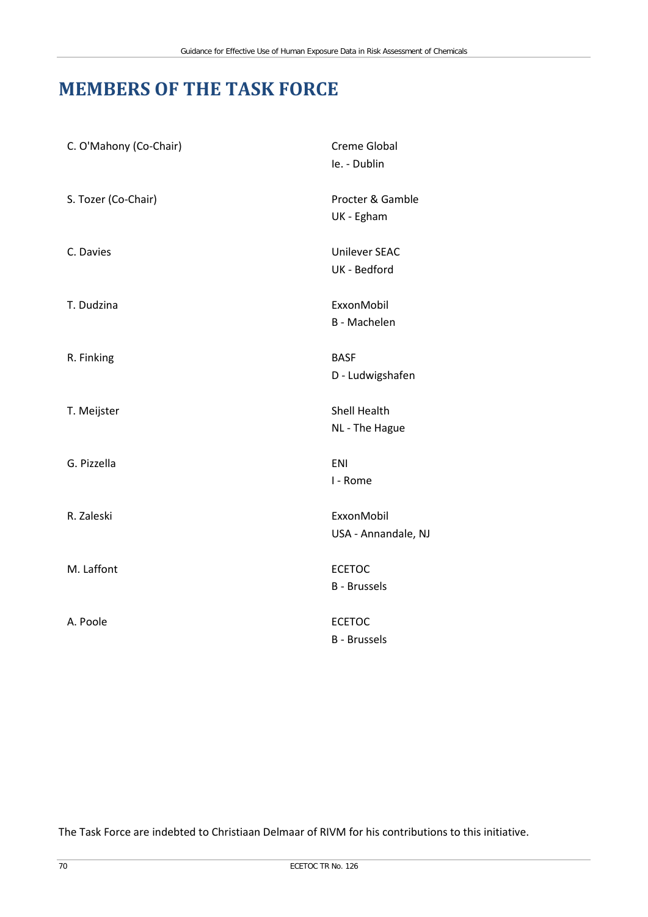# MEMBERS OF THE TASK FORCE

| | |
|---|---|
| C. O'Mahony (Co-Chair) | Creme Global<br>Ie. - Dublin |
| S. Tozer (Co-Chair) | Procter & Gamble<br>UK - Egham |
| C. Davies | Unilever SEAC<br>UK - Bedford |
| T. Dudzina | ExxonMobil<br>B - Machelen |
| R. Finking | BASF<br>D - Ludwigshafen |
| T. Meijster | Shell Health<br>NL - The Hague |
| G. Pizzella | ENI<br>I - Rome |
| R. Zaleski | ExxonMobil<br>USA - Annandale, NJ |
| M. Laffont | ECETOC<br>B - Brussels |
| A. Poole | ECETOC<br>B - Brussels |

The Task Force are indebted to Christiaan Delmaar of RIVM for his contributions to this initiative.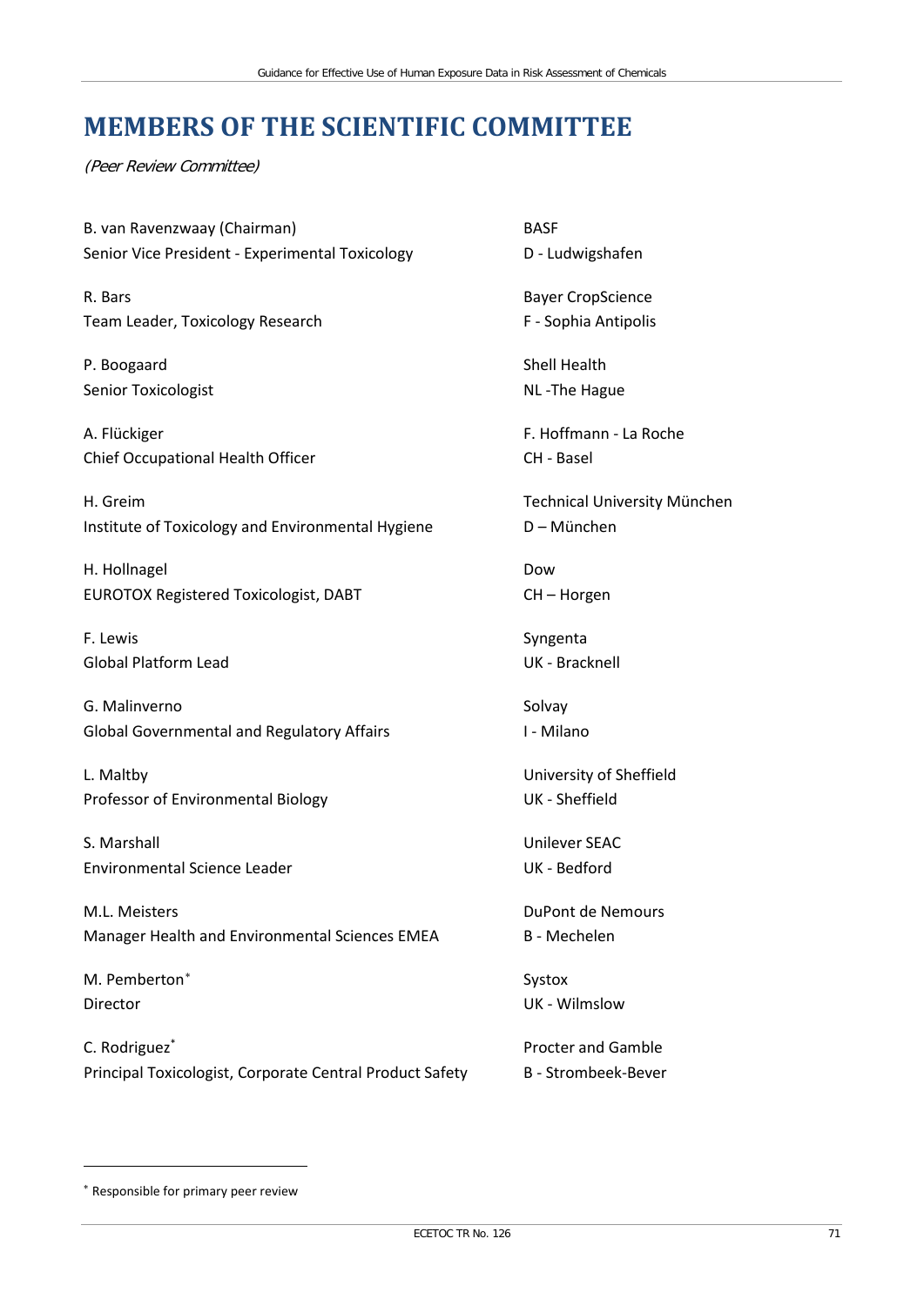# MEMBERS OF THE SCIENTIFIC COMMITTEE

*(Peer Review Committee)*

B. van Ravenzwaay (Chairman)
Senior Vice President - Experimental Toxicology
BASF
D - Ludwigshafen

R. Bars
Team Leader, Toxicology Research
Bayer CropScience
F - Sophia Antipolis

P. Boogaard
Senior Toxicologist
Shell Health
NL -The Hague

A. Flückiger
Chief Occupational Health Officer
F. Hoffmann - La Roche
CH - Basel

H. Greim
Institute of Toxicology and Environmental Hygiene
Technical University München
D – München

H. Hollnagel
EUROTOX Registered Toxicologist, DABT
Dow
CH – Horgen

F. Lewis
Global Platform Lead
Syngenta
UK - Bracknell

G. Malinverno
Global Governmental and Regulatory Affairs
Solvay
I - Milano

L. Maltby
Professor of Environmental Biology
University of Sheffield
UK - Sheffield

S. Marshall
Environmental Science Leader
Unilever SEAC
UK - Bedford

M.L. Meisters
Manager Health and Environmental Sciences EMEA
DuPont de Nemours
B - Mechelen

M. Pemberton*
Director
Systox
UK - Wilmslow

C. Rodriguez*
Principal Toxicologist, Corporate Central Product Safety
Procter and Gamble
B - Strombeek-Bever

---

* Responsible for primary peer review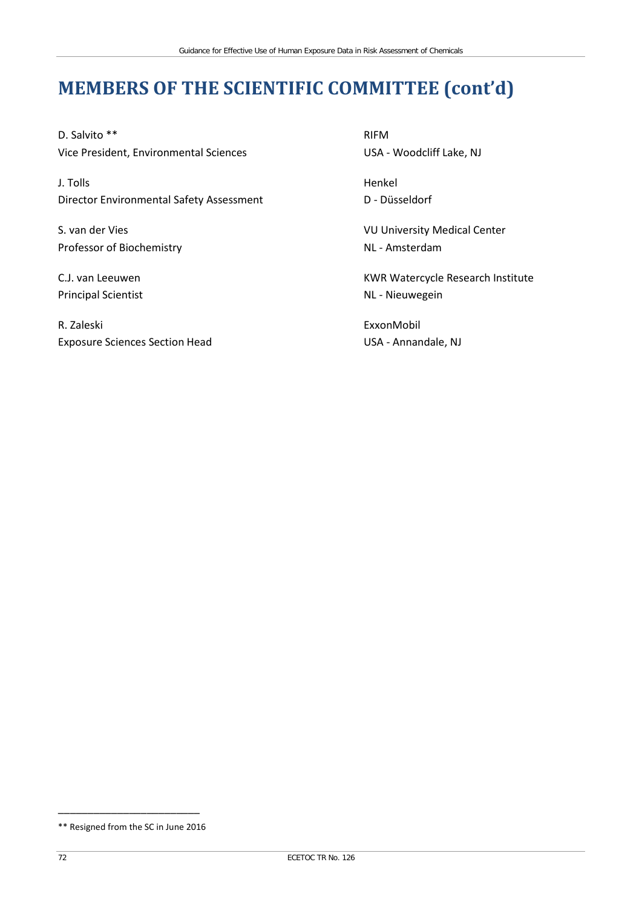# MEMBERS OF THE SCIENTIFIC COMMITTEE (cont'd)

D. Salvito **
Vice President, Environmental Sciences

RIFM
USA - Woodcliff Lake, NJ

J. Tolls
Director Environmental Safety Assessment

Henkel
D - Düsseldorf

S. van der Vies
Professor of Biochemistry

VU University Medical Center
NL - Amsterdam

C.J. van Leeuwen
Principal Scientist

KWR Watercycle Research Institute
NL - Nieuwegein

R. Zaleski
Exposure Sciences Section Head

ExxonMobil
USA - Annandale, NJ

---

** Resigned from the SC in June 2016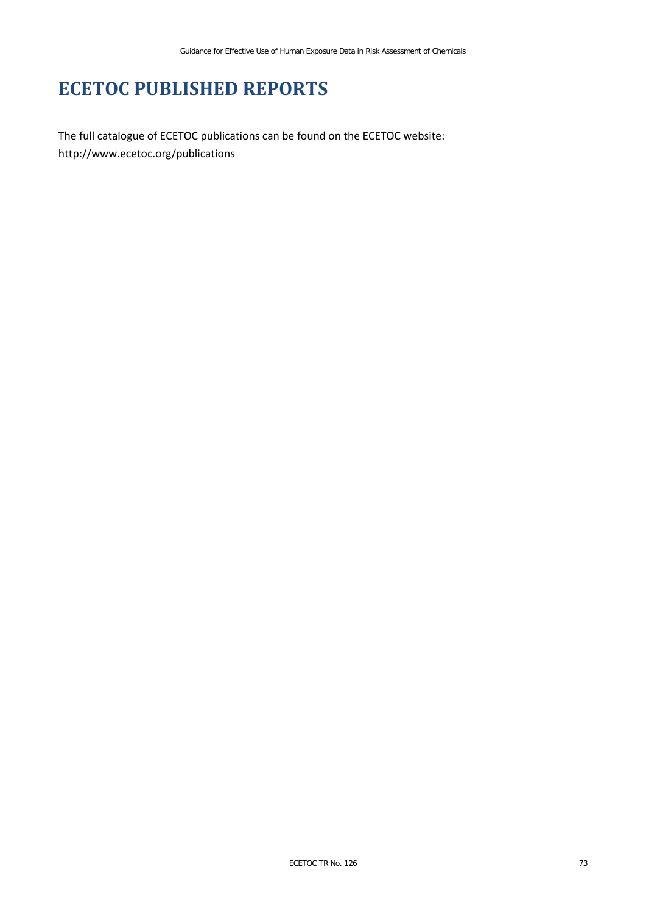# ECETOC PUBLISHED REPORTS

The full catalogue of ECETOC publications can be found on the ECETOC website: http://www.ecetoc.org/publications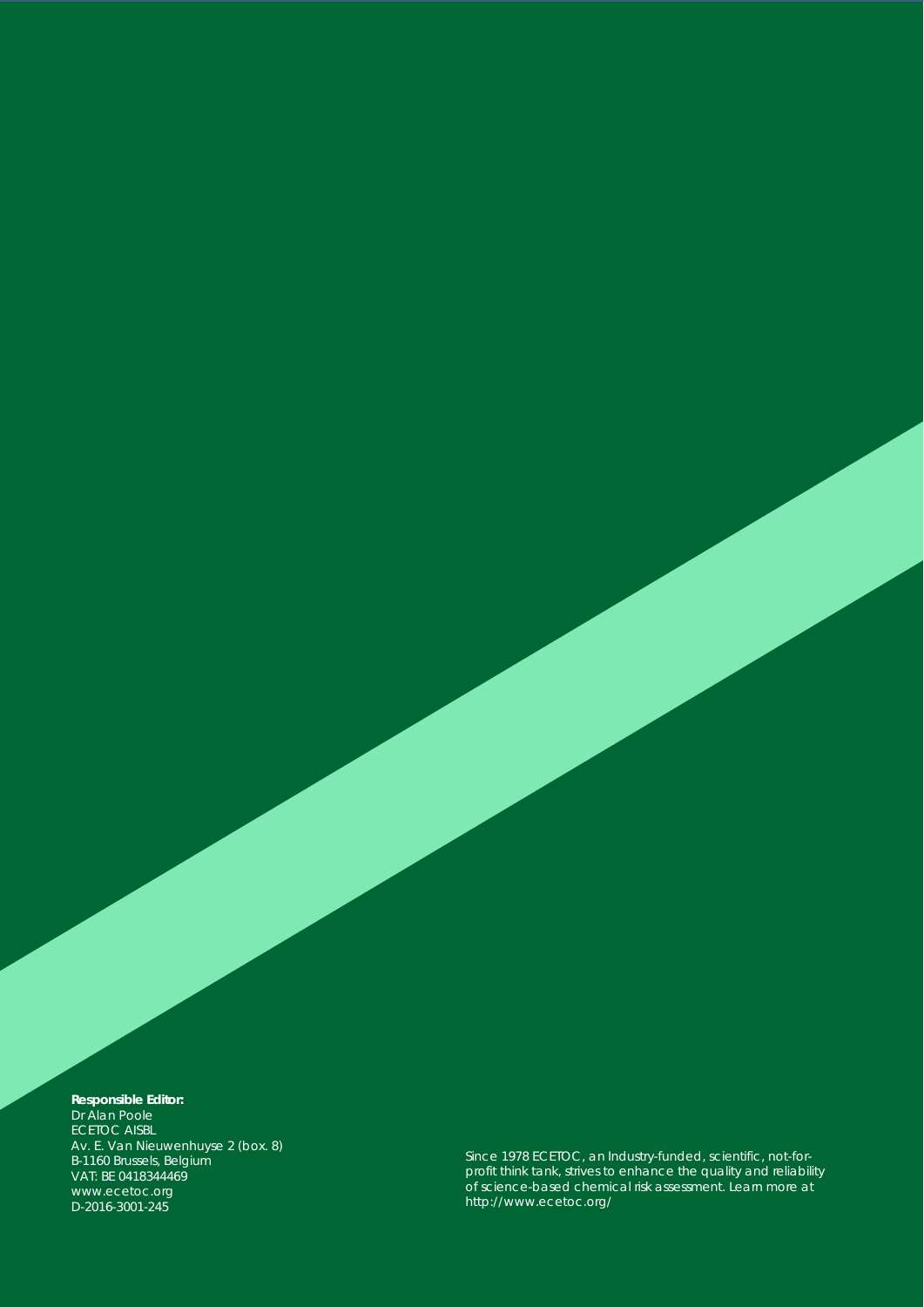**Responsible Editor:**
Dr Alan Poole
ECETOC AISBL
Av. E. Van Nieuwenhuyse 2 (box. 8)
B-1160 Brussels, Belgium
VAT: BE 0418344469
www.ecetoc.org
D-2016-3001-245

Since 1978 ECETOC, an Industry-funded, scientific, not-for-profit think tank, strives to enhance the quality and reliability of science-based chemical risk assessment. Learn more at http://www.ecetoc.org/